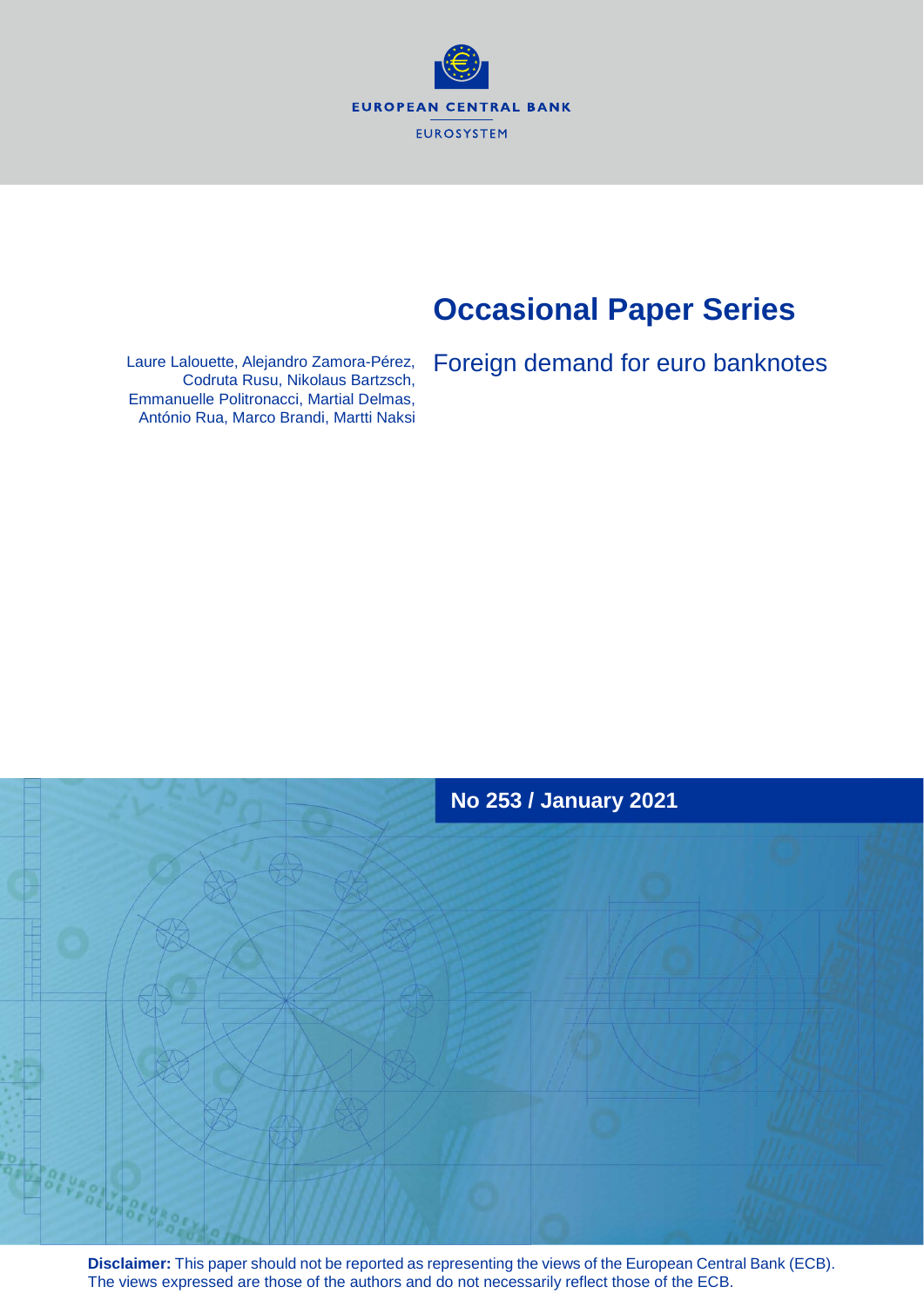EUROPEAN CENTRAL BANK

EUROSYSTEM

# Occasional Paper Series

Laure Lalouette, Alejandro Zamora-Pérez, Codruta Rusu, Nikolaus Bartzsch, Emmanuelle Politronacci, Martial Delmas, António Rua, Marco Brandi, Martti Naksi

## Foreign demand for euro banknotes

**No 253 / January 2021**

**Disclaimer:** This paper should not be reported as representing the views of the European Central Bank (ECB). The views expressed are those of the authors and do not necessarily reflect those of the ECB.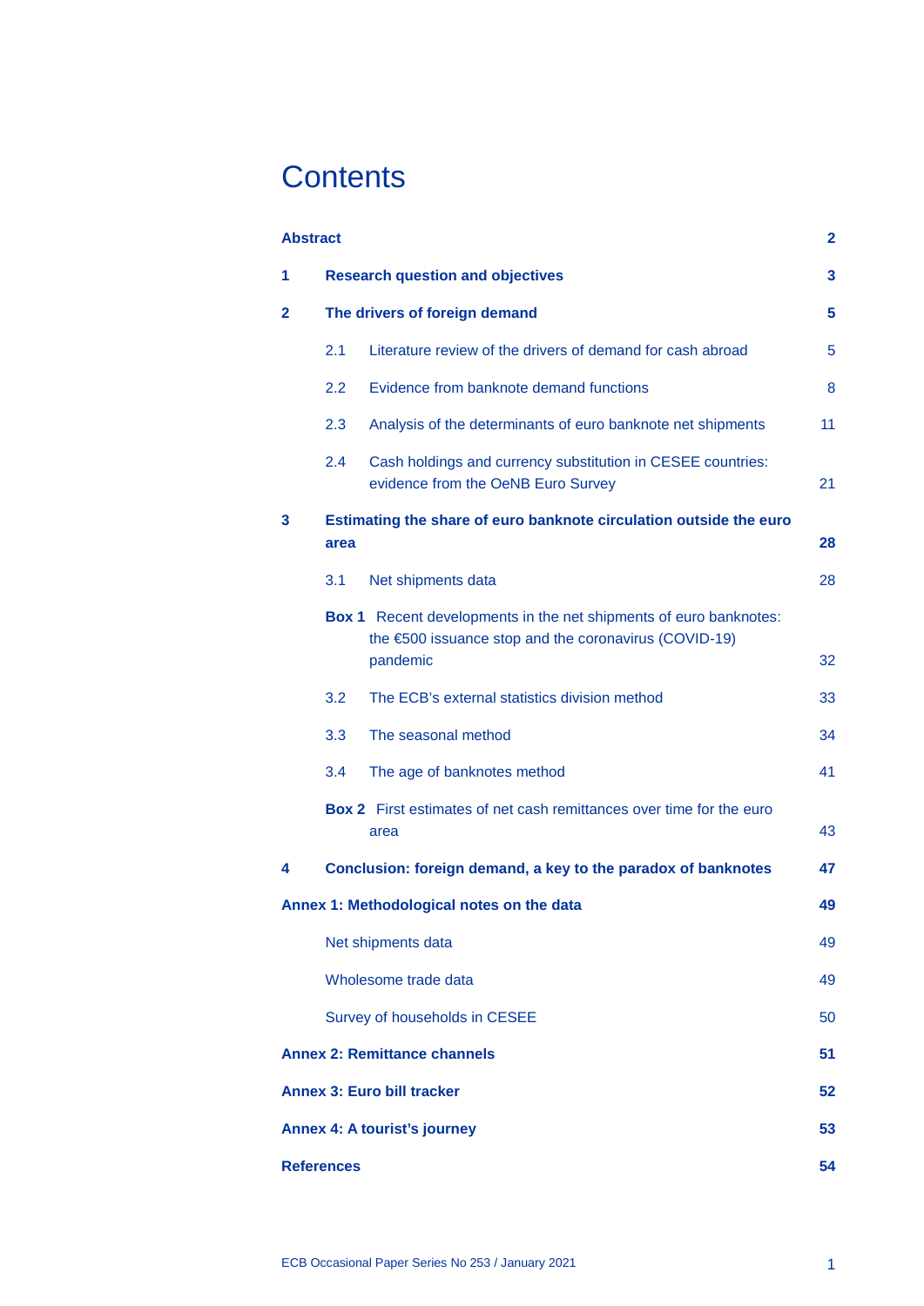# Contents

| | |
|---|---|
| **Abstract** | **2** |
| **1 Research question and objectives** | **3** |
| **2 The drivers of foreign demand** | **5** |
| 2.1 Literature review of the drivers of demand for cash abroad | 5 |
| 2.2 Evidence from banknote demand functions | 8 |
| 2.3 Analysis of the determinants of euro banknote net shipments | 11 |
| 2.4 Cash holdings and currency substitution in CESEE countries: evidence from the OeNB Euro Survey | 21 |
| **3 Estimating the share of euro banknote circulation outside the euro area** | **28** |
| 3.1 Net shipments data | 28 |
| **Box 1** Recent developments in the net shipments of euro banknotes: the €500 issuance stop and the coronavirus (COVID-19) pandemic | 32 |
| 3.2 The ECB's external statistics division method | 33 |
| 3.3 The seasonal method | 34 |
| 3.4 The age of banknotes method | 41 |
| **Box 2** First estimates of net cash remittances over time for the euro area | 43 |
| **4 Conclusion: foreign demand, a key to the paradox of banknotes** | **47** |
| **Annex 1: Methodological notes on the data** | **49** |
| Net shipments data | 49 |
| Wholesome trade data | 49 |
| Survey of households in CESEE | 50 |
| **Annex 2: Remittance channels** | **51** |
| **Annex 3: Euro bill tracker** | **52** |
| **Annex 4: A tourist's journey** | **53** |
| **References** | **54** |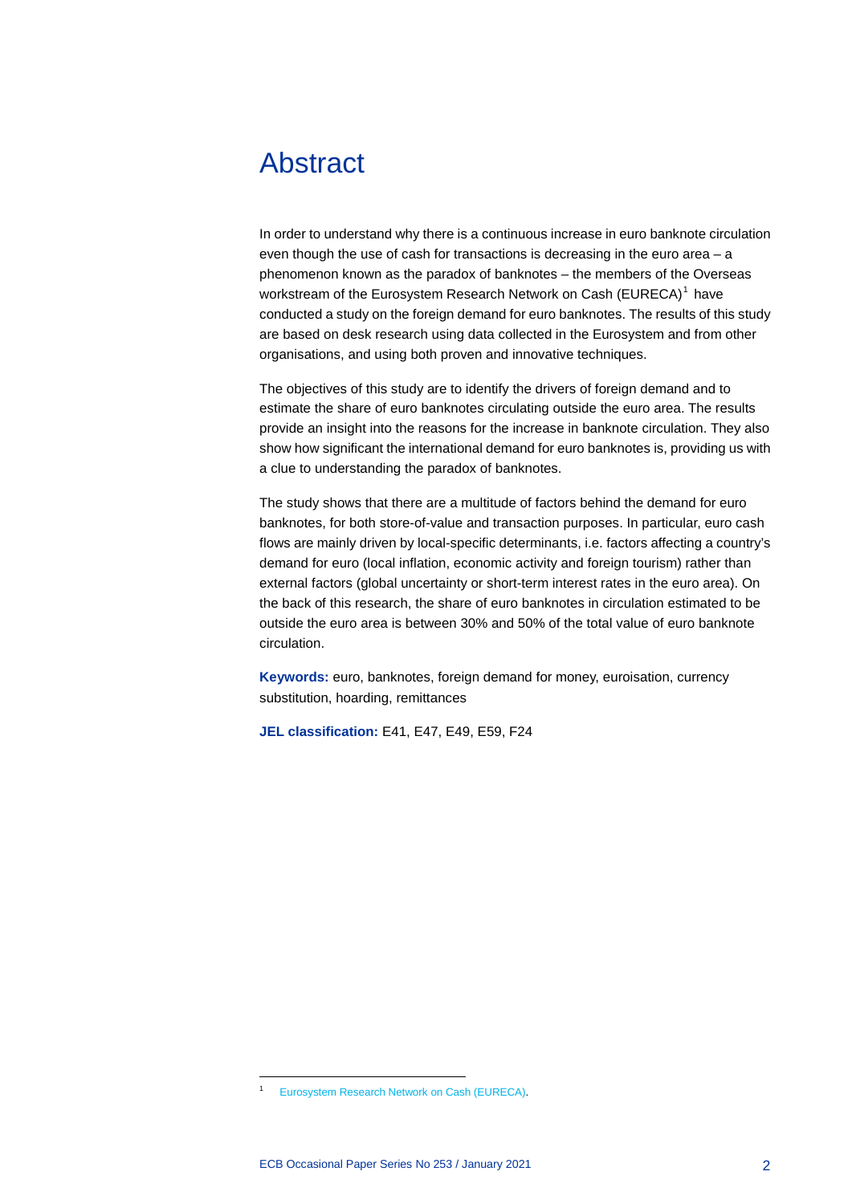# Abstract

In order to understand why there is a continuous increase in euro banknote circulation even though the use of cash for transactions is decreasing in the euro area – a phenomenon known as the paradox of banknotes – the members of the Overseas workstream of the Eurosystem Research Network on Cash (EURECA)[1] have conducted a study on the foreign demand for euro banknotes. The results of this study are based on desk research using data collected in the Eurosystem and from other organisations, and using both proven and innovative techniques.

The objectives of this study are to identify the drivers of foreign demand and to estimate the share of euro banknotes circulating outside the euro area. The results provide an insight into the reasons for the increase in banknote circulation. They also show how significant the international demand for euro banknotes is, providing us with a clue to understanding the paradox of banknotes.

The study shows that there are a multitude of factors behind the demand for euro banknotes, for both store-of-value and transaction purposes. In particular, euro cash flows are mainly driven by local-specific determinants, i.e. factors affecting a country's demand for euro (local inflation, economic activity and foreign tourism) rather than external factors (global uncertainty or short-term interest rates in the euro area). On the back of this research, the share of euro banknotes in circulation estimated to be outside the euro area is between 30% and 50% of the total value of euro banknote circulation.

**Keywords:** euro, banknotes, foreign demand for money, euroisation, currency substitution, hoarding, remittances

**JEL classification:** E41, E47, E49, E59, F24

---

[1] Eurosystem Research Network on Cash (EURECA).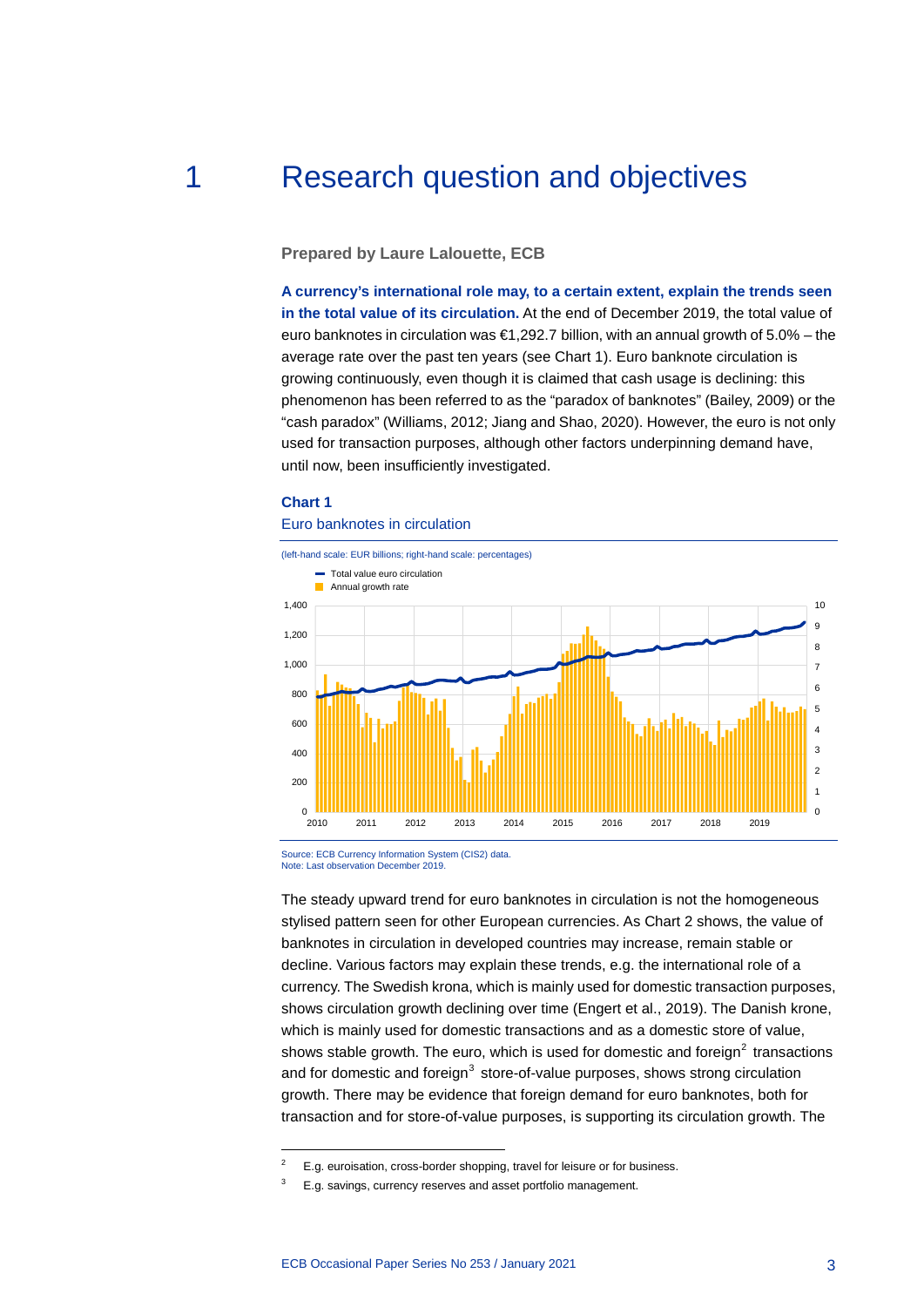# 1 Research question and objectives

**Prepared by Laure Lalouette, ECB**

**A currency's international role may, to a certain extent, explain the trends seen in the total value of its circulation.** At the end of December 2019, the total value of euro banknotes in circulation was €1,292.7 billion, with an annual growth of 5.0% – the average rate over the past ten years (see Chart 1). Euro banknote circulation is growing continuously, even though it is claimed that cash usage is declining: this phenomenon has been referred to as the "paradox of banknotes" (Bailey, 2009) or the "cash paradox" (Williams, 2012; Jiang and Shao, 2020). However, the euro is not only used for transaction purposes, although other factors underpinning demand have, until now, been insufficiently investigated.

**Chart 1**

Euro banknotes in circulation

(left-hand scale: EUR billions; right-hand scale: percentages)

Source: ECB Currency Information System (CIS2) data.
Note: Last observation December 2019.

The steady upward trend for euro banknotes in circulation is not the homogeneous stylised pattern seen for other European currencies. As Chart 2 shows, the value of banknotes in circulation in developed countries may increase, remain stable or decline. Various factors may explain these trends, e.g. the international role of a currency. The Swedish krona, which is mainly used for domestic transaction purposes, shows circulation growth declining over time (Engert et al., 2019). The Danish krone, which is mainly used for domestic transactions and as a domestic store of value, shows stable growth. The euro, which is used for domestic and foreign[2] transactions and for domestic and foreign[3] store-of-value purposes, shows strong circulation growth. There may be evidence that foreign demand for euro banknotes, both for transaction and for store-of-value purposes, is supporting its circulation growth. The

[2] E.g. euroisation, cross-border shopping, travel for leisure or for business.

[3] E.g. savings, currency reserves and asset portfolio management.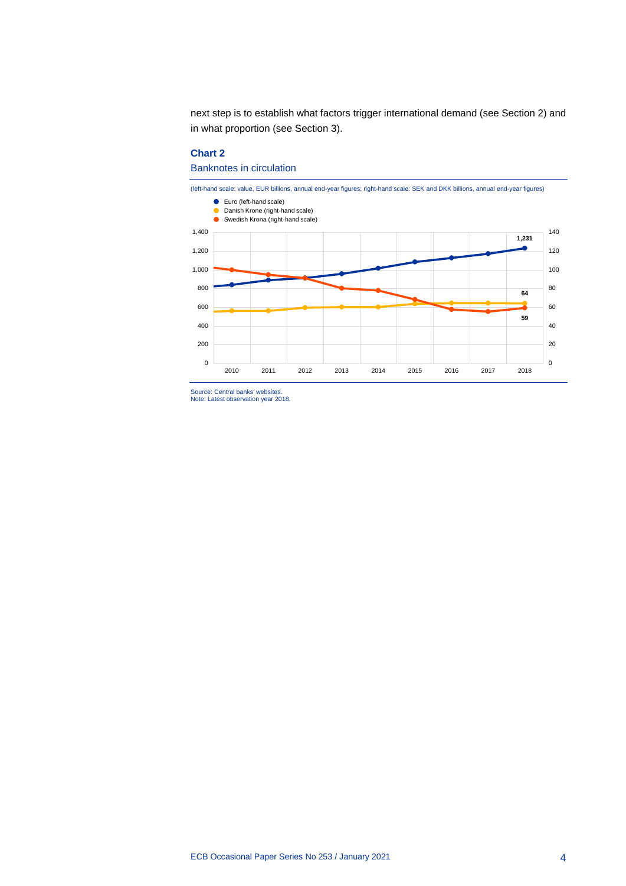next step is to establish what factors trigger international demand (see Section 2) and in what proportion (see Section 3).

**Chart 2**

Banknotes in circulation

(left-hand scale: value, EUR billions, annual end-year figures; right-hand scale: SEK and DKK billions, annual end-year figures)

Source: Central banks' websites.
Note: Latest observation year 2018.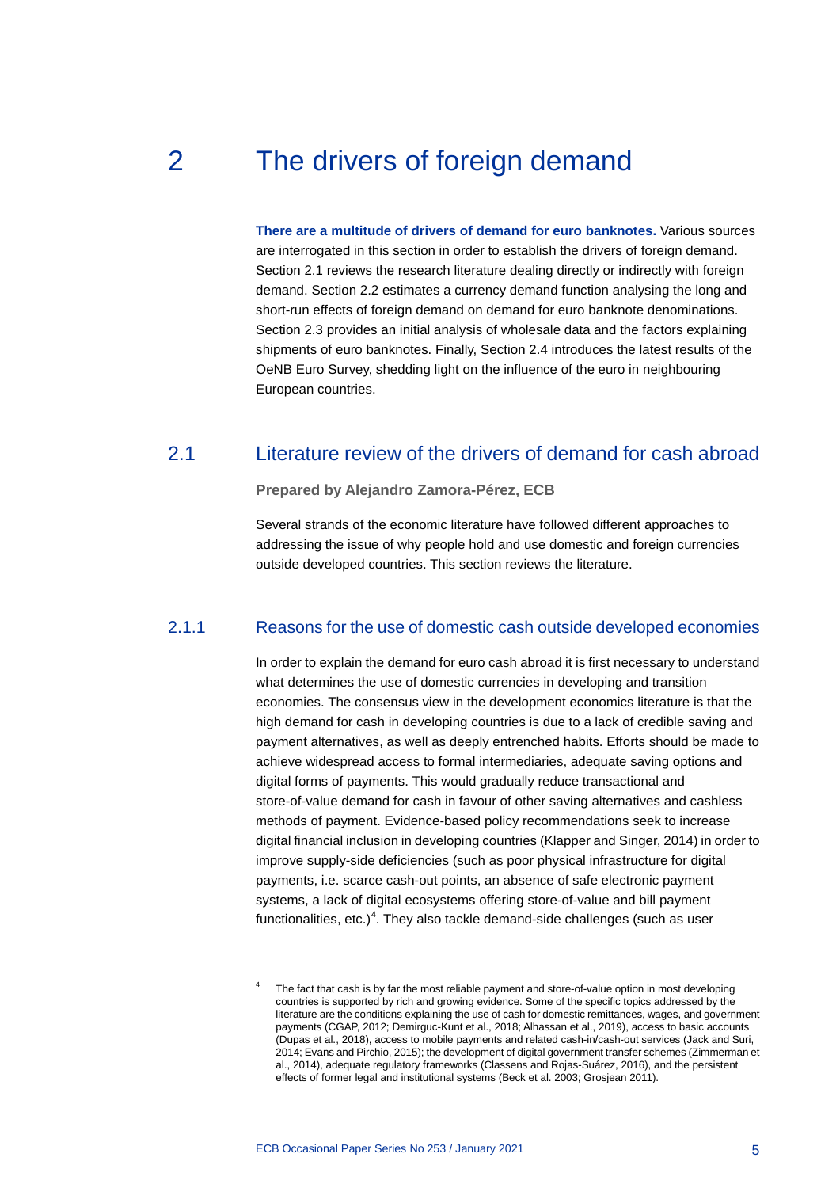# 2 The drivers of foreign demand

**There are a multitude of drivers of demand for euro banknotes.** Various sources are interrogated in this section in order to establish the drivers of foreign demand. Section 2.1 reviews the research literature dealing directly or indirectly with foreign demand. Section 2.2 estimates a currency demand function analysing the long and short-run effects of foreign demand on demand for euro banknote denominations. Section 2.3 provides an initial analysis of wholesale data and the factors explaining shipments of euro banknotes. Finally, Section 2.4 introduces the latest results of the OeNB Euro Survey, shedding light on the influence of the euro in neighbouring European countries.

## 2.1 Literature review of the drivers of demand for cash abroad

**Prepared by Alejandro Zamora-Pérez, ECB**

Several strands of the economic literature have followed different approaches to addressing the issue of why people hold and use domestic and foreign currencies outside developed countries. This section reviews the literature.

### 2.1.1 Reasons for the use of domestic cash outside developed economies

In order to explain the demand for euro cash abroad it is first necessary to understand what determines the use of domestic currencies in developing and transition economies. The consensus view in the development economics literature is that the high demand for cash in developing countries is due to a lack of credible saving and payment alternatives, as well as deeply entrenched habits. Efforts should be made to achieve widespread access to formal intermediaries, adequate saving options and digital forms of payments. This would gradually reduce transactional and store-of-value demand for cash in favour of other saving alternatives and cashless methods of payment. Evidence-based policy recommendations seek to increase digital financial inclusion in developing countries (Klapper and Singer, 2014) in order to improve supply-side deficiencies (such as poor physical infrastructure for digital payments, i.e. scarce cash-out points, an absence of safe electronic payment systems, a lack of digital ecosystems offering store-of-value and bill payment functionalities, etc.)[4]. They also tackle demand-side challenges (such as user

[4] The fact that cash is by far the most reliable payment and store-of-value option in most developing countries is supported by rich and growing evidence. Some of the specific topics addressed by the literature are the conditions explaining the use of cash for domestic remittances, wages, and government payments (CGAP, 2012; Demirguc-Kunt et al., 2018; Alhassan et al., 2019), access to basic accounts (Dupas et al., 2018), access to mobile payments and related cash-in/cash-out services (Jack and Suri, 2014; Evans and Pirchio, 2015); the development of digital government transfer schemes (Zimmerman et al., 2014), adequate regulatory frameworks (Classens and Rojas-Suárez, 2016), and the persistent effects of former legal and institutional systems (Beck et al. 2003; Grosjean 2011).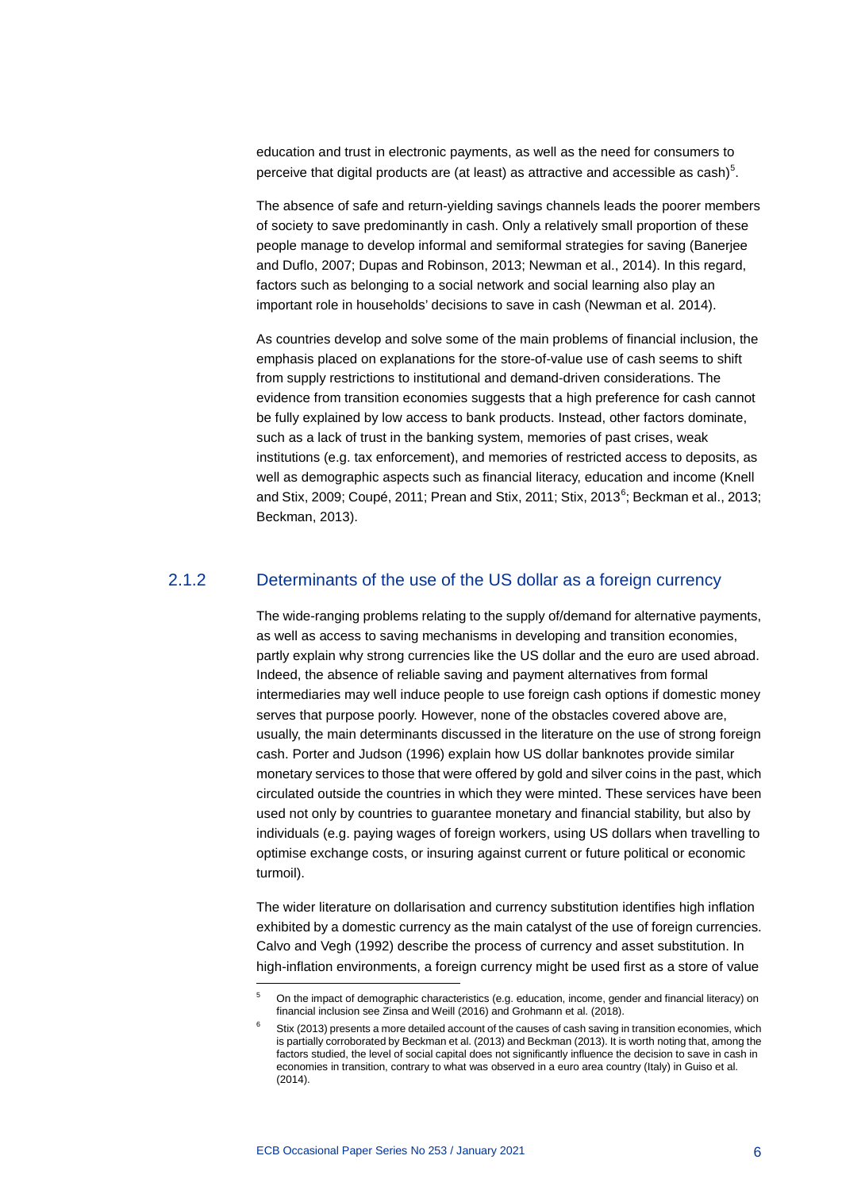education and trust in electronic payments, as well as the need for consumers to perceive that digital products are (at least) as attractive and accessible as cash)[5].

The absence of safe and return-yielding savings channels leads the poorer members of society to save predominantly in cash. Only a relatively small proportion of these people manage to develop informal and semiformal strategies for saving (Banerjee and Duflo, 2007; Dupas and Robinson, 2013; Newman et al., 2014). In this regard, factors such as belonging to a social network and social learning also play an important role in households' decisions to save in cash (Newman et al. 2014).

As countries develop and solve some of the main problems of financial inclusion, the emphasis placed on explanations for the store-of-value use of cash seems to shift from supply restrictions to institutional and demand-driven considerations. The evidence from transition economies suggests that a high preference for cash cannot be fully explained by low access to bank products. Instead, other factors dominate, such as a lack of trust in the banking system, memories of past crises, weak institutions (e.g. tax enforcement), and memories of restricted access to deposits, as well as demographic aspects such as financial literacy, education and income (Knell and Stix, 2009; Coupé, 2011; Prean and Stix, 2011; Stix, 2013[6]; Beckman et al., 2013; Beckman, 2013).

### 2.1.2 Determinants of the use of the US dollar as a foreign currency

The wide-ranging problems relating to the supply of/demand for alternative payments, as well as access to saving mechanisms in developing and transition economies, partly explain why strong currencies like the US dollar and the euro are used abroad. Indeed, the absence of reliable saving and payment alternatives from formal intermediaries may well induce people to use foreign cash options if domestic money serves that purpose poorly. However, none of the obstacles covered above are, usually, the main determinants discussed in the literature on the use of strong foreign cash. Porter and Judson (1996) explain how US dollar banknotes provide similar monetary services to those that were offered by gold and silver coins in the past, which circulated outside the countries in which they were minted. These services have been used not only by countries to guarantee monetary and financial stability, but also by individuals (e.g. paying wages of foreign workers, using US dollars when travelling to optimise exchange costs, or insuring against current or future political or economic turmoil).

The wider literature on dollarisation and currency substitution identifies high inflation exhibited by a domestic currency as the main catalyst of the use of foreign currencies. Calvo and Vegh (1992) describe the process of currency and asset substitution. In high-inflation environments, a foreign currency might be used first as a store of value

---

[5] On the impact of demographic characteristics (e.g. education, income, gender and financial literacy) on financial inclusion see Zinsa and Weill (2016) and Grohmann et al. (2018).

[6] Stix (2013) presents a more detailed account of the causes of cash saving in transition economies, which is partially corroborated by Beckman et al. (2013) and Beckman (2013). It is worth noting that, among the factors studied, the level of social capital does not significantly influence the decision to save in cash in economies in transition, contrary to what was observed in a euro area country (Italy) in Guiso et al. (2014).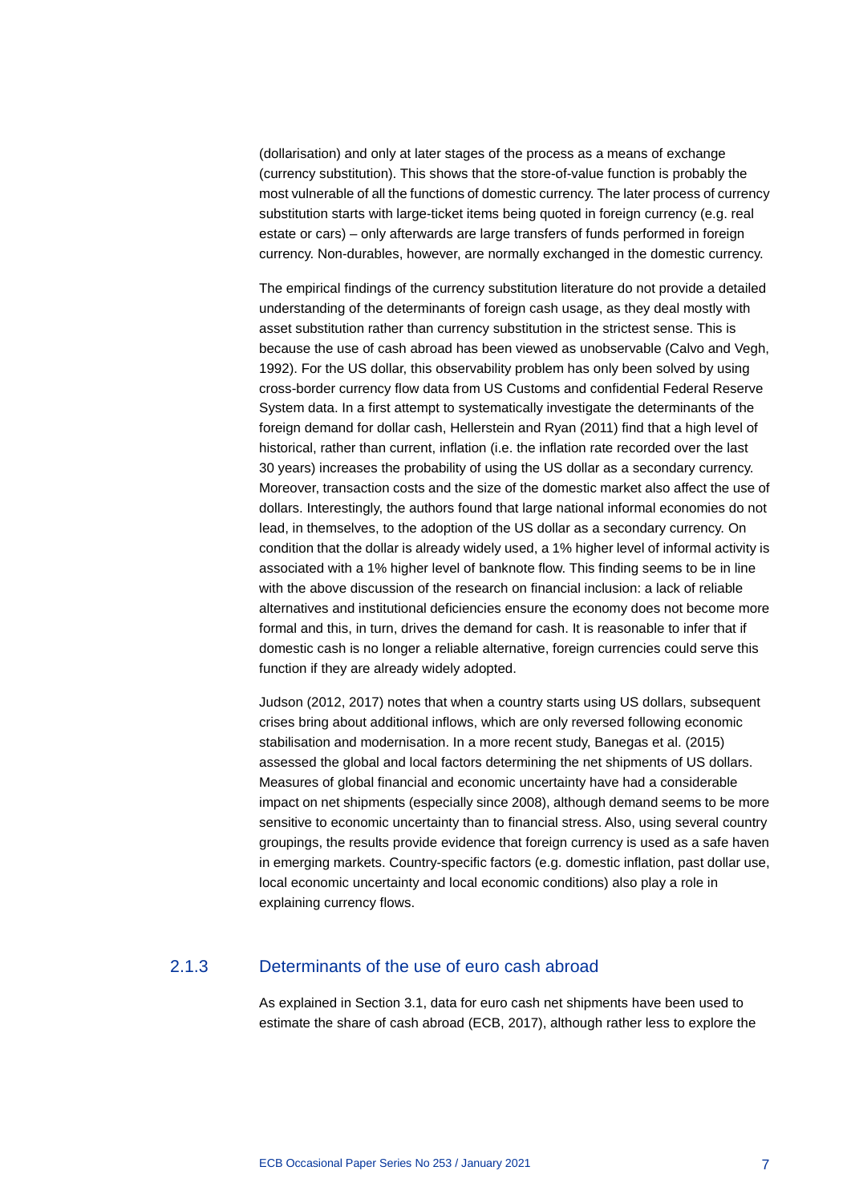(dollarisation) and only at later stages of the process as a means of exchange (currency substitution). This shows that the store-of-value function is probably the most vulnerable of all the functions of domestic currency. The later process of currency substitution starts with large-ticket items being quoted in foreign currency (e.g. real estate or cars) – only afterwards are large transfers of funds performed in foreign currency. Non-durables, however, are normally exchanged in the domestic currency.

The empirical findings of the currency substitution literature do not provide a detailed understanding of the determinants of foreign cash usage, as they deal mostly with asset substitution rather than currency substitution in the strictest sense. This is because the use of cash abroad has been viewed as unobservable (Calvo and Vegh, 1992). For the US dollar, this observability problem has only been solved by using cross-border currency flow data from US Customs and confidential Federal Reserve System data. In a first attempt to systematically investigate the determinants of the foreign demand for dollar cash, Hellerstein and Ryan (2011) find that a high level of historical, rather than current, inflation (i.e. the inflation rate recorded over the last 30 years) increases the probability of using the US dollar as a secondary currency. Moreover, transaction costs and the size of the domestic market also affect the use of dollars. Interestingly, the authors found that large national informal economies do not lead, in themselves, to the adoption of the US dollar as a secondary currency. On condition that the dollar is already widely used, a 1% higher level of informal activity is associated with a 1% higher level of banknote flow. This finding seems to be in line with the above discussion of the research on financial inclusion: a lack of reliable alternatives and institutional deficiencies ensure the economy does not become more formal and this, in turn, drives the demand for cash. It is reasonable to infer that if domestic cash is no longer a reliable alternative, foreign currencies could serve this function if they are already widely adopted.

Judson (2012, 2017) notes that when a country starts using US dollars, subsequent crises bring about additional inflows, which are only reversed following economic stabilisation and modernisation. In a more recent study, Banegas et al. (2015) assessed the global and local factors determining the net shipments of US dollars. Measures of global financial and economic uncertainty have had a considerable impact on net shipments (especially since 2008), although demand seems to be more sensitive to economic uncertainty than to financial stress. Also, using several country groupings, the results provide evidence that foreign currency is used as a safe haven in emerging markets. Country-specific factors (e.g. domestic inflation, past dollar use, local economic uncertainty and local economic conditions) also play a role in explaining currency flows.

### 2.1.3 Determinants of the use of euro cash abroad

As explained in Section 3.1, data for euro cash net shipments have been used to estimate the share of cash abroad (ECB, 2017), although rather less to explore the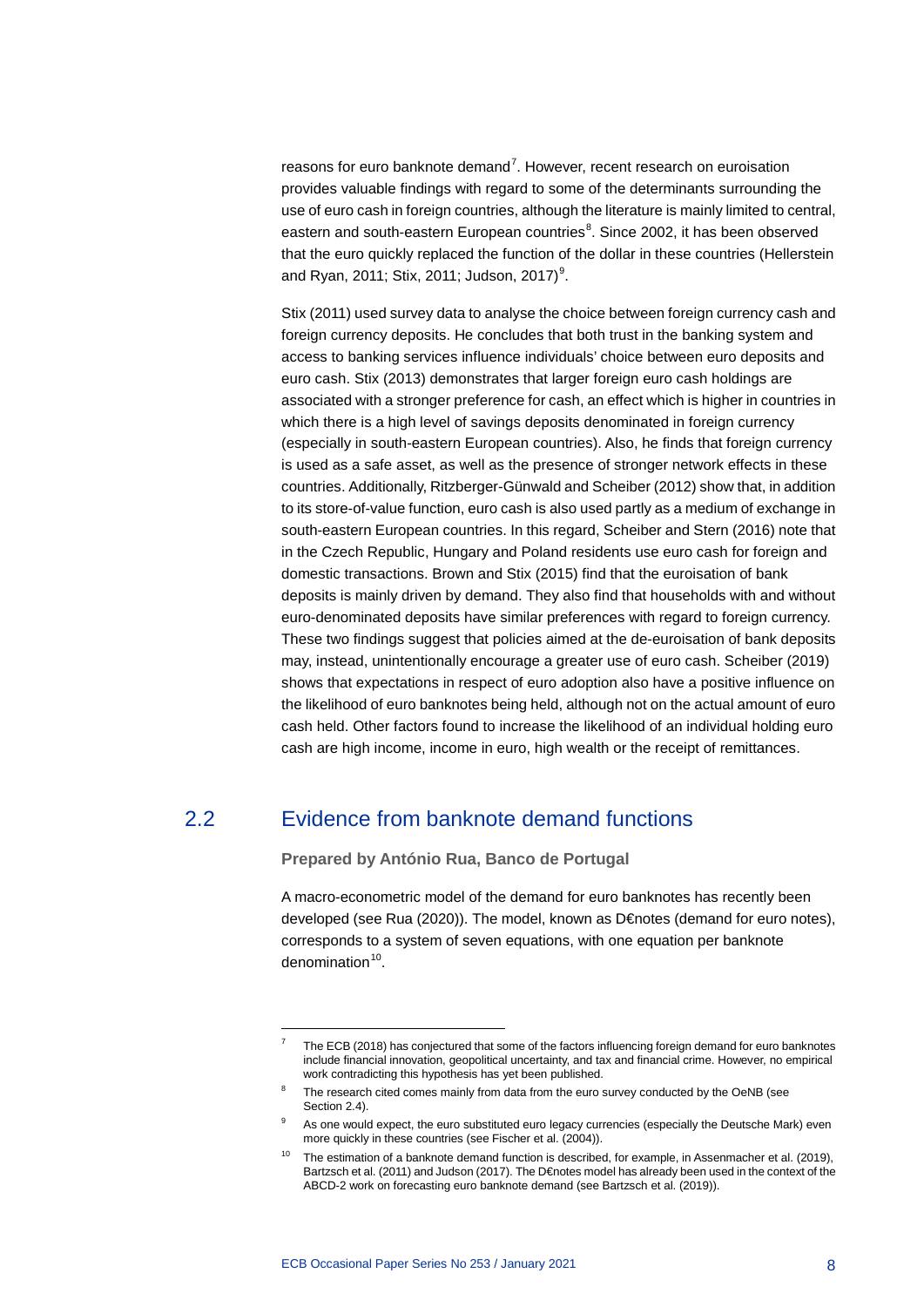reasons for euro banknote demand[7]. However, recent research on euroisation provides valuable findings with regard to some of the determinants surrounding the use of euro cash in foreign countries, although the literature is mainly limited to central, eastern and south-eastern European countries[8]. Since 2002, it has been observed that the euro quickly replaced the function of the dollar in these countries (Hellerstein and Ryan, 2011; Stix, 2011; Judson, 2017)[9].

Stix (2011) used survey data to analyse the choice between foreign currency cash and foreign currency deposits. He concludes that both trust in the banking system and access to banking services influence individuals' choice between euro deposits and euro cash. Stix (2013) demonstrates that larger foreign euro cash holdings are associated with a stronger preference for cash, an effect which is higher in countries in which there is a high level of savings deposits denominated in foreign currency (especially in south-eastern European countries). Also, he finds that foreign currency is used as a safe asset, as well as the presence of stronger network effects in these countries. Additionally, Ritzberger-Günwald and Scheiber (2012) show that, in addition to its store-of-value function, euro cash is also used partly as a medium of exchange in south-eastern European countries. In this regard, Scheiber and Stern (2016) note that in the Czech Republic, Hungary and Poland residents use euro cash for foreign and domestic transactions. Brown and Stix (2015) find that the euroisation of bank deposits is mainly driven by demand. They also find that households with and without euro-denominated deposits have similar preferences with regard to foreign currency. These two findings suggest that policies aimed at the de-euroisation of bank deposits may, instead, unintentionally encourage a greater use of euro cash. Scheiber (2019) shows that expectations in respect of euro adoption also have a positive influence on the likelihood of euro banknotes being held, although not on the actual amount of euro cash held. Other factors found to increase the likelihood of an individual holding euro cash are high income, income in euro, high wealth or the receipt of remittances.

## 2.2 Evidence from banknote demand functions

**Prepared by António Rua, Banco de Portugal**

A macro-econometric model of the demand for euro banknotes has recently been developed (see Rua (2020)). The model, known as D€notes (demand for euro notes), corresponds to a system of seven equations, with one equation per banknote denomination[10].

---

[7] The ECB (2018) has conjectured that some of the factors influencing foreign demand for euro banknotes include financial innovation, geopolitical uncertainty, and tax and financial crime. However, no empirical work contradicting this hypothesis has yet been published.

[8] The research cited comes mainly from data from the euro survey conducted by the OeNB (see Section 2.4).

[9] As one would expect, the euro substituted euro legacy currencies (especially the Deutsche Mark) even more quickly in these countries (see Fischer et al. (2004)).

[10] The estimation of a banknote demand function is described, for example, in Assenmacher et al. (2019), Bartzsch et al. (2011) and Judson (2017). The D€notes model has already been used in the context of the ABCD-2 work on forecasting euro banknote demand (see Bartzsch et al. (2019)).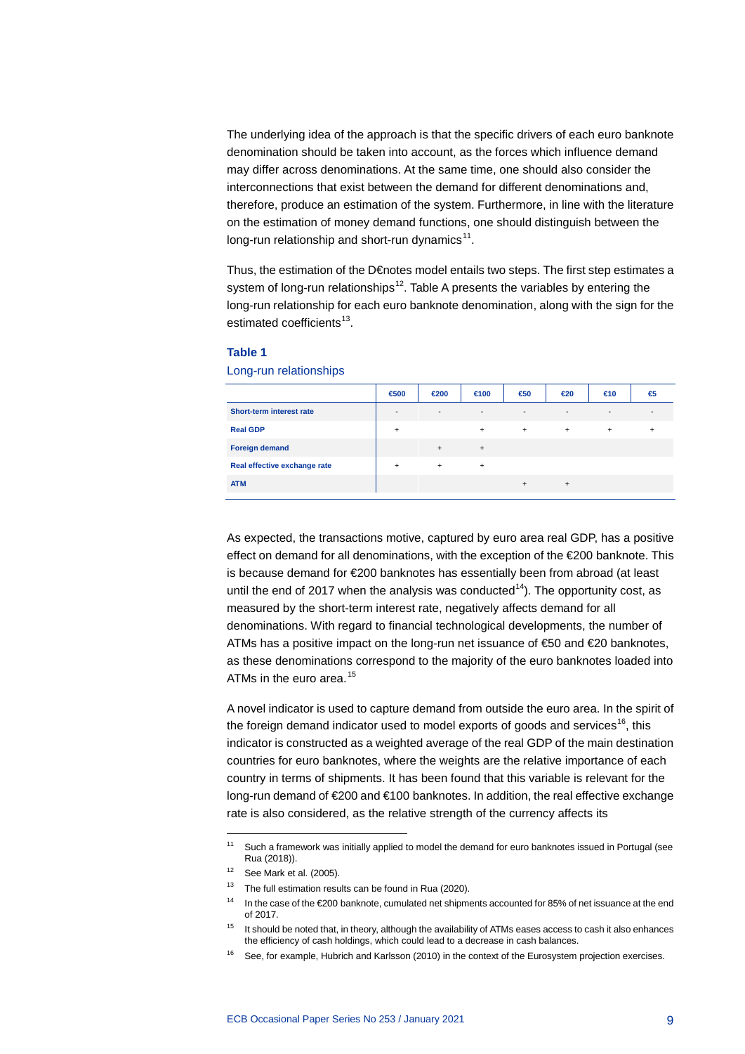The underlying idea of the approach is that the specific drivers of each euro banknote denomination should be taken into account, as the forces which influence demand may differ across denominations. At the same time, one should also consider the interconnections that exist between the demand for different denominations and, therefore, produce an estimation of the system. Furthermore, in line with the literature on the estimation of money demand functions, one should distinguish between the long-run relationship and short-run dynamics[11].

Thus, the estimation of the D€notes model entails two steps. The first step estimates a system of long-run relationships[12]. Table A presents the variables by entering the long-run relationship for each euro banknote denomination, along with the sign for the estimated coefficients[13].

**Table 1**

Long-run relationships

| | €500 | €200 | €100 | €50 | €20 | €10 | €5 |
|---|---|---|---|---|---|---|---|
| **Short-term interest rate** | - | - | - | - | - | - | - |
| **Real GDP** | + | | + | + | + | + | + |
| **Foreign demand** | | + | + | | | | |
| **Real effective exchange rate** | + | + | + | | | | |
| **ATM** | | | | + | + | | |

As expected, the transactions motive, captured by euro area real GDP, has a positive effect on demand for all denominations, with the exception of the €200 banknote. This is because demand for €200 banknotes has essentially been from abroad (at least until the end of 2017 when the analysis was conducted[14]). The opportunity cost, as measured by the short-term interest rate, negatively affects demand for all denominations. With regard to financial technological developments, the number of ATMs has a positive impact on the long-run net issuance of €50 and €20 banknotes, as these denominations correspond to the majority of the euro banknotes loaded into ATMs in the euro area.[15]

A novel indicator is used to capture demand from outside the euro area. In the spirit of the foreign demand indicator used to model exports of goods and services[16], this indicator is constructed as a weighted average of the real GDP of the main destination countries for euro banknotes, where the weights are the relative importance of each country in terms of shipments. It has been found that this variable is relevant for the long-run demand of €200 and €100 banknotes. In addition, the real effective exchange rate is also considered, as the relative strength of the currency affects its

---

[11] Such a framework was initially applied to model the demand for euro banknotes issued in Portugal (see Rua (2018)).

[12] See Mark et al. (2005).

[13] The full estimation results can be found in Rua (2020).

[14] In the case of the €200 banknote, cumulated net shipments accounted for 85% of net issuance at the end of 2017.

[15] It should be noted that, in theory, although the availability of ATMs eases access to cash it also enhances the efficiency of cash holdings, which could lead to a decrease in cash balances.

[16] See, for example, Hubrich and Karlsson (2010) in the context of the Eurosystem projection exercises.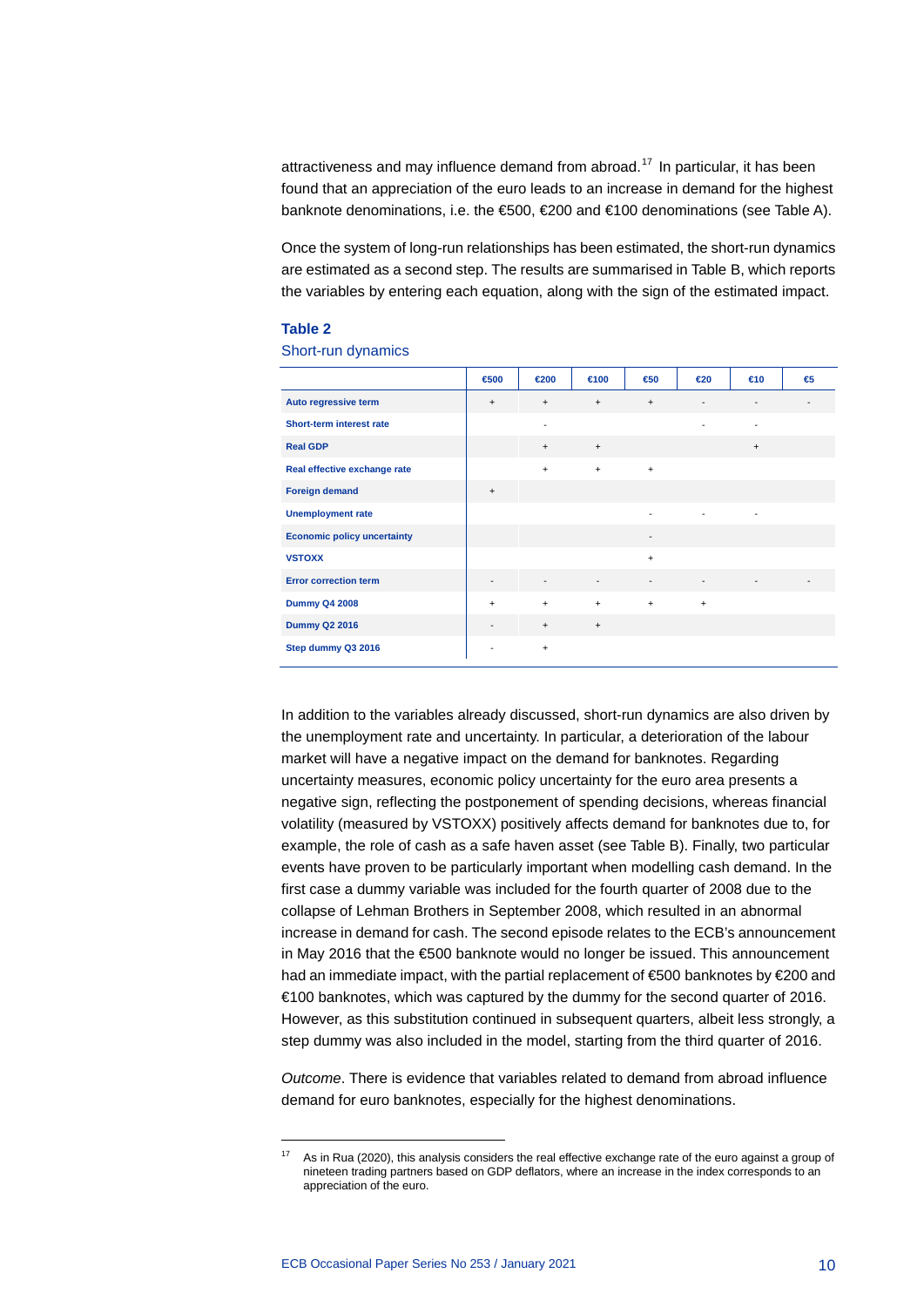attractiveness and may influence demand from abroad.[17] In particular, it has been found that an appreciation of the euro leads to an increase in demand for the highest banknote denominations, i.e. the €500, €200 and €100 denominations (see Table A).

Once the system of long-run relationships has been estimated, the short-run dynamics are estimated as a second step. The results are summarised in Table B, which reports the variables by entering each equation, along with the sign of the estimated impact.

**Table 2**

Short-run dynamics

| | €500 | €200 | €100 | €50 | €20 | €10 | €5 |
|---|---|---|---|---|---|---|---|
| Auto regressive term | + | + | + | + | - | - | - |
| Short-term interest rate | | - | | | - | - | |
| Real GDP | | + | + | | | + | |
| Real effective exchange rate | | + | + | + | | | |
| Foreign demand | + | | | | | | |
| Unemployment rate | | | | - | - | - | |
| Economic policy uncertainty | | | | - | | | |
| VSTOXX | | | | + | | | |
| Error correction term | - | - | - | - | - | - | - |
| Dummy Q4 2008 | + | + | + | + | + | | |
| Dummy Q2 2016 | - | + | + | | | | |
| Step dummy Q3 2016 | - | + | | | | | |

In addition to the variables already discussed, short-run dynamics are also driven by the unemployment rate and uncertainty. In particular, a deterioration of the labour market will have a negative impact on the demand for banknotes. Regarding uncertainty measures, economic policy uncertainty for the euro area presents a negative sign, reflecting the postponement of spending decisions, whereas financial volatility (measured by VSTOXX) positively affects demand for banknotes due to, for example, the role of cash as a safe haven asset (see Table B). Finally, two particular events have proven to be particularly important when modelling cash demand. In the first case a dummy variable was included for the fourth quarter of 2008 due to the collapse of Lehman Brothers in September 2008, which resulted in an abnormal increase in demand for cash. The second episode relates to the ECB's announcement in May 2016 that the €500 banknote would no longer be issued. This announcement had an immediate impact, with the partial replacement of €500 banknotes by €200 and €100 banknotes, which was captured by the dummy for the second quarter of 2016. However, as this substitution continued in subsequent quarters, albeit less strongly, a step dummy was also included in the model, starting from the third quarter of 2016.

*Outcome*. There is evidence that variables related to demand from abroad influence demand for euro banknotes, especially for the highest denominations.

[17] As in Rua (2020), this analysis considers the real effective exchange rate of the euro against a group of nineteen trading partners based on GDP deflators, where an increase in the index corresponds to an appreciation of the euro.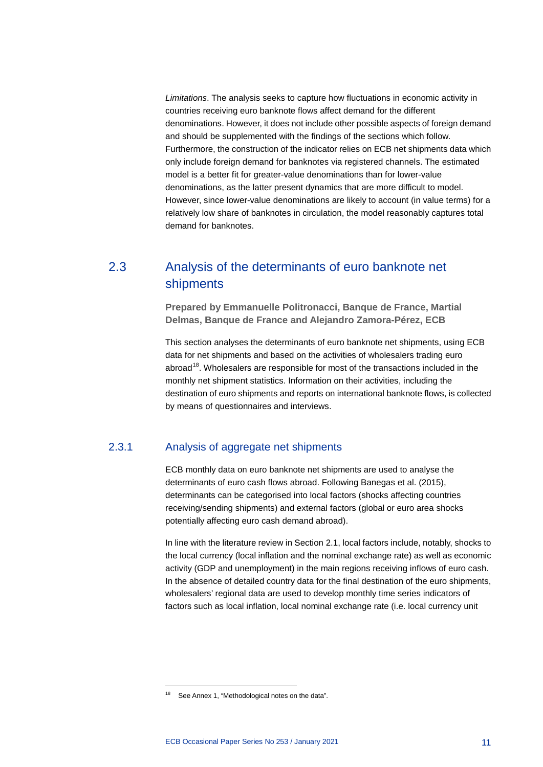*Limitations*. The analysis seeks to capture how fluctuations in economic activity in countries receiving euro banknote flows affect demand for the different denominations. However, it does not include other possible aspects of foreign demand and should be supplemented with the findings of the sections which follow. Furthermore, the construction of the indicator relies on ECB net shipments data which only include foreign demand for banknotes via registered channels. The estimated model is a better fit for greater-value denominations than for lower-value denominations, as the latter present dynamics that are more difficult to model. However, since lower-value denominations are likely to account (in value terms) for a relatively low share of banknotes in circulation, the model reasonably captures total demand for banknotes.

## 2.3 Analysis of the determinants of euro banknote net shipments

**Prepared by Emmanuelle Politronacci, Banque de France, Martial Delmas, Banque de France and Alejandro Zamora-Pérez, ECB**

This section analyses the determinants of euro banknote net shipments, using ECB data for net shipments and based on the activities of wholesalers trading euro abroad[18]. Wholesalers are responsible for most of the transactions included in the monthly net shipment statistics. Information on their activities, including the destination of euro shipments and reports on international banknote flows, is collected by means of questionnaires and interviews.

### 2.3.1 Analysis of aggregate net shipments

ECB monthly data on euro banknote net shipments are used to analyse the determinants of euro cash flows abroad. Following Banegas et al. (2015), determinants can be categorised into local factors (shocks affecting countries receiving/sending shipments) and external factors (global or euro area shocks potentially affecting euro cash demand abroad).

In line with the literature review in Section 2.1, local factors include, notably, shocks to the local currency (local inflation and the nominal exchange rate) as well as economic activity (GDP and unemployment) in the main regions receiving inflows of euro cash. In the absence of detailed country data for the final destination of the euro shipments, wholesalers' regional data are used to develop monthly time series indicators of factors such as local inflation, local nominal exchange rate (i.e. local currency unit

[18] See Annex 1, "Methodological notes on the data".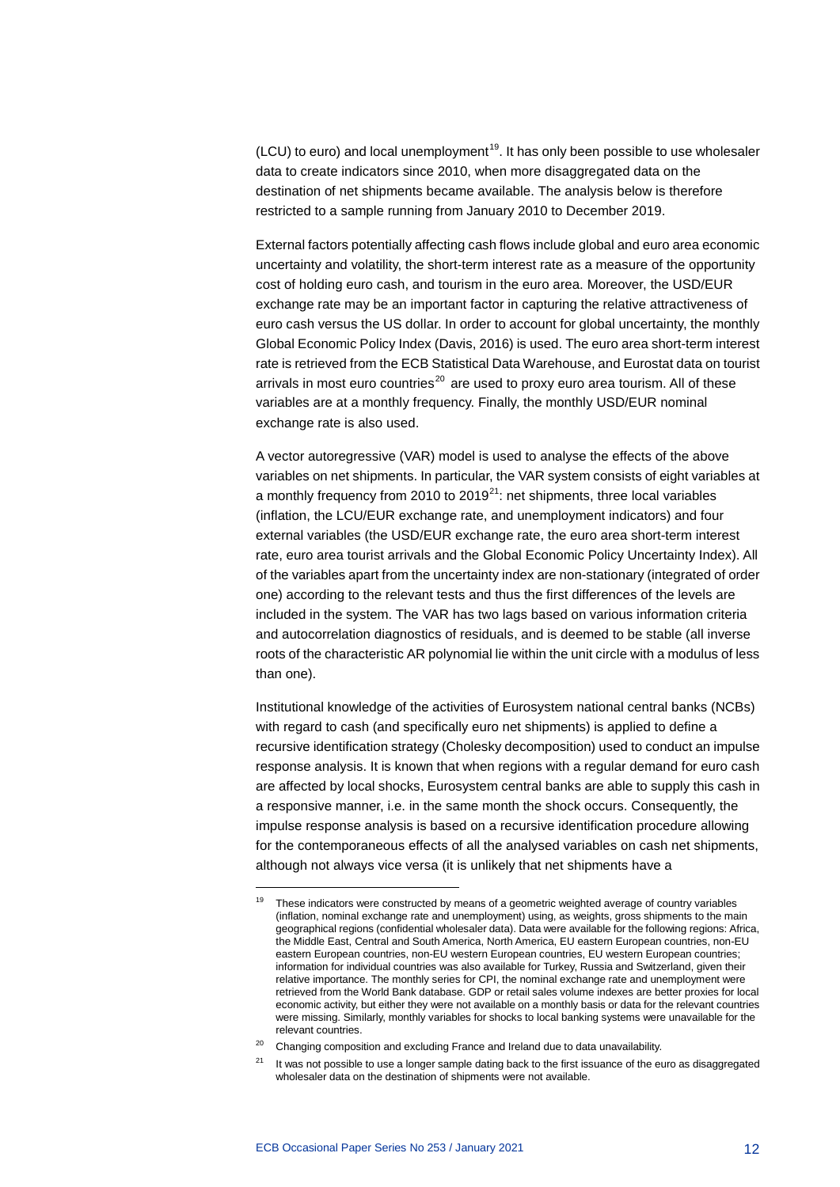(LCU) to euro) and local unemployment[19]. It has only been possible to use wholesaler data to create indicators since 2010, when more disaggregated data on the destination of net shipments became available. The analysis below is therefore restricted to a sample running from January 2010 to December 2019.

External factors potentially affecting cash flows include global and euro area economic uncertainty and volatility, the short-term interest rate as a measure of the opportunity cost of holding euro cash, and tourism in the euro area. Moreover, the USD/EUR exchange rate may be an important factor in capturing the relative attractiveness of euro cash versus the US dollar. In order to account for global uncertainty, the monthly Global Economic Policy Index (Davis, 2016) is used. The euro area short-term interest rate is retrieved from the ECB Statistical Data Warehouse, and Eurostat data on tourist arrivals in most euro countries[20] are used to proxy euro area tourism. All of these variables are at a monthly frequency. Finally, the monthly USD/EUR nominal exchange rate is also used.

A vector autoregressive (VAR) model is used to analyse the effects of the above variables on net shipments. In particular, the VAR system consists of eight variables at a monthly frequency from 2010 to 2019[21]: net shipments, three local variables (inflation, the LCU/EUR exchange rate, and unemployment indicators) and four external variables (the USD/EUR exchange rate, the euro area short-term interest rate, euro area tourist arrivals and the Global Economic Policy Uncertainty Index). All of the variables apart from the uncertainty index are non-stationary (integrated of order one) according to the relevant tests and thus the first differences of the levels are included in the system. The VAR has two lags based on various information criteria and autocorrelation diagnostics of residuals, and is deemed to be stable (all inverse roots of the characteristic AR polynomial lie within the unit circle with a modulus of less than one).

Institutional knowledge of the activities of Eurosystem national central banks (NCBs) with regard to cash (and specifically euro net shipments) is applied to define a recursive identification strategy (Cholesky decomposition) used to conduct an impulse response analysis. It is known that when regions with a regular demand for euro cash are affected by local shocks, Eurosystem central banks are able to supply this cash in a responsive manner, i.e. in the same month the shock occurs. Consequently, the impulse response analysis is based on a recursive identification procedure allowing for the contemporaneous effects of all the analysed variables on cash net shipments, although not always vice versa (it is unlikely that net shipments have a

---

[19] These indicators were constructed by means of a geometric weighted average of country variables (inflation, nominal exchange rate and unemployment) using, as weights, gross shipments to the main geographical regions (confidential wholesaler data). Data were available for the following regions: Africa, the Middle East, Central and South America, North America, EU eastern European countries, non-EU eastern European countries, non-EU western European countries, EU western European countries; information for individual countries was also available for Turkey, Russia and Switzerland, given their relative importance. The monthly series for CPI, the nominal exchange rate and unemployment were retrieved from the World Bank database. GDP or retail sales volume indexes are better proxies for local economic activity, but either they were not available on a monthly basis or data for the relevant countries were missing. Similarly, monthly variables for shocks to local banking systems were unavailable for the relevant countries.

[20] Changing composition and excluding France and Ireland due to data unavailability.

[21] It was not possible to use a longer sample dating back to the first issuance of the euro as disaggregated wholesaler data on the destination of shipments were not available.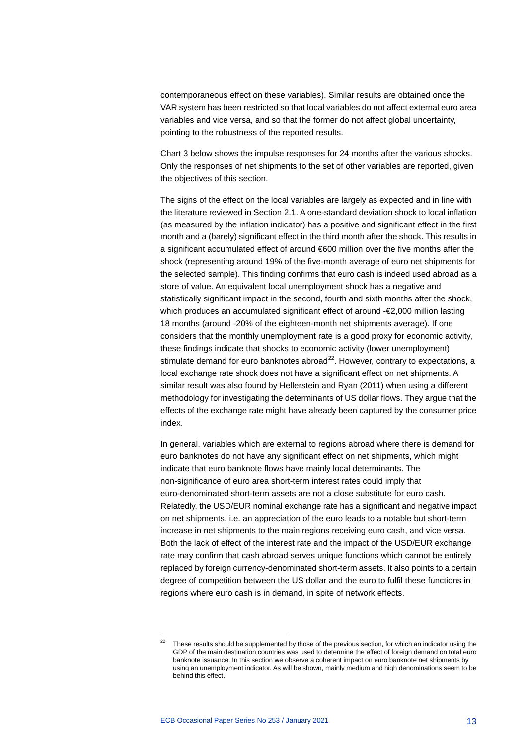contemporaneous effect on these variables). Similar results are obtained once the VAR system has been restricted so that local variables do not affect external euro area variables and vice versa, and so that the former do not affect global uncertainty, pointing to the robustness of the reported results.

Chart 3 below shows the impulse responses for 24 months after the various shocks. Only the responses of net shipments to the set of other variables are reported, given the objectives of this section.

The signs of the effect on the local variables are largely as expected and in line with the literature reviewed in Section 2.1. A one-standard deviation shock to local inflation (as measured by the inflation indicator) has a positive and significant effect in the first month and a (barely) significant effect in the third month after the shock. This results in a significant accumulated effect of around €600 million over the five months after the shock (representing around 19% of the five-month average of euro net shipments for the selected sample). This finding confirms that euro cash is indeed used abroad as a store of value. An equivalent local unemployment shock has a negative and statistically significant impact in the second, fourth and sixth months after the shock, which produces an accumulated significant effect of around -€2,000 million lasting 18 months (around -20% of the eighteen-month net shipments average). If one considers that the monthly unemployment rate is a good proxy for economic activity, these findings indicate that shocks to economic activity (lower unemployment) stimulate demand for euro banknotes abroad[22]. However, contrary to expectations, a local exchange rate shock does not have a significant effect on net shipments. A similar result was also found by Hellerstein and Ryan (2011) when using a different methodology for investigating the determinants of US dollar flows. They argue that the effects of the exchange rate might have already been captured by the consumer price index.

In general, variables which are external to regions abroad where there is demand for euro banknotes do not have any significant effect on net shipments, which might indicate that euro banknote flows have mainly local determinants. The non-significance of euro area short-term interest rates could imply that euro-denominated short-term assets are not a close substitute for euro cash. Relatedly, the USD/EUR nominal exchange rate has a significant and negative impact on net shipments, i.e. an appreciation of the euro leads to a notable but short-term increase in net shipments to the main regions receiving euro cash, and vice versa. Both the lack of effect of the interest rate and the impact of the USD/EUR exchange rate may confirm that cash abroad serves unique functions which cannot be entirely replaced by foreign currency-denominated short-term assets. It also points to a certain degree of competition between the US dollar and the euro to fulfil these functions in regions where euro cash is in demand, in spite of network effects.

---

[22] These results should be supplemented by those of the previous section, for which an indicator using the GDP of the main destination countries was used to determine the effect of foreign demand on total euro banknote issuance. In this section we observe a coherent impact on euro banknote net shipments by using an unemployment indicator. As will be shown, mainly medium and high denominations seem to be behind this effect.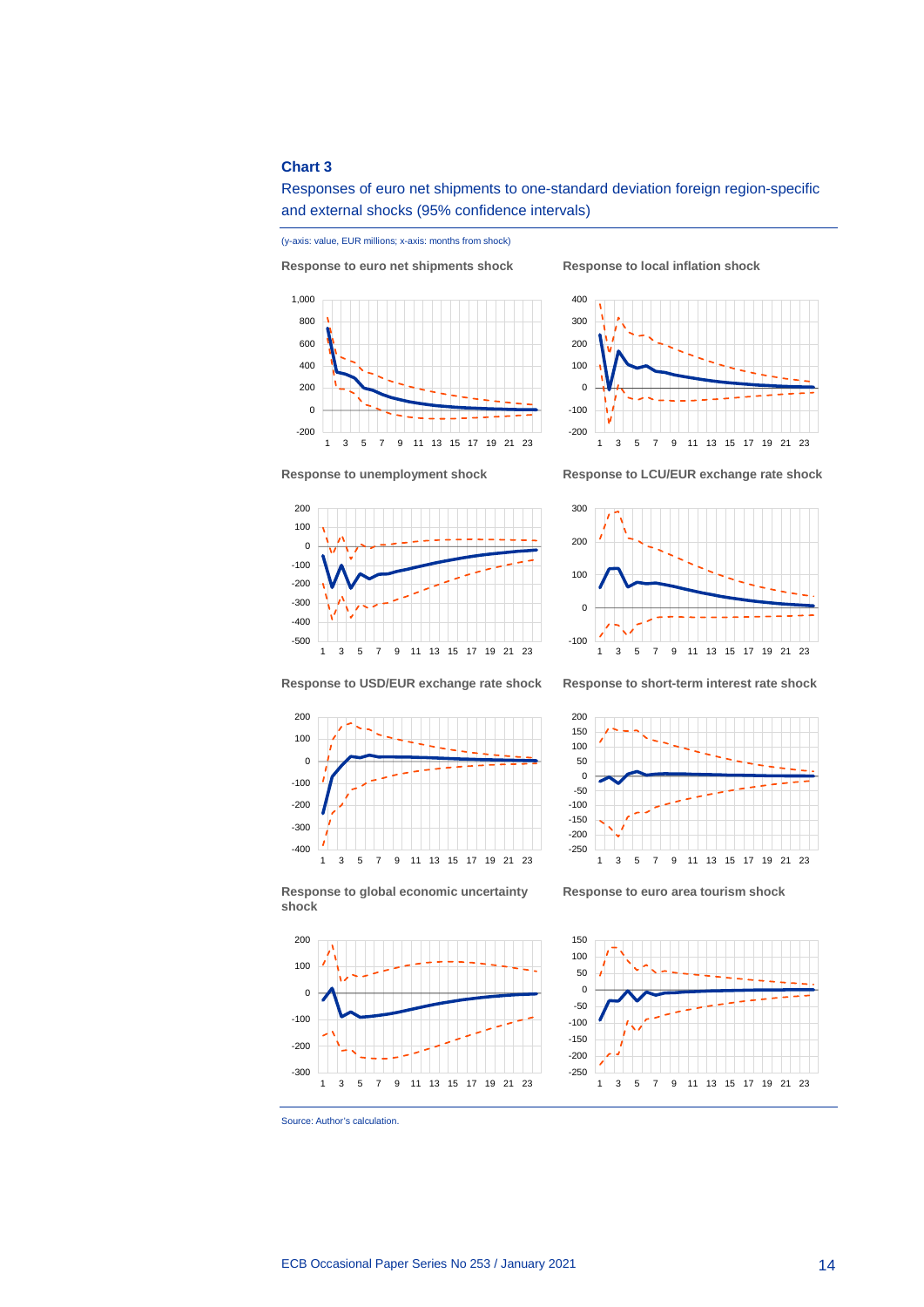**Chart 3**

Responses of euro net shipments to one-standard deviation foreign region-specific and external shocks (95% confidence intervals)

(y-axis: value, EUR millions; x-axis: months from shock)

**Response to euro net shipments shock**

**Response to local inflation shock**

**Response to unemployment shock**

**Response to LCU/EUR exchange rate shock**

**Response to USD/EUR exchange rate shock**

**Response to short-term interest rate shock**

**Response to global economic uncertainty shock**

**Response to euro area tourism shock**

Source: Author's calculation.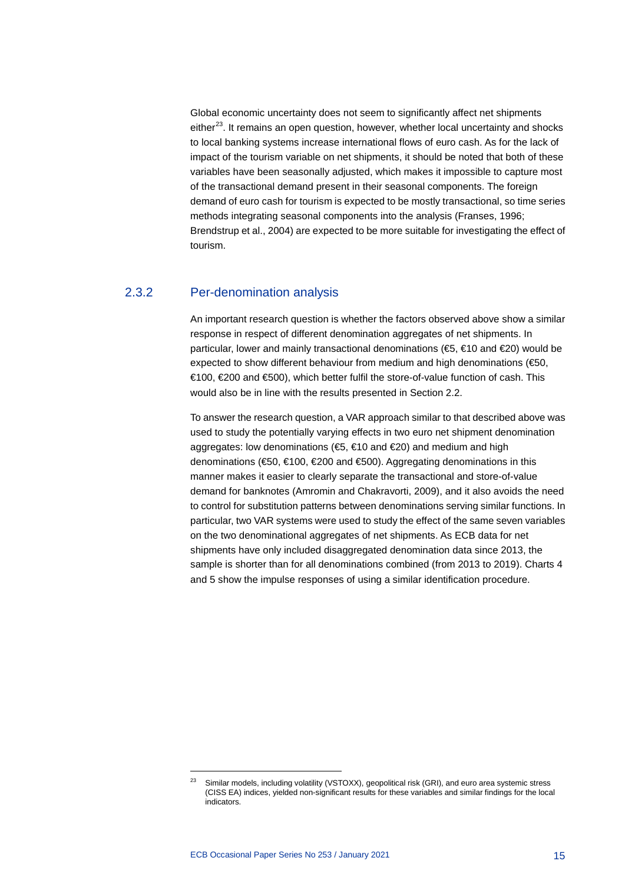Global economic uncertainty does not seem to significantly affect net shipments either[23]. It remains an open question, however, whether local uncertainty and shocks to local banking systems increase international flows of euro cash. As for the lack of impact of the tourism variable on net shipments, it should be noted that both of these variables have been seasonally adjusted, which makes it impossible to capture most of the transactional demand present in their seasonal components. The foreign demand of euro cash for tourism is expected to be mostly transactional, so time series methods integrating seasonal components into the analysis (Franses, 1996; Brendstrup et al., 2004) are expected to be more suitable for investigating the effect of tourism.

### 2.3.2 Per-denomination analysis

An important research question is whether the factors observed above show a similar response in respect of different denomination aggregates of net shipments. In particular, lower and mainly transactional denominations (€5, €10 and €20) would be expected to show different behaviour from medium and high denominations (€50, €100, €200 and €500), which better fulfil the store-of-value function of cash. This would also be in line with the results presented in Section 2.2.

To answer the research question, a VAR approach similar to that described above was used to study the potentially varying effects in two euro net shipment denomination aggregates: low denominations (€5, €10 and €20) and medium and high denominations (€50, €100, €200 and €500). Aggregating denominations in this manner makes it easier to clearly separate the transactional and store-of-value demand for banknotes (Amromin and Chakravorti, 2009), and it also avoids the need to control for substitution patterns between denominations serving similar functions. In particular, two VAR systems were used to study the effect of the same seven variables on the two denominational aggregates of net shipments. As ECB data for net shipments have only included disaggregated denomination data since 2013, the sample is shorter than for all denominations combined (from 2013 to 2019). Charts 4 and 5 show the impulse responses of using a similar identification procedure.

[23] Similar models, including volatility (VSTOXX), geopolitical risk (GRI), and euro area systemic stress (CISS EA) indices, yielded non-significant results for these variables and similar findings for the local indicators.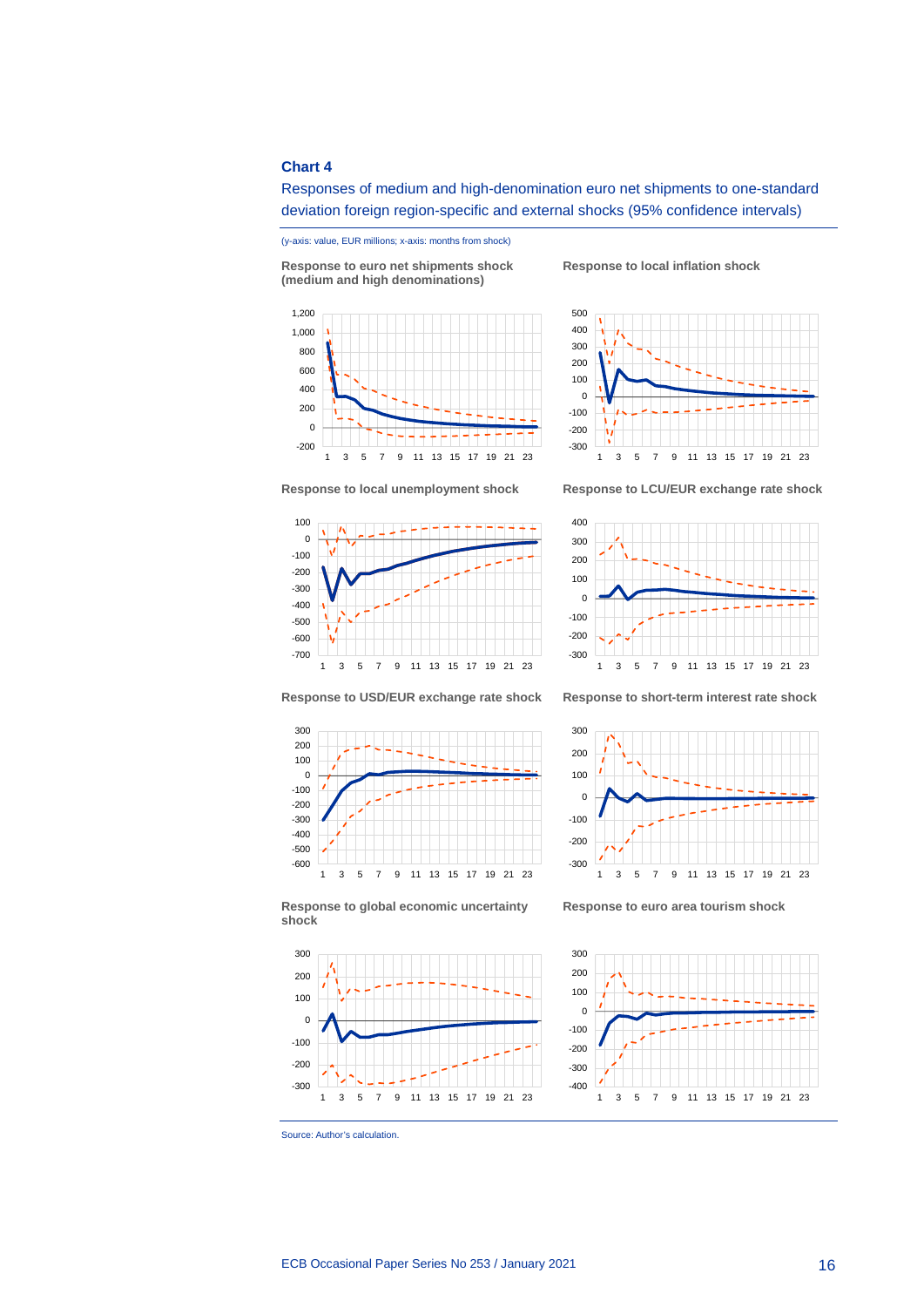**Chart 4**

Responses of medium and high-denomination euro net shipments to one-standard deviation foreign region-specific and external shocks (95% confidence intervals)

(y-axis: value, EUR millions; x-axis: months from shock)

**Response to euro net shipments shock (medium and high denominations)**

**Response to local inflation shock**

**Response to local unemployment shock**

**Response to LCU/EUR exchange rate shock**

**Response to USD/EUR exchange rate shock**

**Response to short-term interest rate shock**

**Response to global economic uncertainty shock**

**Response to euro area tourism shock**

Source: Author's calculation.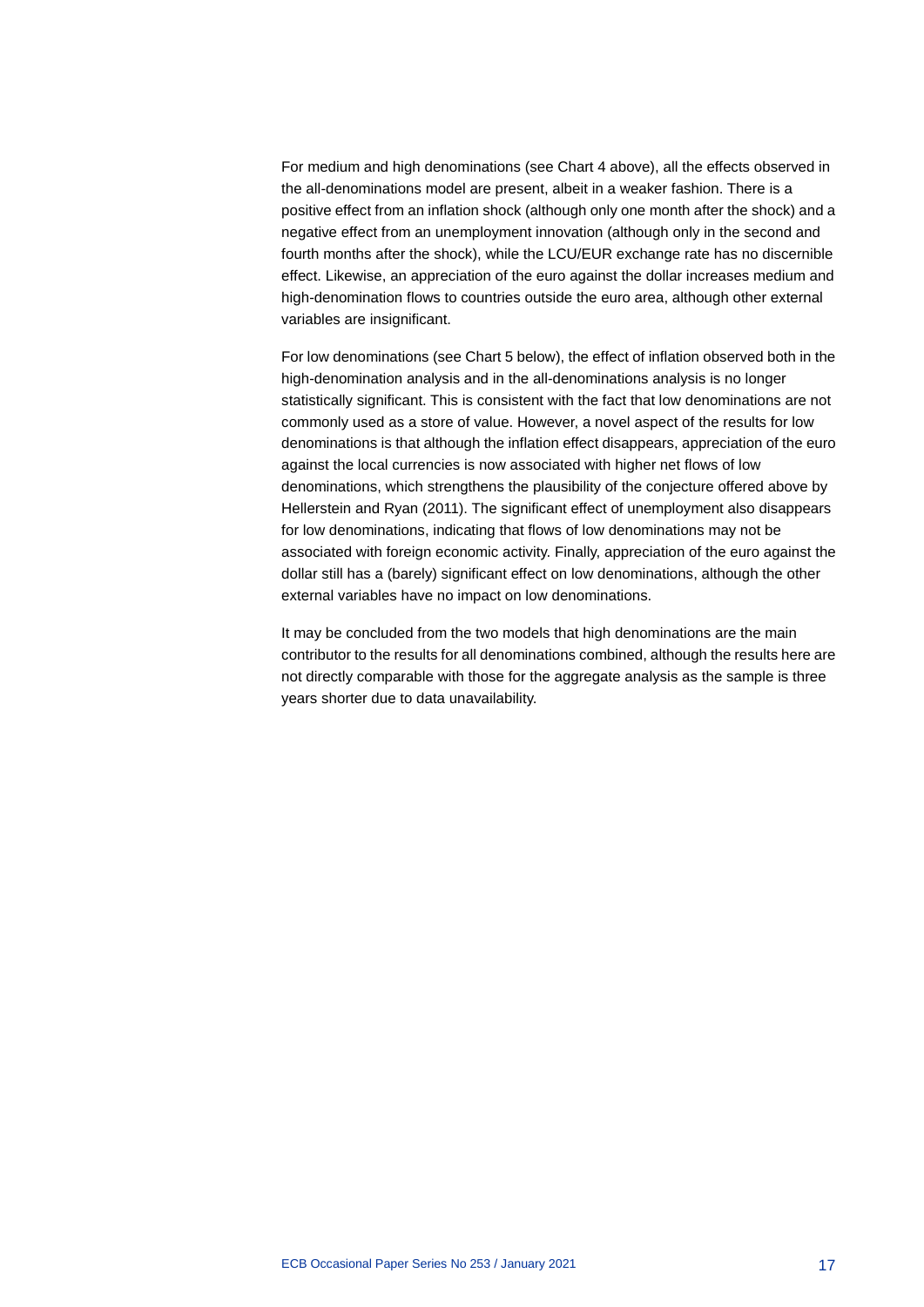For medium and high denominations (see Chart 4 above), all the effects observed in the all-denominations model are present, albeit in a weaker fashion. There is a positive effect from an inflation shock (although only one month after the shock) and a negative effect from an unemployment innovation (although only in the second and fourth months after the shock), while the LCU/EUR exchange rate has no discernible effect. Likewise, an appreciation of the euro against the dollar increases medium and high-denomination flows to countries outside the euro area, although other external variables are insignificant.

For low denominations (see Chart 5 below), the effect of inflation observed both in the high-denomination analysis and in the all-denominations analysis is no longer statistically significant. This is consistent with the fact that low denominations are not commonly used as a store of value. However, a novel aspect of the results for low denominations is that although the inflation effect disappears, appreciation of the euro against the local currencies is now associated with higher net flows of low denominations, which strengthens the plausibility of the conjecture offered above by Hellerstein and Ryan (2011). The significant effect of unemployment also disappears for low denominations, indicating that flows of low denominations may not be associated with foreign economic activity. Finally, appreciation of the euro against the dollar still has a (barely) significant effect on low denominations, although the other external variables have no impact on low denominations.

It may be concluded from the two models that high denominations are the main contributor to the results for all denominations combined, although the results here are not directly comparable with those for the aggregate analysis as the sample is three years shorter due to data unavailability.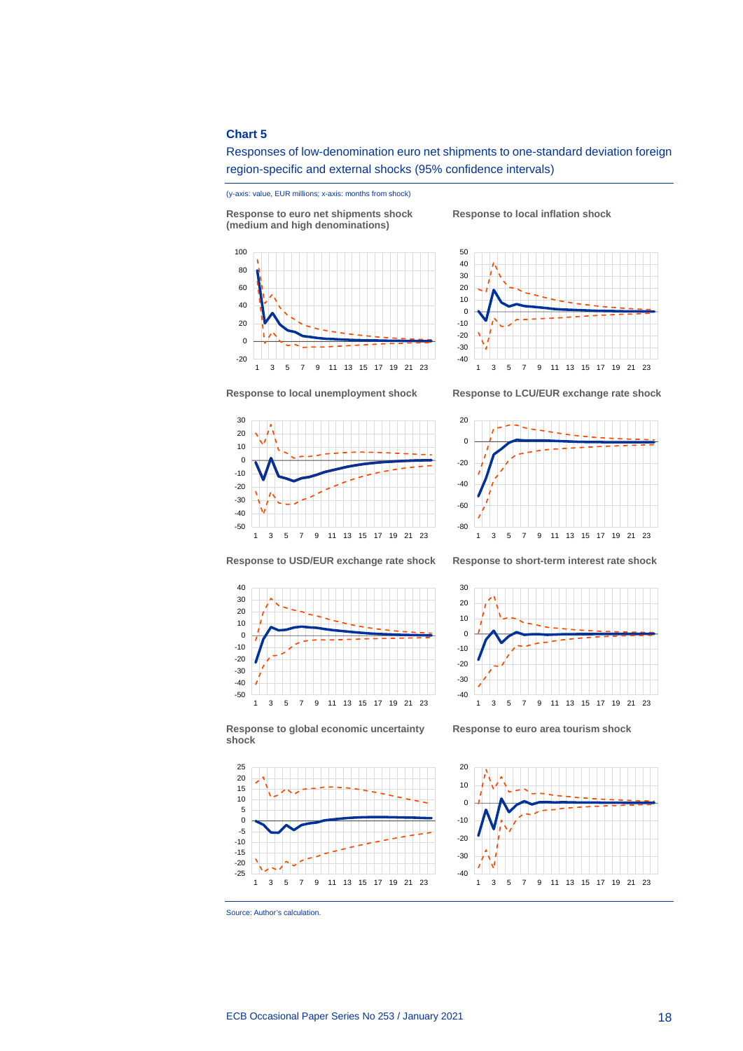**Chart 5**

Responses of low-denomination euro net shipments to one-standard deviation foreign region-specific and external shocks (95% confidence intervals)

(y-axis: value, EUR millions; x-axis: months from shock)

**Response to euro net shipments shock (medium and high denominations)**

**Response to local inflation shock**

**Response to local unemployment shock**

**Response to LCU/EUR exchange rate shock**

**Response to USD/EUR exchange rate shock**

**Response to short-term interest rate shock**

**Response to global economic uncertainty shock**

**Response to euro area tourism shock**

Source: Author's calculation.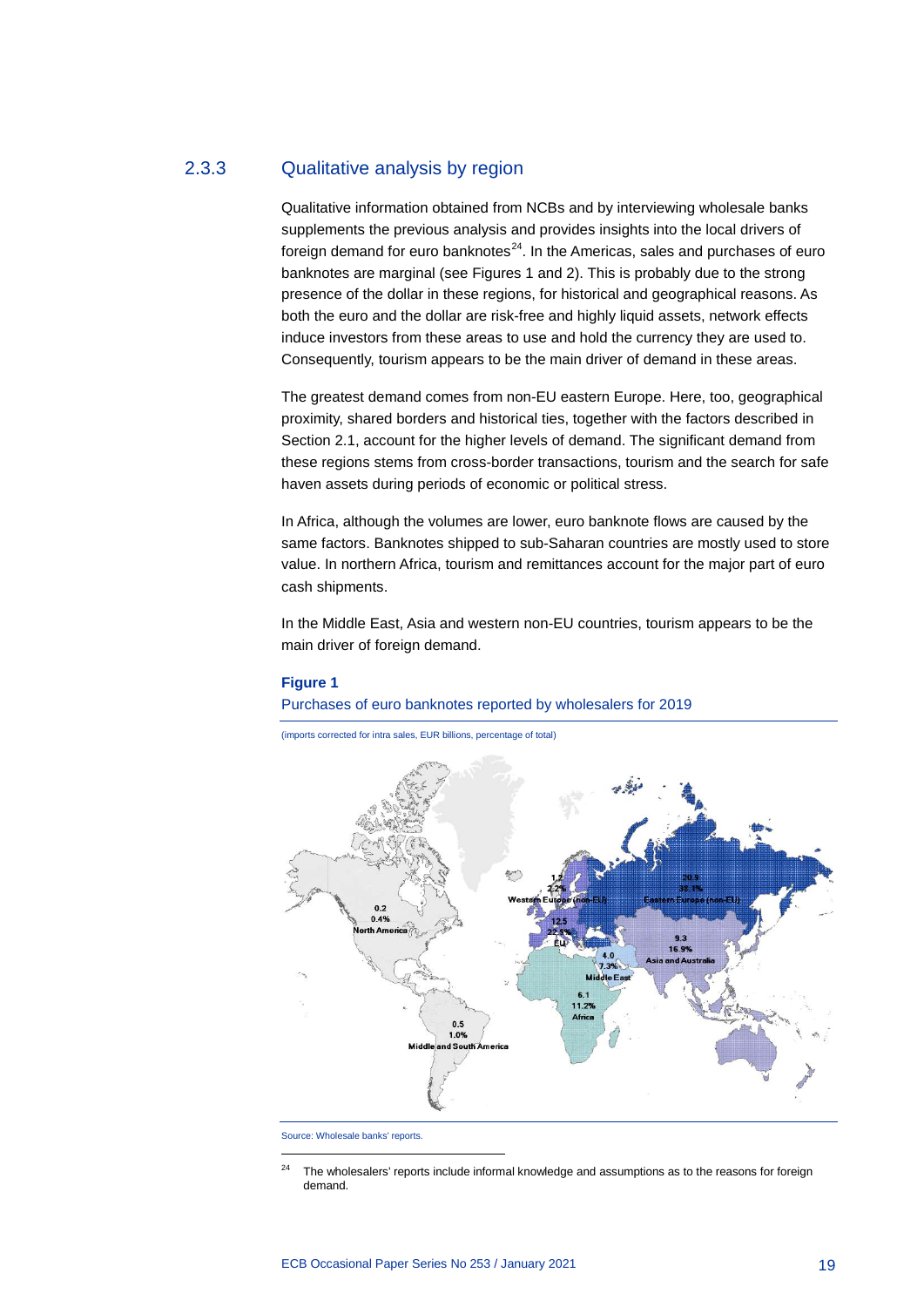### 2.3.3 Qualitative analysis by region

Qualitative information obtained from NCBs and by interviewing wholesale banks supplements the previous analysis and provides insights into the local drivers of foreign demand for euro banknotes[24]. In the Americas, sales and purchases of euro banknotes are marginal (see Figures 1 and 2). This is probably due to the strong presence of the dollar in these regions, for historical and geographical reasons. As both the euro and the dollar are risk-free and highly liquid assets, network effects induce investors from these areas to use and hold the currency they are used to. Consequently, tourism appears to be the main driver of demand in these areas.

The greatest demand comes from non-EU eastern Europe. Here, too, geographical proximity, shared borders and historical ties, together with the factors described in Section 2.1, account for the higher levels of demand. The significant demand from these regions stems from cross-border transactions, tourism and the search for safe haven assets during periods of economic or political stress.

In Africa, although the volumes are lower, euro banknote flows are caused by the same factors. Banknotes shipped to sub-Saharan countries are mostly used to store value. In northern Africa, tourism and remittances account for the major part of euro cash shipments.

In the Middle East, Asia and western non-EU countries, tourism appears to be the main driver of foreign demand.

**Figure 1**

Purchases of euro banknotes reported by wholesalers for 2019

(imports corrected for intra sales, EUR billions, percentage of total)

| Region | EUR billions | Percentage of total |
| --- | --- | --- |
| North America | 0.2 | 0.4% |
| Middle and South America | 0.5 | 1.0% |
| Western Europe (non-EU) | 1.2 | 2.2% |
| EU | 12.5 | 22.9% |
| Eastern Europe (non-EU) | 20.9 | 38.1% |
| Middle East | 4.0 | 7.3% |
| Africa | 6.1 | 11.2% |
| Asia and Australia | 9.3 | 16.9% |

Source: Wholesale banks' reports.

[24] The wholesalers' reports include informal knowledge and assumptions as to the reasons for foreign demand.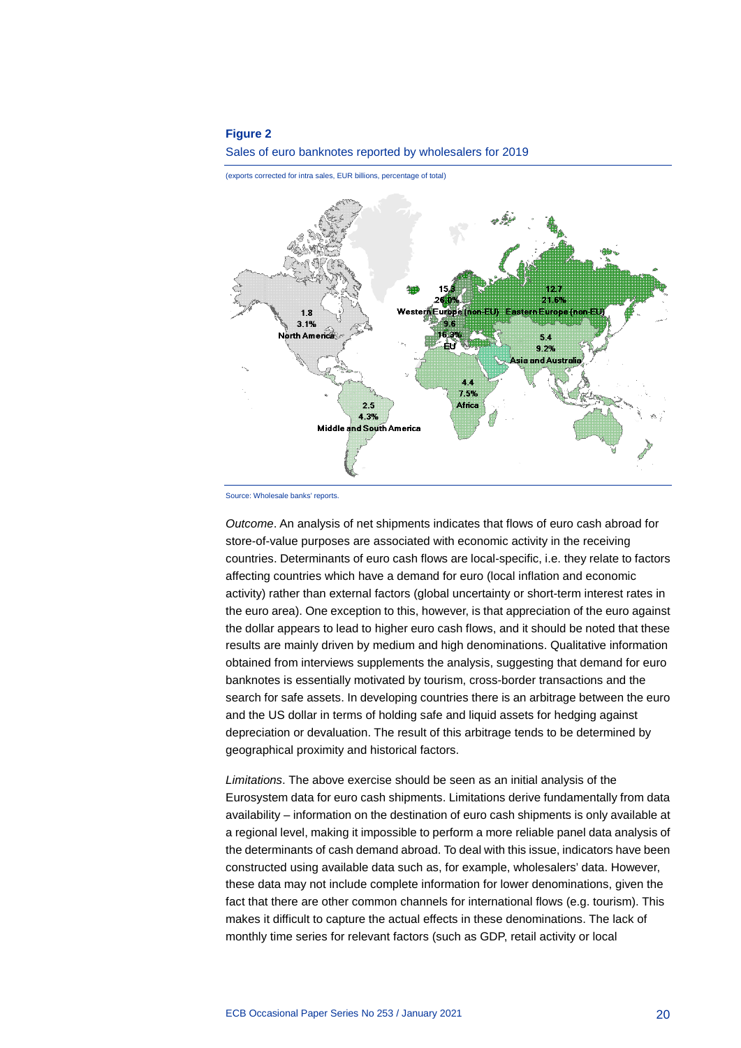**Figure 2**

Sales of euro banknotes reported by wholesalers for 2019

(exports corrected for intra sales, EUR billions, percentage of total)

| Region | EUR billions | Percentage of total |
| --- | --- | --- |
| Western Europe (non-EU) | 15.3 | 26.0% |
| Eastern Europe (non-EU) | 12.7 | 21.6% |
| EU | 9.6 | 16.3% |
| Asia and Australia | 5.4 | 9.2% |
| Africa | 4.4 | 7.5% |
| Middle and South America | 2.5 | 4.3% |
| North America | 1.8 | 3.1% |

Source: Wholesale banks' reports.

*Outcome*. An analysis of net shipments indicates that flows of euro cash abroad for store-of-value purposes are associated with economic activity in the receiving countries. Determinants of euro cash flows are local-specific, i.e. they relate to factors affecting countries which have a demand for euro (local inflation and economic activity) rather than external factors (global uncertainty or short-term interest rates in the euro area). One exception to this, however, is that appreciation of the euro against the dollar appears to lead to higher euro cash flows, and it should be noted that these results are mainly driven by medium and high denominations. Qualitative information obtained from interviews supplements the analysis, suggesting that demand for euro banknotes is essentially motivated by tourism, cross-border transactions and the search for safe assets. In developing countries there is an arbitrage between the euro and the US dollar in terms of holding safe and liquid assets for hedging against depreciation or devaluation. The result of this arbitrage tends to be determined by geographical proximity and historical factors.

*Limitations*. The above exercise should be seen as an initial analysis of the Eurosystem data for euro cash shipments. Limitations derive fundamentally from data availability – information on the destination of euro cash shipments is only available at a regional level, making it impossible to perform a more reliable panel data analysis of the determinants of cash demand abroad. To deal with this issue, indicators have been constructed using available data such as, for example, wholesalers' data. However, these data may not include complete information for lower denominations, given the fact that there are other common channels for international flows (e.g. tourism). This makes it difficult to capture the actual effects in these denominations. The lack of monthly time series for relevant factors (such as GDP, retail activity or local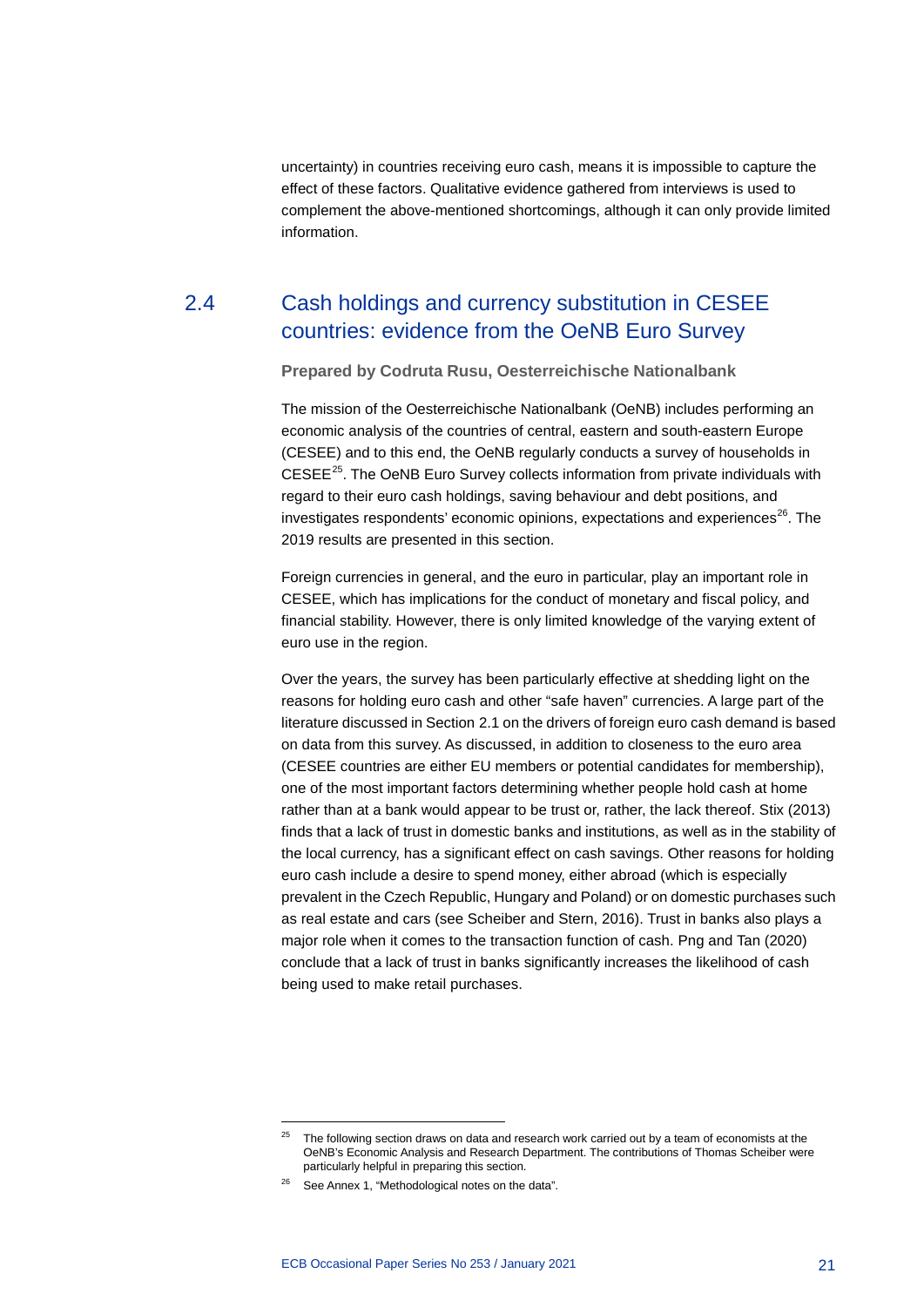uncertainty) in countries receiving euro cash, means it is impossible to capture the effect of these factors. Qualitative evidence gathered from interviews is used to complement the above-mentioned shortcomings, although it can only provide limited information.

## 2.4 Cash holdings and currency substitution in CESEE countries: evidence from the OeNB Euro Survey

**Prepared by Codruta Rusu, Oesterreichische Nationalbank**

The mission of the Oesterreichische Nationalbank (OeNB) includes performing an economic analysis of the countries of central, eastern and south-eastern Europe (CESEE) and to this end, the OeNB regularly conducts a survey of households in CESEE[25]. The OeNB Euro Survey collects information from private individuals with regard to their euro cash holdings, saving behaviour and debt positions, and investigates respondents' economic opinions, expectations and experiences[26]. The 2019 results are presented in this section.

Foreign currencies in general, and the euro in particular, play an important role in CESEE, which has implications for the conduct of monetary and fiscal policy, and financial stability. However, there is only limited knowledge of the varying extent of euro use in the region.

Over the years, the survey has been particularly effective at shedding light on the reasons for holding euro cash and other "safe haven" currencies. A large part of the literature discussed in Section 2.1 on the drivers of foreign euro cash demand is based on data from this survey. As discussed, in addition to closeness to the euro area (CESEE countries are either EU members or potential candidates for membership), one of the most important factors determining whether people hold cash at home rather than at a bank would appear to be trust or, rather, the lack thereof. Stix (2013) finds that a lack of trust in domestic banks and institutions, as well as in the stability of the local currency, has a significant effect on cash savings. Other reasons for holding euro cash include a desire to spend money, either abroad (which is especially prevalent in the Czech Republic, Hungary and Poland) or on domestic purchases such as real estate and cars (see Scheiber and Stern, 2016). Trust in banks also plays a major role when it comes to the transaction function of cash. Png and Tan (2020) conclude that a lack of trust in banks significantly increases the likelihood of cash being used to make retail purchases.

---

[25] The following section draws on data and research work carried out by a team of economists at the OeNB's Economic Analysis and Research Department. The contributions of Thomas Scheiber were particularly helpful in preparing this section.

[26] See Annex 1, "Methodological notes on the data".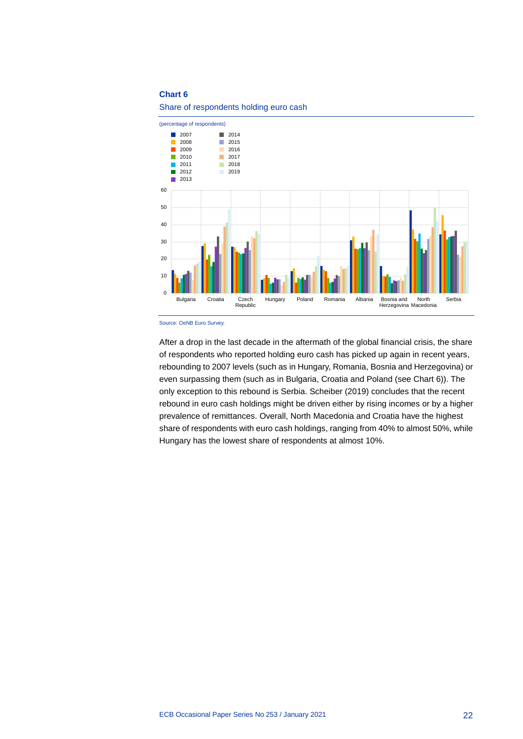**Chart 6**

Share of respondents holding euro cash

(percentage of respondents)

Source: OeNB Euro Survey.

After a drop in the last decade in the aftermath of the global financial crisis, the share of respondents who reported holding euro cash has picked up again in recent years, rebounding to 2007 levels (such as in Hungary, Romania, Bosnia and Herzegovina) or even surpassing them (such as in Bulgaria, Croatia and Poland (see Chart 6)). The only exception to this rebound is Serbia. Scheiber (2019) concludes that the recent rebound in euro cash holdings might be driven either by rising incomes or by a higher prevalence of remittances. Overall, North Macedonia and Croatia have the highest share of respondents with euro cash holdings, ranging from 40% to almost 50%, while Hungary has the lowest share of respondents at almost 10%.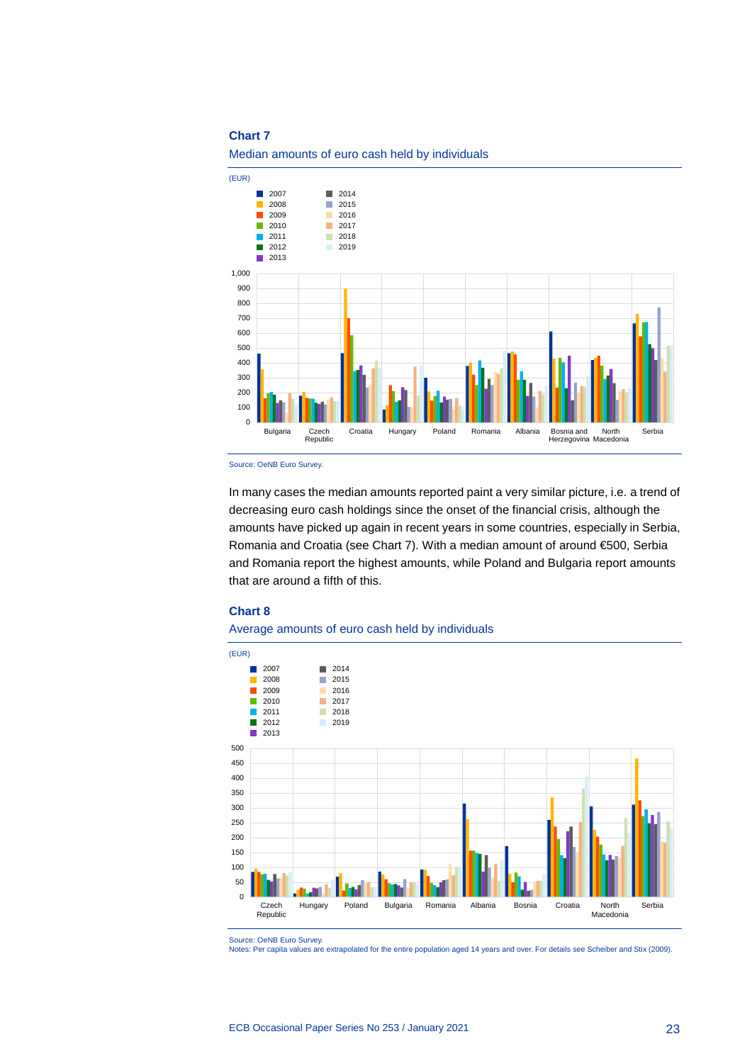**Chart 7**

Median amounts of euro cash held by individuals

Source: OeNB Euro Survey.

In many cases the median amounts reported paint a very similar picture, i.e. a trend of decreasing euro cash holdings since the onset of the financial crisis, although the amounts have picked up again in recent years in some countries, especially in Serbia, Romania and Croatia (see Chart 7). With a median amount of around €500, Serbia and Romania report the highest amounts, while Poland and Bulgaria report amounts that are around a fifth of this.

**Chart 8**

Average amounts of euro cash held by individuals

Source: OeNB Euro Survey.
Notes: Per capita values are extrapolated for the entire population aged 14 years and over. For details see Scheiber and Stix (2009).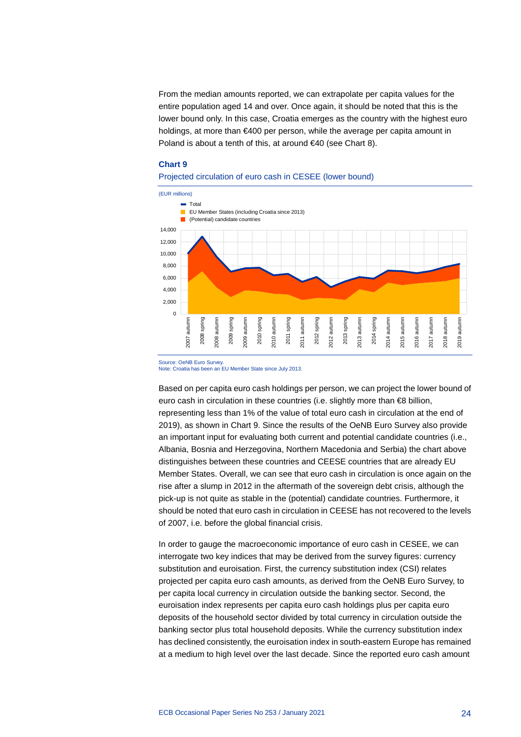From the median amounts reported, we can extrapolate per capita values for the entire population aged 14 and over. Once again, it should be noted that this is the lower bound only. In this case, Croatia emerges as the country with the highest euro holdings, at more than €400 per person, while the average per capita amount in Poland is about a tenth of this, at around €40 (see Chart 8).

**Chart 9**

Projected circulation of euro cash in CESEE (lower bound)

(EUR millions)

Source: OeNB Euro Survey.
Note: Croatia has been an EU Member State since July 2013.

Based on per capita euro cash holdings per person, we can project the lower bound of euro cash in circulation in these countries (i.e. slightly more than €8 billion, representing less than 1% of the value of total euro cash in circulation at the end of 2019), as shown in Chart 9. Since the results of the OeNB Euro Survey also provide an important input for evaluating both current and potential candidate countries (i.e., Albania, Bosnia and Herzegovina, Northern Macedonia and Serbia) the chart above distinguishes between these countries and CEESE countries that are already EU Member States. Overall, we can see that euro cash in circulation is once again on the rise after a slump in 2012 in the aftermath of the sovereign debt crisis, although the pick-up is not quite as stable in the (potential) candidate countries. Furthermore, it should be noted that euro cash in circulation in CEESE has not recovered to the levels of 2007, i.e. before the global financial crisis.

In order to gauge the macroeconomic importance of euro cash in CESEE, we can interrogate two key indices that may be derived from the survey figures: currency substitution and euroisation. First, the currency substitution index (CSI) relates projected per capita euro cash amounts, as derived from the OeNB Euro Survey, to per capita local currency in circulation outside the banking sector. Second, the euroisation index represents per capita euro cash holdings plus per capita euro deposits of the household sector divided by total currency in circulation outside the banking sector plus total household deposits. While the currency substitution index has declined consistently, the euroisation index in south-eastern Europe has remained at a medium to high level over the last decade. Since the reported euro cash amount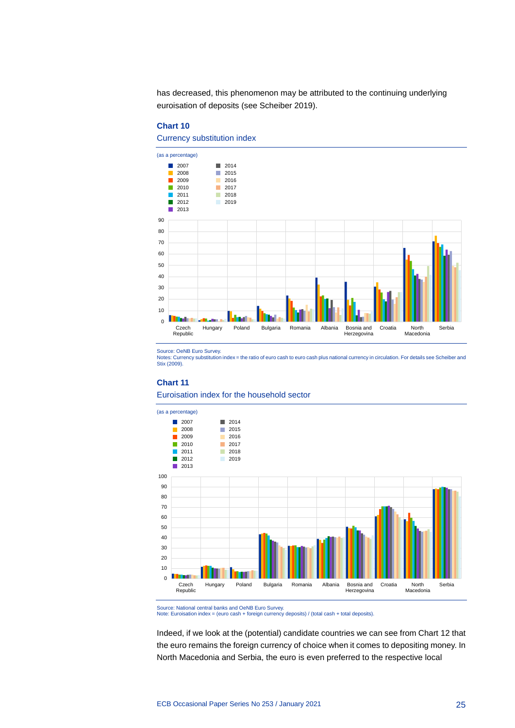has decreased, this phenomenon may be attributed to the continuing underlying euroisation of deposits (see Scheiber 2019).

**Chart 10**

Currency substitution index

(as a percentage)

Source: OeNB Euro Survey.
Notes: Currency substitution index = the ratio of euro cash to euro cash plus national currency in circulation. For details see Scheiber and Stix (2009).

**Chart 11**

Euroisation index for the household sector

(as a percentage)

Source: National central banks and OeNB Euro Survey.
Note: Euroisation index = (euro cash + foreign currency deposits) / (total cash + total deposits).

Indeed, if we look at the (potential) candidate countries we can see from Chart 12 that the euro remains the foreign currency of choice when it comes to depositing money. In North Macedonia and Serbia, the euro is even preferred to the respective local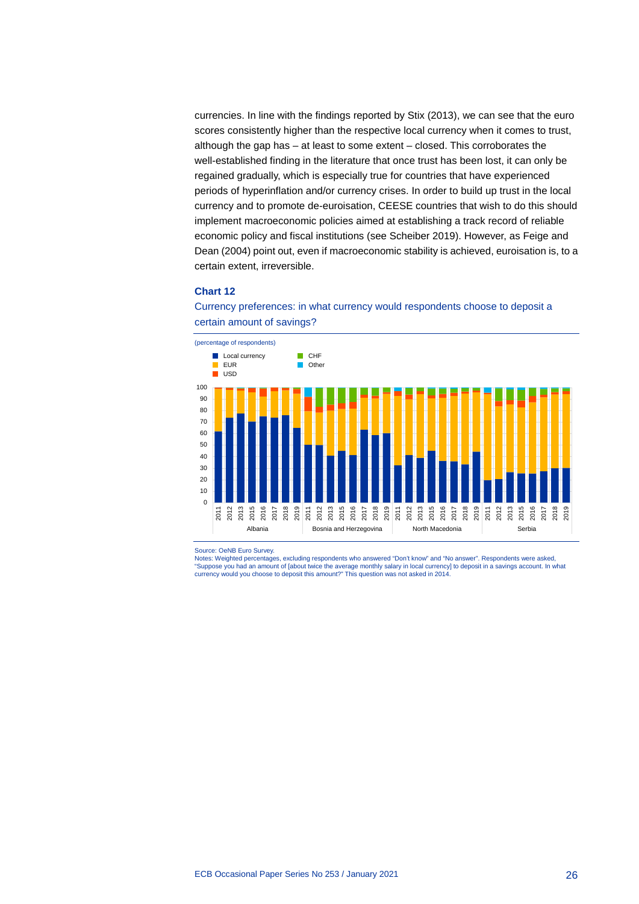currencies. In line with the findings reported by Stix (2013), we can see that the euro scores consistently higher than the respective local currency when it comes to trust, although the gap has – at least to some extent – closed. This corroborates the well-established finding in the literature that once trust has been lost, it can only be regained gradually, which is especially true for countries that have experienced periods of hyperinflation and/or currency crises. In order to build up trust in the local currency and to promote de-euroisation, CEESE countries that wish to do this should implement macroeconomic policies aimed at establishing a track record of reliable economic policy and fiscal institutions (see Scheiber 2019). However, as Feige and Dean (2004) point out, even if macroeconomic stability is achieved, euroisation is, to a certain extent, irreversible.

**Chart 12**

Currency preferences: in what currency would respondents choose to deposit a certain amount of savings?

(percentage of respondents)

Source: OeNB Euro Survey.
Notes: Weighted percentages, excluding respondents who answered "Don't know" and "No answer". Respondents were asked, "Suppose you had an amount of [about twice the average monthly salary in local currency] to deposit in a savings account. In what currency would you choose to deposit this amount?" This question was not asked in 2014.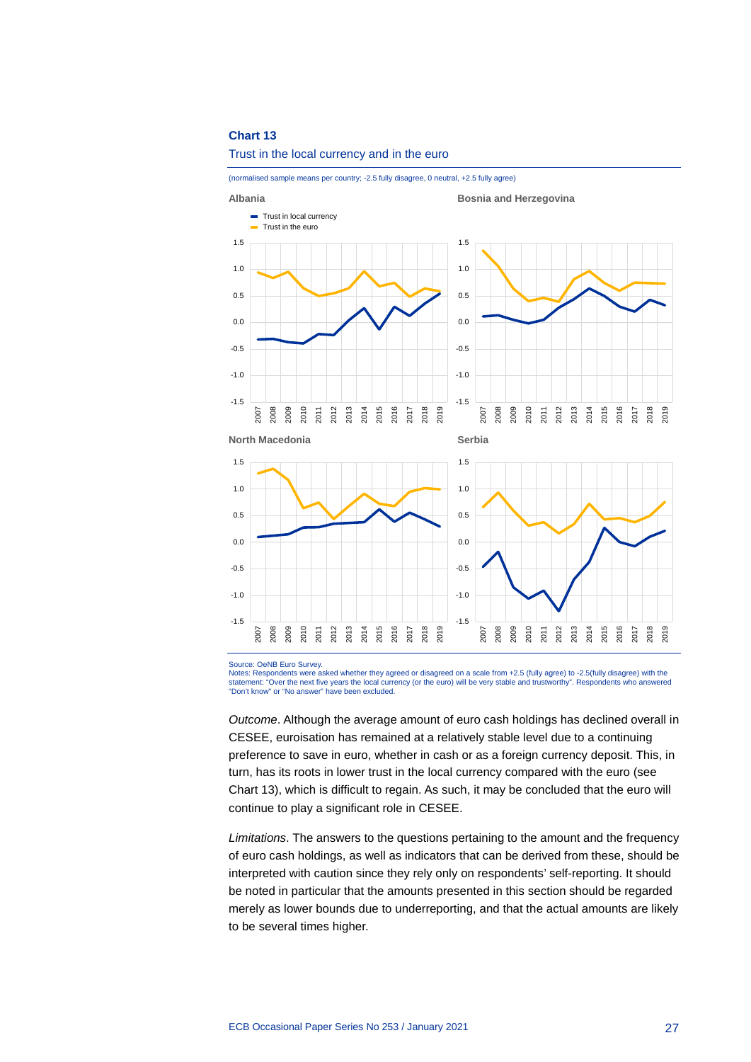**Chart 13**

Trust in the local currency and in the euro

(normalised sample means per country; -2.5 fully disagree, 0 neutral, +2.5 fully agree)

Source: OeNB Euro Survey.
Notes: Respondents were asked whether they agreed or disagreed on a scale from +2.5 (fully agree) to -2.5(fully disagree) with the statement: "Over the next five years the local currency (or the euro) will be very stable and trustworthy". Respondents who answered "Don't know" or "No answer" have been excluded.

*Outcome*. Although the average amount of euro cash holdings has declined overall in CESEE, euroisation has remained at a relatively stable level due to a continuing preference to save in euro, whether in cash or as a foreign currency deposit. This, in turn, has its roots in lower trust in the local currency compared with the euro (see Chart 13), which is difficult to regain. As such, it may be concluded that the euro will continue to play a significant role in CESEE.

*Limitations*. The answers to the questions pertaining to the amount and the frequency of euro cash holdings, as well as indicators that can be derived from these, should be interpreted with caution since they rely only on respondents' self-reporting. It should be noted in particular that the amounts presented in this section should be regarded merely as lower bounds due to underreporting, and that the actual amounts are likely to be several times higher.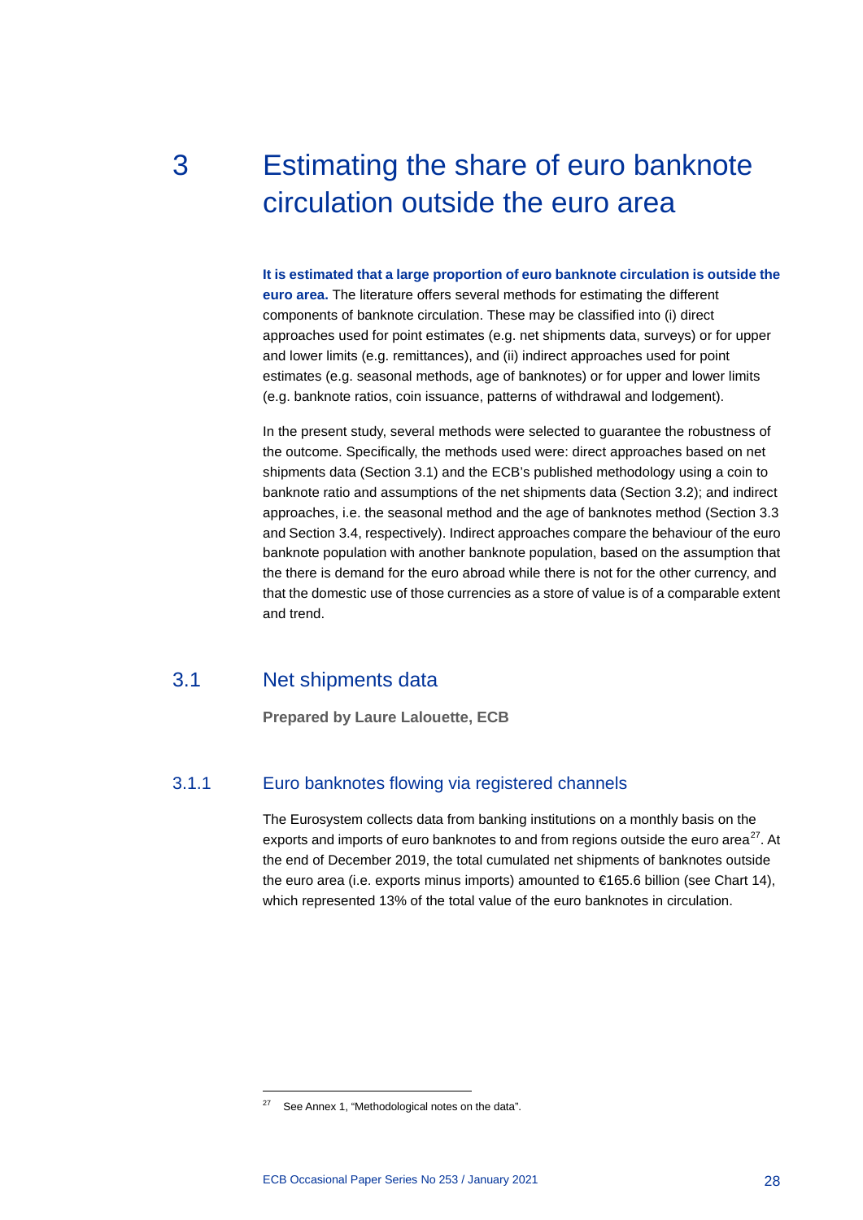# 3 Estimating the share of euro banknote circulation outside the euro area

**It is estimated that a large proportion of euro banknote circulation is outside the euro area.** The literature offers several methods for estimating the different components of banknote circulation. These may be classified into (i) direct approaches used for point estimates (e.g. net shipments data, surveys) or for upper and lower limits (e.g. remittances), and (ii) indirect approaches used for point estimates (e.g. seasonal methods, age of banknotes) or for upper and lower limits (e.g. banknote ratios, coin issuance, patterns of withdrawal and lodgement).

In the present study, several methods were selected to guarantee the robustness of the outcome. Specifically, the methods used were: direct approaches based on net shipments data (Section 3.1) and the ECB's published methodology using a coin to banknote ratio and assumptions of the net shipments data (Section 3.2); and indirect approaches, i.e. the seasonal method and the age of banknotes method (Section 3.3 and Section 3.4, respectively). Indirect approaches compare the behaviour of the euro banknote population with another banknote population, based on the assumption that the there is demand for the euro abroad while there is not for the other currency, and that the domestic use of those currencies as a store of value is of a comparable extent and trend.

## 3.1 Net shipments data

**Prepared by Laure Lalouette, ECB**

### 3.1.1 Euro banknotes flowing via registered channels

The Eurosystem collects data from banking institutions on a monthly basis on the exports and imports of euro banknotes to and from regions outside the euro area[27]. At the end of December 2019, the total cumulated net shipments of banknotes outside the euro area (i.e. exports minus imports) amounted to €165.6 billion (see Chart 14), which represented 13% of the total value of the euro banknotes in circulation.

[27] See Annex 1, "Methodological notes on the data".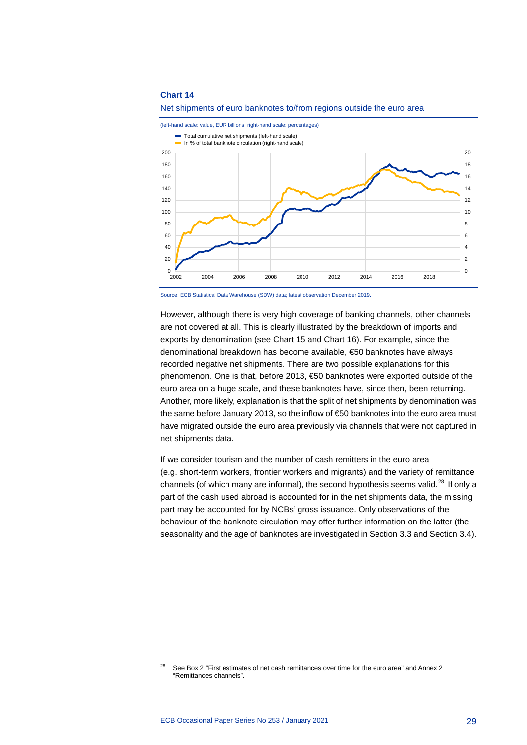**Chart 14**

Net shipments of euro banknotes to/from regions outside the euro area

(left-hand scale: value, EUR billions; right-hand scale: percentages)

- Total cumulative net shipments (left-hand scale)
- In % of total banknote circulation (right-hand scale)

Source: ECB Statistical Data Warehouse (SDW) data; latest observation December 2019.

However, although there is very high coverage of banking channels, other channels are not covered at all. This is clearly illustrated by the breakdown of imports and exports by denomination (see Chart 15 and Chart 16). For example, since the denominational breakdown has become available, €50 banknotes have always recorded negative net shipments. There are two possible explanations for this phenomenon. One is that, before 2013, €50 banknotes were exported outside of the euro area on a huge scale, and these banknotes have, since then, been returning. Another, more likely, explanation is that the split of net shipments by denomination was the same before January 2013, so the inflow of €50 banknotes into the euro area must have migrated outside the euro area previously via channels that were not captured in net shipments data.

If we consider tourism and the number of cash remitters in the euro area (e.g. short-term workers, frontier workers and migrants) and the variety of remittance channels (of which many are informal), the second hypothesis seems valid.[28] If only a part of the cash used abroad is accounted for in the net shipments data, the missing part may be accounted for by NCBs' gross issuance. Only observations of the behaviour of the banknote circulation may offer further information on the latter (the seasonality and the age of banknotes are investigated in Section 3.3 and Section 3.4).

[28] See Box 2 "First estimates of net cash remittances over time for the euro area" and Annex 2 "Remittances channels".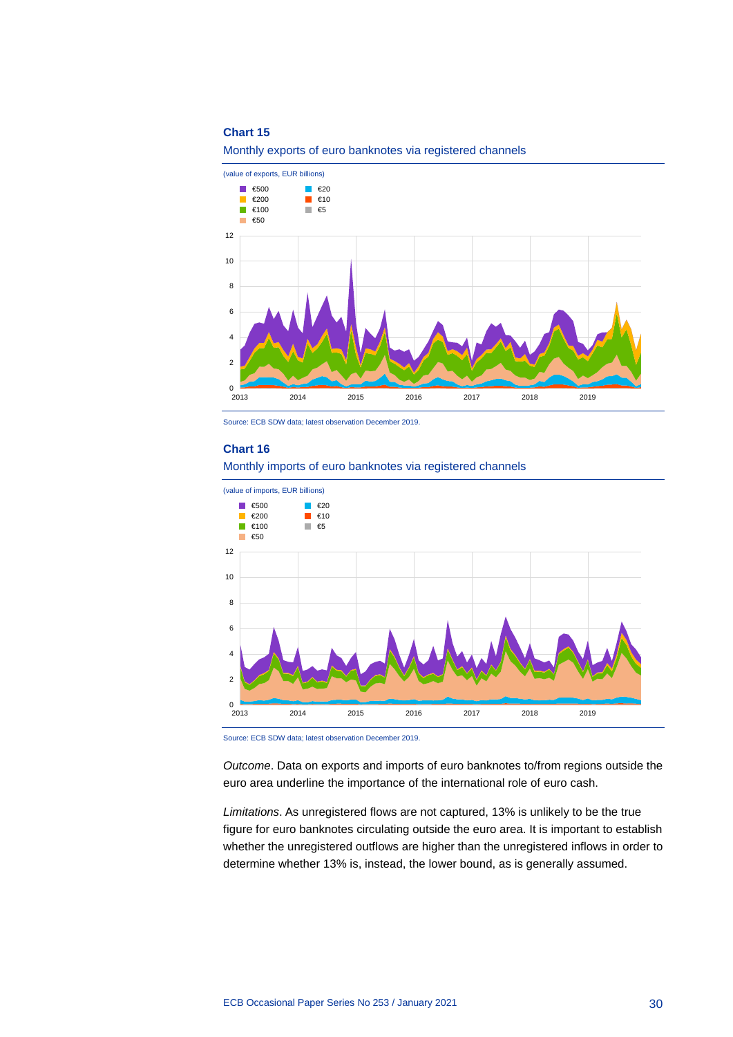**Chart 15**

Monthly exports of euro banknotes via registered channels

(value of exports, EUR billions)

Source: ECB SDW data; latest observation December 2019.

**Chart 16**

Monthly imports of euro banknotes via registered channels

(value of imports, EUR billions)

Source: ECB SDW data; latest observation December 2019.

*Outcome*. Data on exports and imports of euro banknotes to/from regions outside the euro area underline the importance of the international role of euro cash.

*Limitations*. As unregistered flows are not captured, 13% is unlikely to be the true figure for euro banknotes circulating outside the euro area. It is important to establish whether the unregistered outflows are higher than the unregistered inflows in order to determine whether 13% is, instead, the lower bound, as is generally assumed.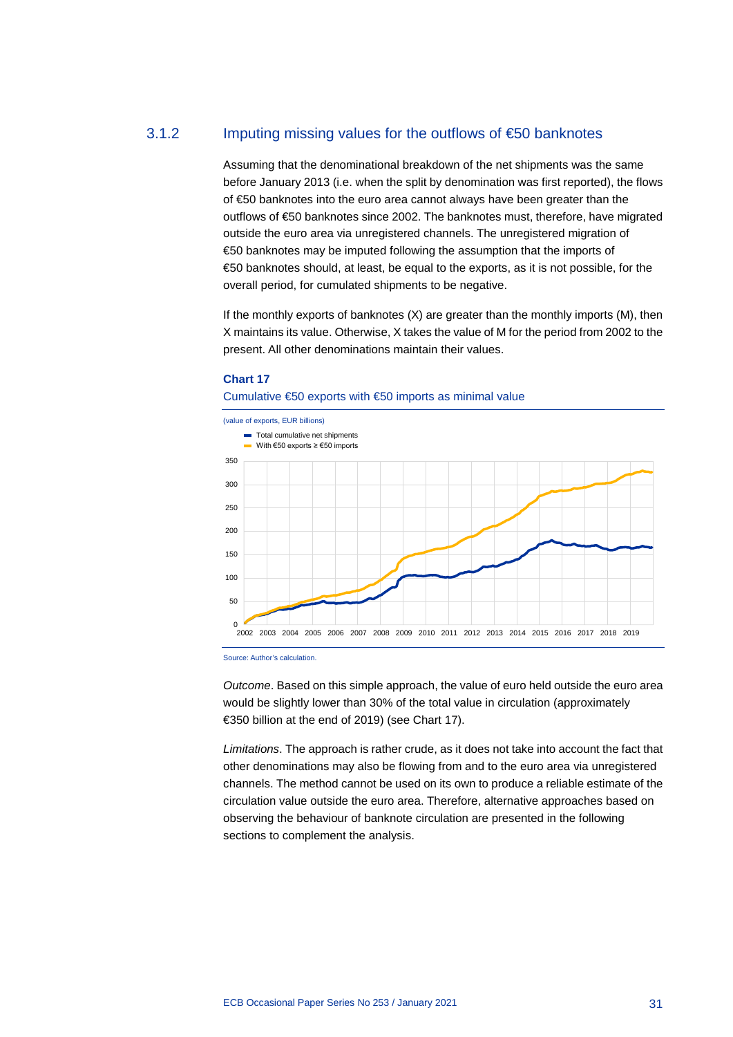### 3.1.2 Imputing missing values for the outflows of €50 banknotes

Assuming that the denominational breakdown of the net shipments was the same before January 2013 (i.e. when the split by denomination was first reported), the flows of €50 banknotes into the euro area cannot always have been greater than the outflows of €50 banknotes since 2002. The banknotes must, therefore, have migrated outside the euro area via unregistered channels. The unregistered migration of €50 banknotes may be imputed following the assumption that the imports of €50 banknotes should, at least, be equal to the exports, as it is not possible, for the overall period, for cumulated shipments to be negative.

If the monthly exports of banknotes (X) are greater than the monthly imports (M), then X maintains its value. Otherwise, X takes the value of M for the period from 2002 to the present. All other denominations maintain their values.

**Chart 17**

Cumulative €50 exports with €50 imports as minimal value

(value of exports, EUR billions)

- Total cumulative net shipments
- With €50 exports ≥ €50 imports

Source: Author's calculation.

*Outcome*. Based on this simple approach, the value of euro held outside the euro area would be slightly lower than 30% of the total value in circulation (approximately €350 billion at the end of 2019) (see Chart 17).

*Limitations*. The approach is rather crude, as it does not take into account the fact that other denominations may also be flowing from and to the euro area via unregistered channels. The method cannot be used on its own to produce a reliable estimate of the circulation value outside the euro area. Therefore, alternative approaches based on observing the behaviour of banknote circulation are presented in the following sections to complement the analysis.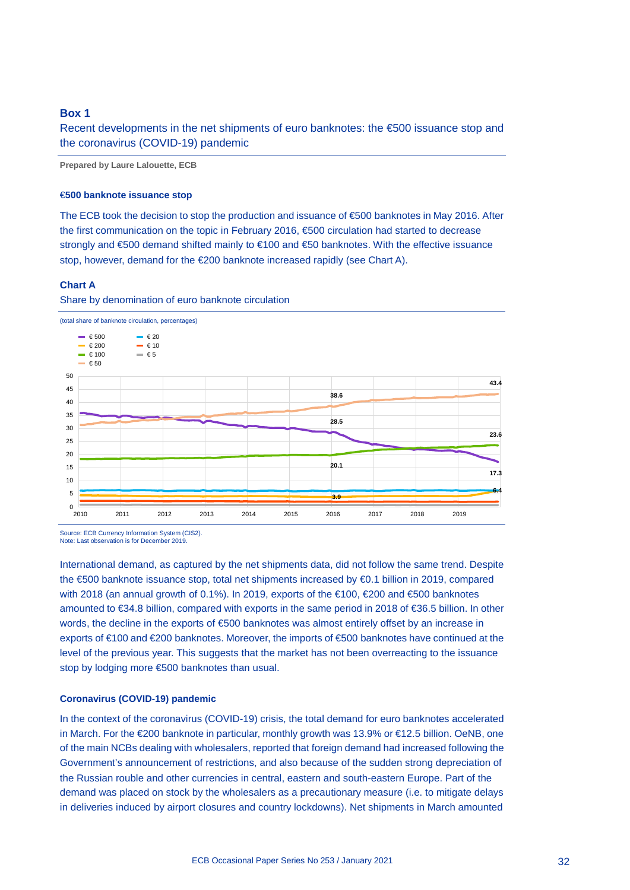## Box 1

### Recent developments in the net shipments of euro banknotes: the €500 issuance stop and the coronavirus (COVID-19) pandemic

**Prepared by Laure Lalouette, ECB**

#### €500 banknote issuance stop

The ECB took the decision to stop the production and issuance of €500 banknotes in May 2016. After the first communication on the topic in February 2016, €500 circulation had started to decrease strongly and €500 demand shifted mainly to €100 and €50 banknotes. With the effective issuance stop, however, demand for the €200 banknote increased rapidly (see Chart A).

**Chart A**

Share by denomination of euro banknote circulation

(total share of banknote circulation, percentages)

Source: ECB Currency Information System (CIS2).
Note: Last observation is for December 2019.

International demand, as captured by the net shipments data, did not follow the same trend. Despite the €500 banknote issuance stop, total net shipments increased by €0.1 billion in 2019, compared with 2018 (an annual growth of 0.1%). In 2019, exports of the €100, €200 and €500 banknotes amounted to €34.8 billion, compared with exports in the same period in 2018 of €36.5 billion. In other words, the decline in the exports of €500 banknotes was almost entirely offset by an increase in exports of €100 and €200 banknotes. Moreover, the imports of €500 banknotes have continued at the level of the previous year. This suggests that the market has not been overreacting to the issuance stop by lodging more €500 banknotes than usual.

#### Coronavirus (COVID-19) pandemic

In the context of the coronavirus (COVID-19) crisis, the total demand for euro banknotes accelerated in March. For the €200 banknote in particular, monthly growth was 13.9% or €12.5 billion. OeNB, one of the main NCBs dealing with wholesalers, reported that foreign demand had increased following the Government's announcement of restrictions, and also because of the sudden strong depreciation of the Russian rouble and other currencies in central, eastern and south-eastern Europe. Part of the demand was placed on stock by the wholesalers as a precautionary measure (i.e. to mitigate delays in deliveries induced by airport closures and country lockdowns). Net shipments in March amounted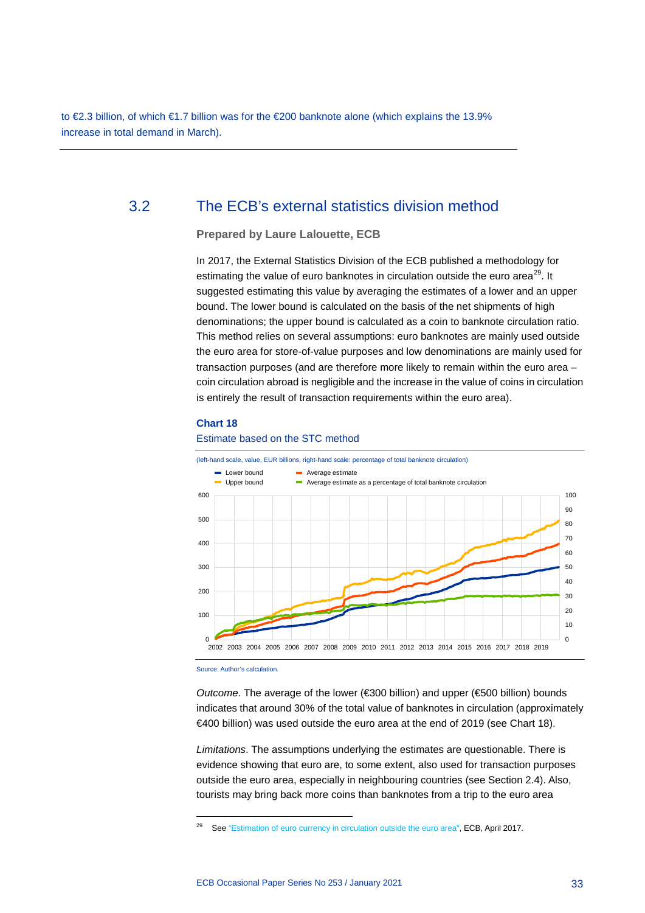to €2.3 billion, of which €1.7 billion was for the €200 banknote alone (which explains the 13.9% increase in total demand in March).

## 3.2 The ECB's external statistics division method

**Prepared by Laure Lalouette, ECB**

In 2017, the External Statistics Division of the ECB published a methodology for estimating the value of euro banknotes in circulation outside the euro area[29]. It suggested estimating this value by averaging the estimates of a lower and an upper bound. The lower bound is calculated on the basis of the net shipments of high denominations; the upper bound is calculated as a coin to banknote circulation ratio. This method relies on several assumptions: euro banknotes are mainly used outside the euro area for store-of-value purposes and low denominations are mainly used for transaction purposes (and are therefore more likely to remain within the euro area – coin circulation abroad is negligible and the increase in the value of coins in circulation is entirely the result of transaction requirements within the euro area).

**Chart 18**

Estimate based on the STC method

(left-hand scale, value, EUR billions, right-hand scale: percentage of total banknote circulation)

Source: Author's calculation.

*Outcome*. The average of the lower (€300 billion) and upper (€500 billion) bounds indicates that around 30% of the total value of banknotes in circulation (approximately €400 billion) was used outside the euro area at the end of 2019 (see Chart 18).

*Limitations*. The assumptions underlying the estimates are questionable. There is evidence showing that euro are, to some extent, also used for transaction purposes outside the euro area, especially in neighbouring countries (see Section 2.4). Also, tourists may bring back more coins than banknotes from a trip to the euro area

[29] See "Estimation of euro currency in circulation outside the euro area", ECB, April 2017.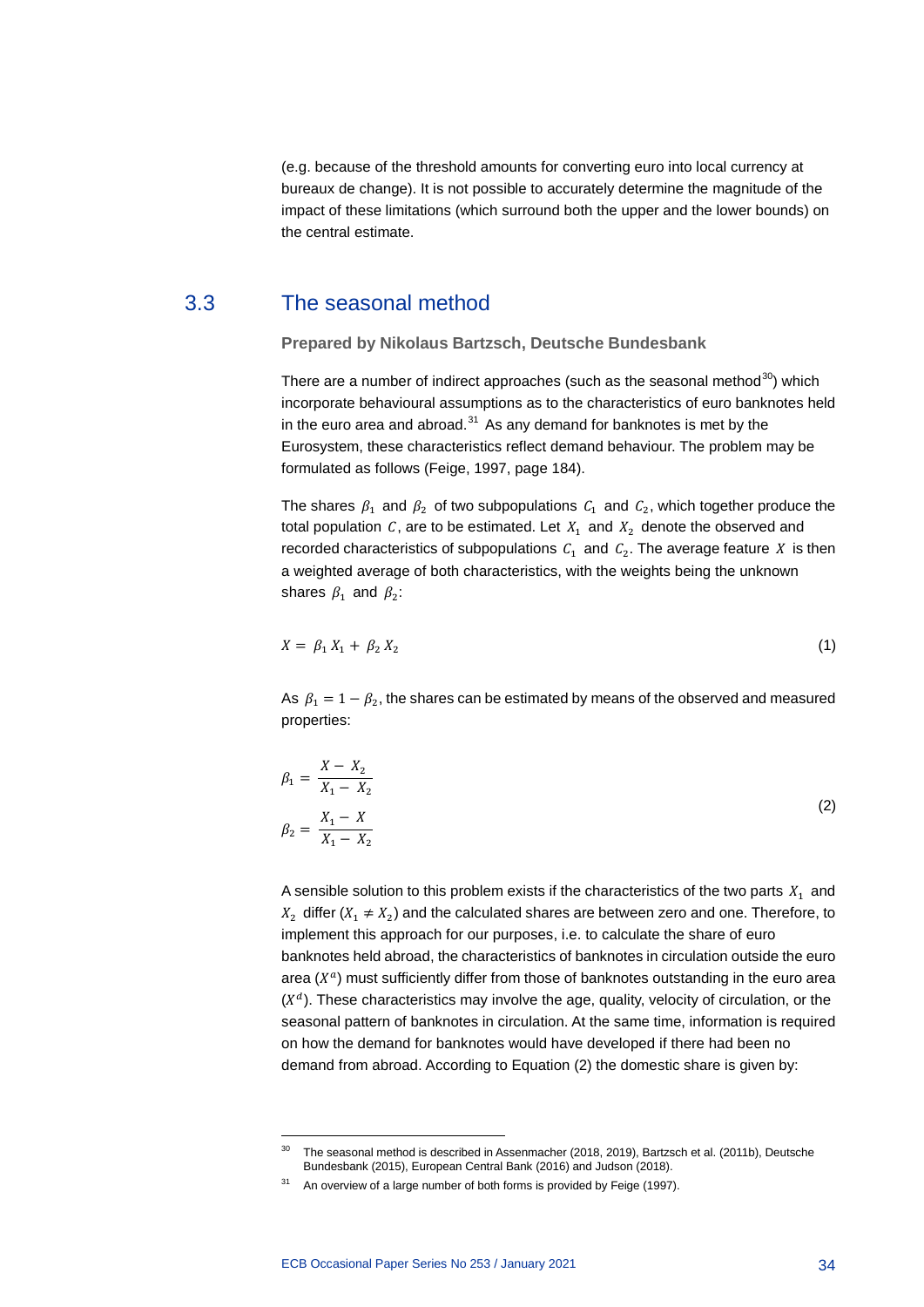(e.g. because of the threshold amounts for converting euro into local currency at bureaux de change). It is not possible to accurately determine the magnitude of the impact of these limitations (which surround both the upper and the lower bounds) on the central estimate.

## 3.3 The seasonal method

**Prepared by Nikolaus Bartzsch, Deutsche Bundesbank**

There are a number of indirect approaches (such as the seasonal method[30]) which incorporate behavioural assumptions as to the characteristics of euro banknotes held in the euro area and abroad.[31] As any demand for banknotes is met by the Eurosystem, these characteristics reflect demand behaviour. The problem may be formulated as follows (Feige, 1997, page 184).

The shares $\beta_1$ and $\beta_2$ of two subpopulations $C_1$ and $C_2$, which together produce the total population $C$, are to be estimated. Let $X_1$ and $X_2$ denote the observed and recorded characteristics of subpopulations $C_1$ and $C_2$. The average feature $X$ is then a weighted average of both characteristics, with the weights being the unknown shares $\beta_1$ and $\beta_2$:

$$X = \beta_1 X_1 + \beta_2 X_2 \tag{1}$$

As $\beta_1 = 1 - \beta_2$, the shares can be estimated by means of the observed and measured properties:

$$\beta_1 = \frac{X - X_2}{X_1 - X_2}$$
$$\beta_2 = \frac{X_1 - X}{X_1 - X_2} \tag{2}$$

A sensible solution to this problem exists if the characteristics of the two parts $X_1$ and $X_2$ differ ($X_1 \neq X_2$) and the calculated shares are between zero and one. Therefore, to implement this approach for our purposes, i.e. to calculate the share of euro banknotes held abroad, the characteristics of banknotes in circulation outside the euro area ($X^a$) must sufficiently differ from those of banknotes outstanding in the euro area ($X^d$). These characteristics may involve the age, quality, velocity of circulation, or the seasonal pattern of banknotes in circulation. At the same time, information is required on how the demand for banknotes would have developed if there had been no demand from abroad. According to Equation (2) the domestic share is given by:

---

[30] The seasonal method is described in Assenmacher (2018, 2019), Bartzsch et al. (2011b), Deutsche Bundesbank (2015), European Central Bank (2016) and Judson (2018).

[31] An overview of a large number of both forms is provided by Feige (1997).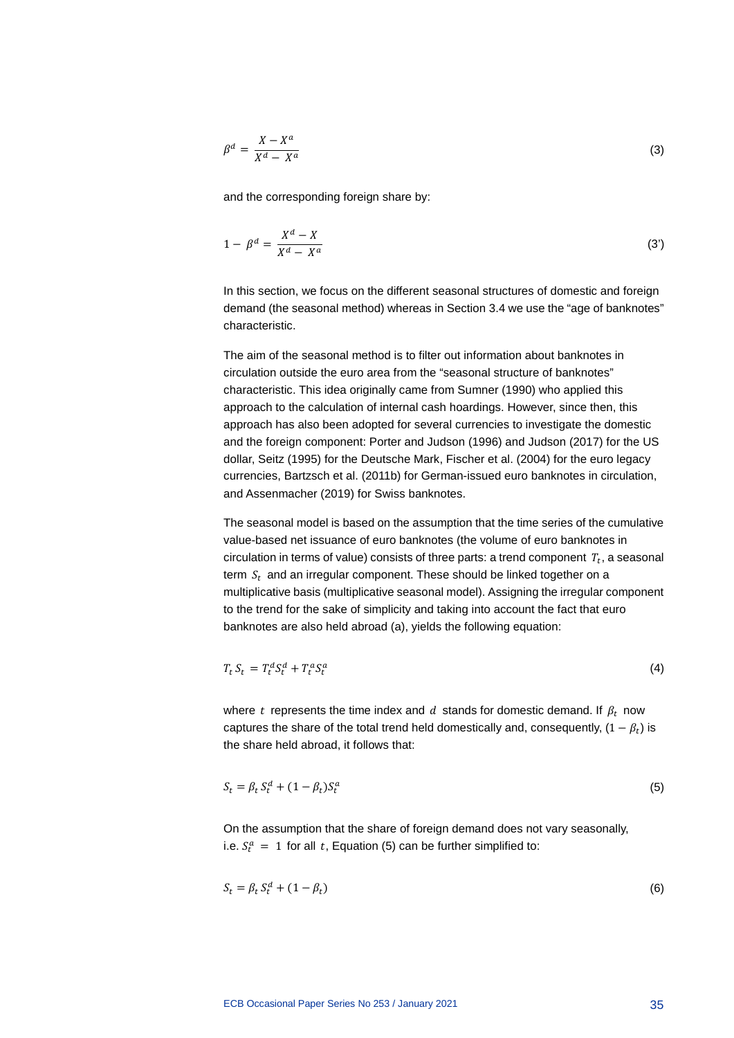$$\beta^d = \frac{X - X^a}{X^d - X^a} \tag{3}$$

and the corresponding foreign share by:

$$1 - \beta^d = \frac{X^d - X}{X^d - X^a} \tag{3'}$$

In this section, we focus on the different seasonal structures of domestic and foreign demand (the seasonal method) whereas in Section 3.4 we use the "age of banknotes" characteristic.

The aim of the seasonal method is to filter out information about banknotes in circulation outside the euro area from the "seasonal structure of banknotes" characteristic. This idea originally came from Sumner (1990) who applied this approach to the calculation of internal cash hoardings. However, since then, this approach has also been adopted for several currencies to investigate the domestic and the foreign component: Porter and Judson (1996) and Judson (2017) for the US dollar, Seitz (1995) for the Deutsche Mark, Fischer et al. (2004) for the euro legacy currencies, Bartzsch et al. (2011b) for German-issued euro banknotes in circulation, and Assenmacher (2019) for Swiss banknotes.

The seasonal model is based on the assumption that the time series of the cumulative value-based net issuance of euro banknotes (the volume of euro banknotes in circulation in terms of value) consists of three parts: a trend component $T_t$, a seasonal term $S_t$ and an irregular component. These should be linked together on a multiplicative basis (multiplicative seasonal model). Assigning the irregular component to the trend for the sake of simplicity and taking into account the fact that euro banknotes are also held abroad (a), yields the following equation:

$$T_t S_t = T_t^d S_t^d + T_t^a S_t^a \tag{4}$$

where $t$ represents the time index and $d$ stands for domestic demand. If $\beta_t$ now captures the share of the total trend held domestically and, consequently, $(1 - \beta_t)$ is the share held abroad, it follows that:

$$S_t = \beta_t S_t^d + (1 - \beta_t) S_t^a \tag{5}$$

On the assumption that the share of foreign demand does not vary seasonally, i.e. $S_t^a = 1$ for all $t$, Equation (5) can be further simplified to:

$$S_t = \beta_t S_t^d + (1 - \beta_t) \tag{6}$$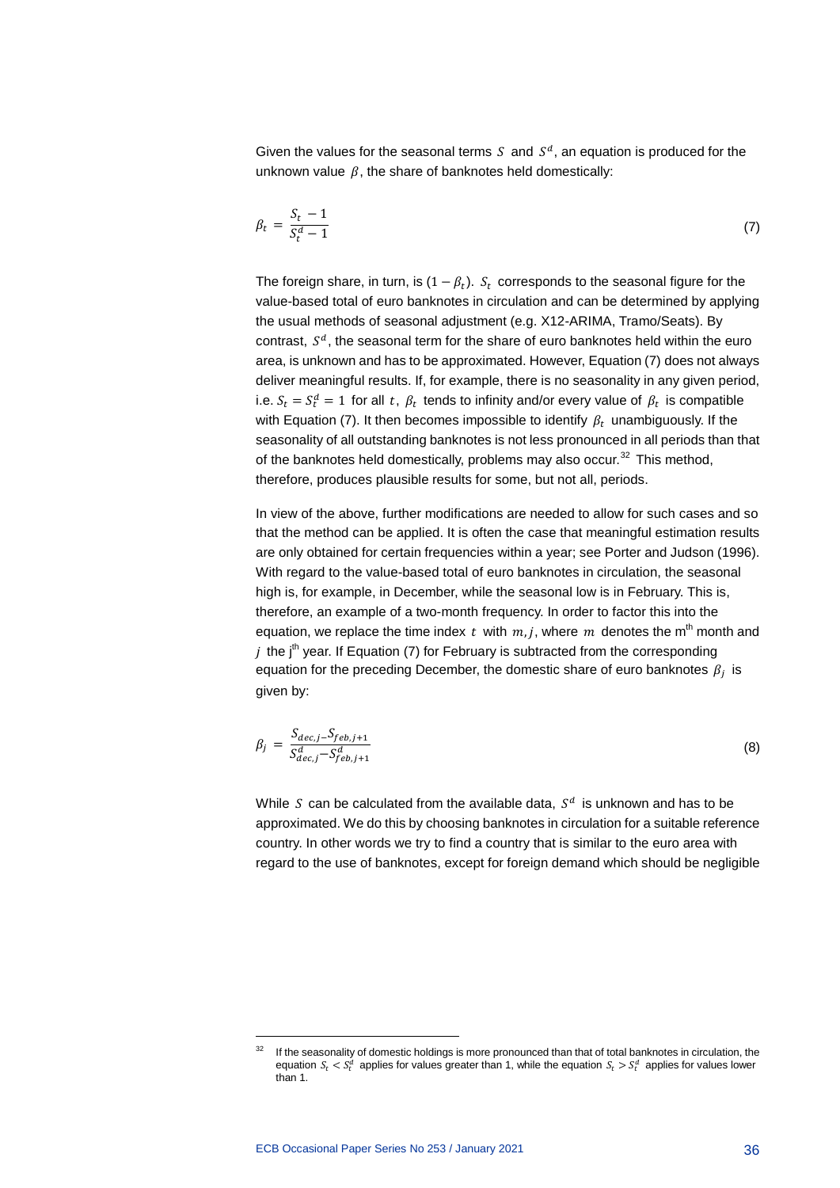Given the values for the seasonal terms $S$ and $S^d$, an equation is produced for the unknown value $\beta$, the share of banknotes held domestically:

$$\beta_t = \frac{S_t - 1}{S_t^d - 1} \tag{7}$$

The foreign share, in turn, is $(1 - \beta_t)$. $S_t$ corresponds to the seasonal figure for the value-based total of euro banknotes in circulation and can be determined by applying the usual methods of seasonal adjustment (e.g. X12-ARIMA, Tramo/Seats). By contrast, $S^d$, the seasonal term for the share of euro banknotes held within the euro area, is unknown and has to be approximated. However, Equation (7) does not always deliver meaningful results. If, for example, there is no seasonality in any given period, i.e. $S_t = S_t^d = 1$ for all $t$, $\beta_t$ tends to infinity and/or every value of $\beta_t$ is compatible with Equation (7). It then becomes impossible to identify $\beta_t$ unambiguously. If the seasonality of all outstanding banknotes is not less pronounced in all periods than that of the banknotes held domestically, problems may also occur.[32] This method, therefore, produces plausible results for some, but not all, periods.

In view of the above, further modifications are needed to allow for such cases and so that the method can be applied. It is often the case that meaningful estimation results are only obtained for certain frequencies within a year; see Porter and Judson (1996). With regard to the value-based total of euro banknotes in circulation, the seasonal high is, for example, in December, while the seasonal low is in February. This is, therefore, an example of a two-month frequency. In order to factor this into the equation, we replace the time index $t$ with $m, j$, where $m$ denotes the m[th] month and $j$ the j[th] year. If Equation (7) for February is subtracted from the corresponding equation for the preceding December, the domestic share of euro banknotes $\beta_j$ is given by:

$$\beta_j = \frac{S_{dec,j} - S_{feb,j+1}}{S_{dec,j}^d - S_{feb,j+1}^d} \tag{8}$$

While $S$ can be calculated from the available data, $S^d$ is unknown and has to be approximated. We do this by choosing banknotes in circulation for a suitable reference country. In other words we try to find a country that is similar to the euro area with regard to the use of banknotes, except for foreign demand which should be negligible

[32] If the seasonality of domestic holdings is more pronounced than that of total banknotes in circulation, the equation $S_t < S_t^d$ applies for values greater than 1, while the equation $S_t > S_t^d$ applies for values lower than 1.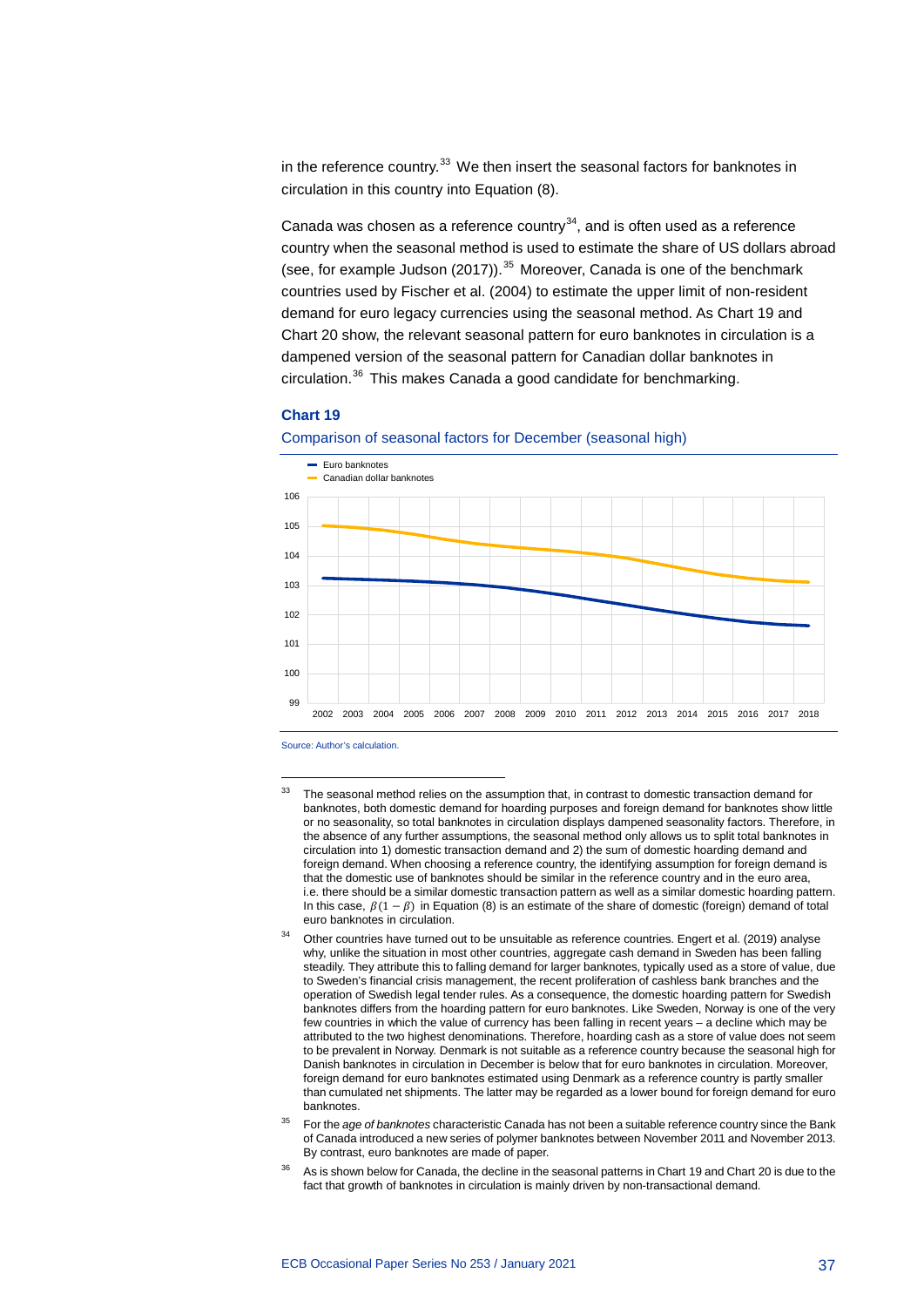in the reference country.[33] We then insert the seasonal factors for banknotes in circulation in this country into Equation (8).

Canada was chosen as a reference country[34], and is often used as a reference country when the seasonal method is used to estimate the share of US dollars abroad (see, for example Judson (2017)).[35] Moreover, Canada is one of the benchmark countries used by Fischer et al. (2004) to estimate the upper limit of non-resident demand for euro legacy currencies using the seasonal method. As Chart 19 and Chart 20 show, the relevant seasonal pattern for euro banknotes in circulation is a dampened version of the seasonal pattern for Canadian dollar banknotes in circulation.[36] This makes Canada a good candidate for benchmarking.

**Chart 19**

Comparison of seasonal factors for December (seasonal high)

Source: Author's calculation.

---

[33] The seasonal method relies on the assumption that, in contrast to domestic transaction demand for banknotes, both domestic demand for hoarding purposes and foreign demand for banknotes show little or no seasonality, so total banknotes in circulation displays dampened seasonality factors. Therefore, in the absence of any further assumptions, the seasonal method only allows us to split total banknotes in circulation into 1) domestic transaction demand and 2) the sum of domestic hoarding demand and foreign demand. When choosing a reference country, the identifying assumption for foreign demand is that the domestic use of banknotes should be similar in the reference country and in the euro area, i.e. there should be a similar domestic transaction pattern as well as a similar domestic hoarding pattern. In this case, $\beta(1-\beta)$ in Equation (8) is an estimate of the share of domestic (foreign) demand of total euro banknotes in circulation.

[34] Other countries have turned out to be unsuitable as reference countries. Engert et al. (2019) analyse why, unlike the situation in most other countries, aggregate cash demand in Sweden has been falling steadily. They attribute this to falling demand for larger banknotes, typically used as a store of value, due to Sweden's financial crisis management, the recent proliferation of cashless bank branches and the operation of Swedish legal tender rules. As a consequence, the domestic hoarding pattern for Swedish banknotes differs from the hoarding pattern for euro banknotes. Like Sweden, Norway is one of the very few countries in which the value of currency has been falling in recent years – a decline which may be attributed to the two highest denominations. Therefore, hoarding cash as a store of value does not seem to be prevalent in Norway. Denmark is not suitable as a reference country because the seasonal high for Danish banknotes in circulation in December is below that for euro banknotes in circulation. Moreover, foreign demand for euro banknotes estimated using Denmark as a reference country is partly smaller than cumulated net shipments. The latter may be regarded as a lower bound for foreign demand for euro banknotes.

[35] For the *age of banknotes* characteristic Canada has not been a suitable reference country since the Bank of Canada introduced a new series of polymer banknotes between November 2011 and November 2013. By contrast, euro banknotes are made of paper.

[36] As is shown below for Canada, the decline in the seasonal patterns in Chart 19 and Chart 20 is due to the fact that growth of banknotes in circulation is mainly driven by non-transactional demand.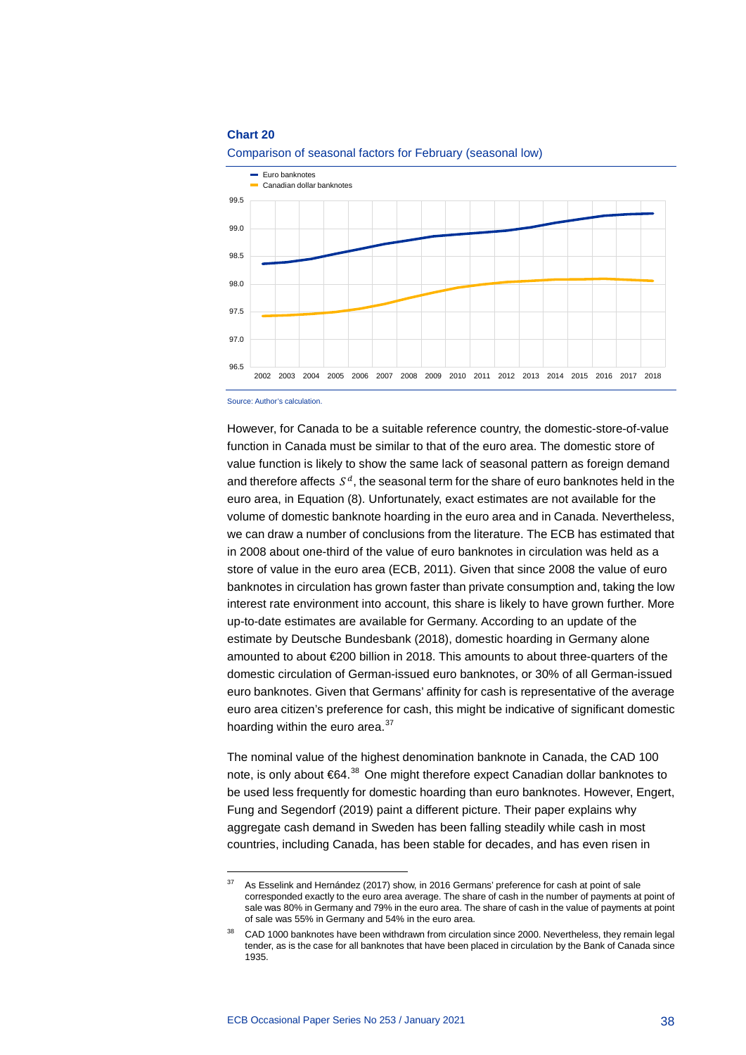**Chart 20**

Comparison of seasonal factors for February (seasonal low)

Source: Author's calculation.

However, for Canada to be a suitable reference country, the domestic-store-of-value function in Canada must be similar to that of the euro area. The domestic store of value function is likely to show the same lack of seasonal pattern as foreign demand and therefore affects $S^d$, the seasonal term for the share of euro banknotes held in the euro area, in Equation (8). Unfortunately, exact estimates are not available for the volume of domestic banknote hoarding in the euro area and in Canada. Nevertheless, we can draw a number of conclusions from the literature. The ECB has estimated that in 2008 about one-third of the value of euro banknotes in circulation was held as a store of value in the euro area (ECB, 2011). Given that since 2008 the value of euro banknotes in circulation has grown faster than private consumption and, taking the low interest rate environment into account, this share is likely to have grown further. More up-to-date estimates are available for Germany. According to an update of the estimate by Deutsche Bundesbank (2018), domestic hoarding in Germany alone amounted to about €200 billion in 2018. This amounts to about three-quarters of the domestic circulation of German-issued euro banknotes, or 30% of all German-issued euro banknotes. Given that Germans' affinity for cash is representative of the average euro area citizen's preference for cash, this might be indicative of significant domestic hoarding within the euro area.[37]

The nominal value of the highest denomination banknote in Canada, the CAD 100 note, is only about €64.[38] One might therefore expect Canadian dollar banknotes to be used less frequently for domestic hoarding than euro banknotes. However, Engert, Fung and Segendorf (2019) paint a different picture. Their paper explains why aggregate cash demand in Sweden has been falling steadily while cash in most countries, including Canada, has been stable for decades, and has even risen in

[37] As Esselink and Hernández (2017) show, in 2016 Germans' preference for cash at point of sale corresponded exactly to the euro area average. The share of cash in the number of payments at point of sale was 80% in Germany and 79% in the euro area. The share of cash in the value of payments at point of sale was 55% in Germany and 54% in the euro area.

[38] CAD 1000 banknotes have been withdrawn from circulation since 2000. Nevertheless, they remain legal tender, as is the case for all banknotes that have been placed in circulation by the Bank of Canada since 1935.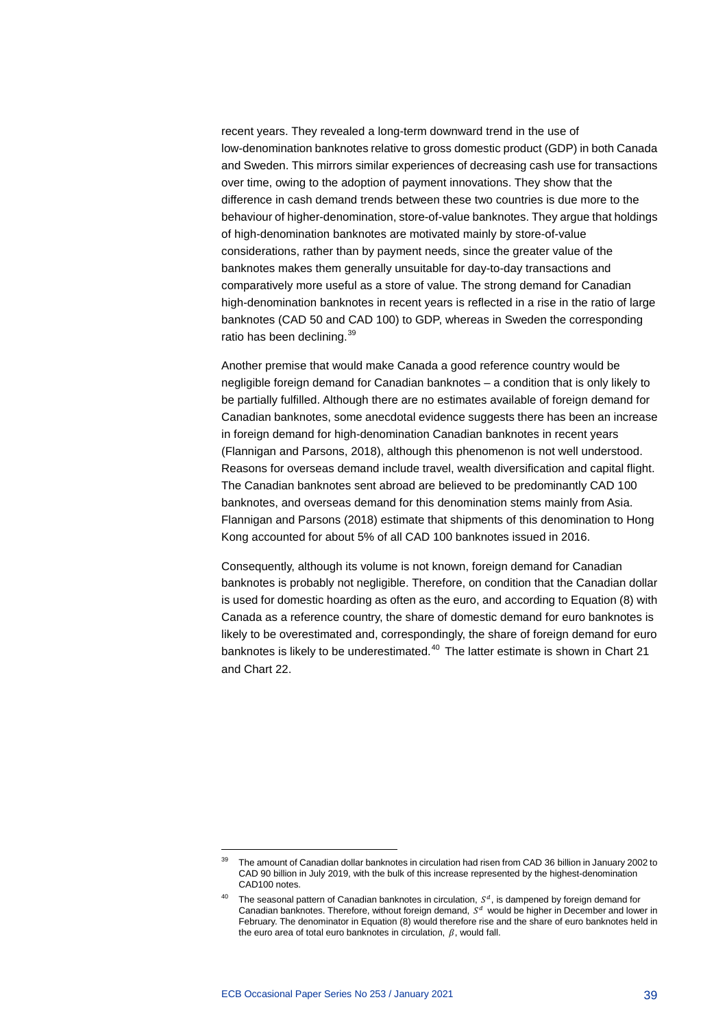recent years. They revealed a long-term downward trend in the use of low-denomination banknotes relative to gross domestic product (GDP) in both Canada and Sweden. This mirrors similar experiences of decreasing cash use for transactions over time, owing to the adoption of payment innovations. They show that the difference in cash demand trends between these two countries is due more to the behaviour of higher-denomination, store-of-value banknotes. They argue that holdings of high-denomination banknotes are motivated mainly by store-of-value considerations, rather than by payment needs, since the greater value of the banknotes makes them generally unsuitable for day-to-day transactions and comparatively more useful as a store of value. The strong demand for Canadian high-denomination banknotes in recent years is reflected in a rise in the ratio of large banknotes (CAD 50 and CAD 100) to GDP, whereas in Sweden the corresponding ratio has been declining.[39]

Another premise that would make Canada a good reference country would be negligible foreign demand for Canadian banknotes – a condition that is only likely to be partially fulfilled. Although there are no estimates available of foreign demand for Canadian banknotes, some anecdotal evidence suggests there has been an increase in foreign demand for high-denomination Canadian banknotes in recent years (Flannigan and Parsons, 2018), although this phenomenon is not well understood. Reasons for overseas demand include travel, wealth diversification and capital flight. The Canadian banknotes sent abroad are believed to be predominantly CAD 100 banknotes, and overseas demand for this denomination stems mainly from Asia. Flannigan and Parsons (2018) estimate that shipments of this denomination to Hong Kong accounted for about 5% of all CAD 100 banknotes issued in 2016.

Consequently, although its volume is not known, foreign demand for Canadian banknotes is probably not negligible. Therefore, on condition that the Canadian dollar is used for domestic hoarding as often as the euro, and according to Equation (8) with Canada as a reference country, the share of domestic demand for euro banknotes is likely to be overestimated and, correspondingly, the share of foreign demand for euro banknotes is likely to be underestimated.[40] The latter estimate is shown in Chart 21 and Chart 22.

---

[39] The amount of Canadian dollar banknotes in circulation had risen from CAD 36 billion in January 2002 to CAD 90 billion in July 2019, with the bulk of this increase represented by the highest-denomination CAD100 notes.

[40] The seasonal pattern of Canadian banknotes in circulation, $S^d$, is dampened by foreign demand for Canadian banknotes. Therefore, without foreign demand, $S^d$ would be higher in December and lower in February. The denominator in Equation (8) would therefore rise and the share of euro banknotes held in the euro area of total euro banknotes in circulation, $\beta$, would fall.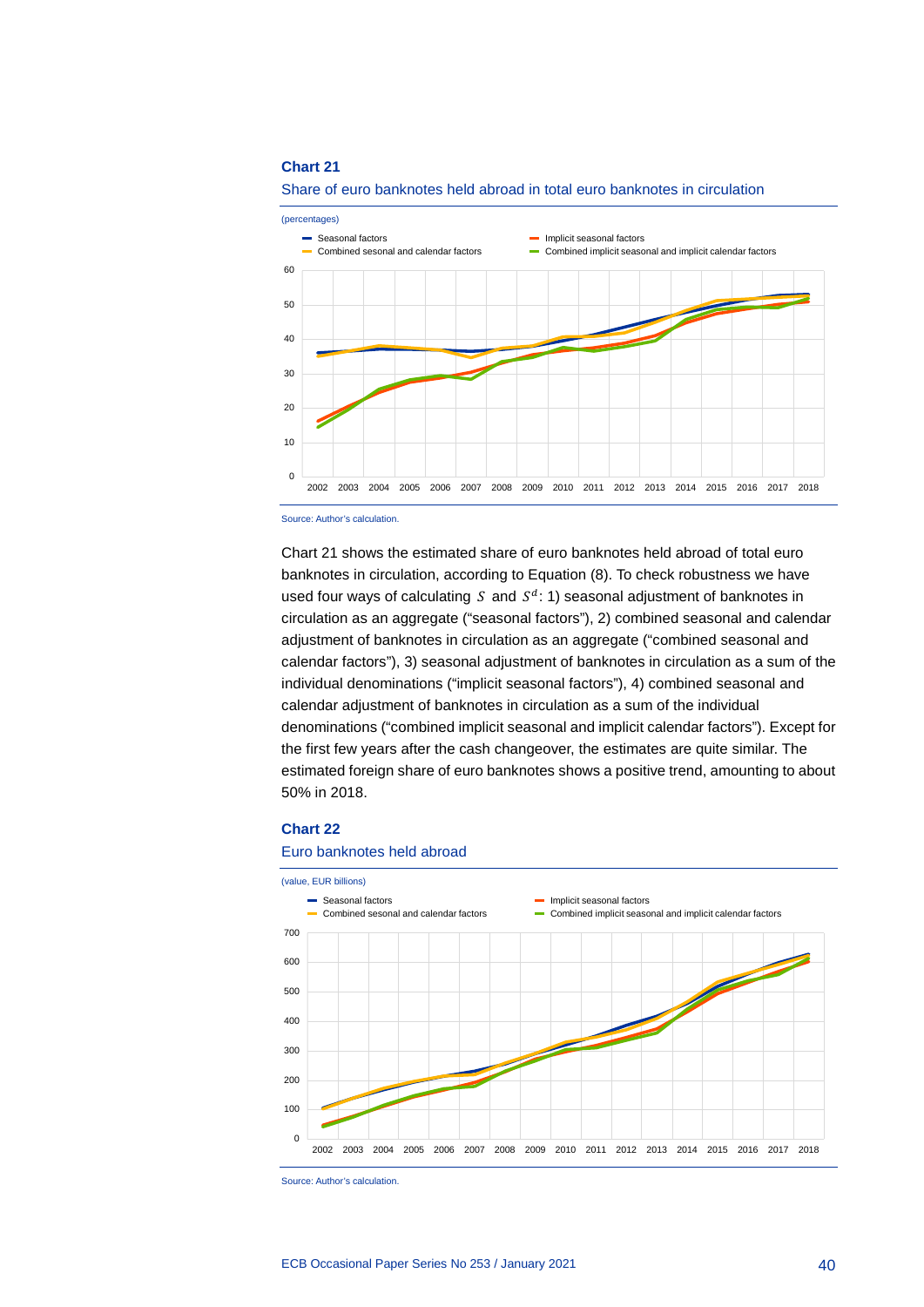**Chart 21**

Share of euro banknotes held abroad in total euro banknotes in circulation

(percentages)

Source: Author's calculation.

Chart 21 shows the estimated share of euro banknotes held abroad of total euro banknotes in circulation, according to Equation (8). To check robustness we have used four ways of calculating $S$ and $S^d$: 1) seasonal adjustment of banknotes in circulation as an aggregate ("seasonal factors"), 2) combined seasonal and calendar adjustment of banknotes in circulation as an aggregate ("combined seasonal and calendar factors"), 3) seasonal adjustment of banknotes in circulation as a sum of the individual denominations ("implicit seasonal factors"), 4) combined seasonal and calendar adjustment of banknotes in circulation as a sum of the individual denominations ("combined implicit seasonal and implicit calendar factors"). Except for the first few years after the cash changeover, the estimates are quite similar. The estimated foreign share of euro banknotes shows a positive trend, amounting to about 50% in 2018.

**Chart 22**

Euro banknotes held abroad

(value, EUR billions)

Source: Author's calculation.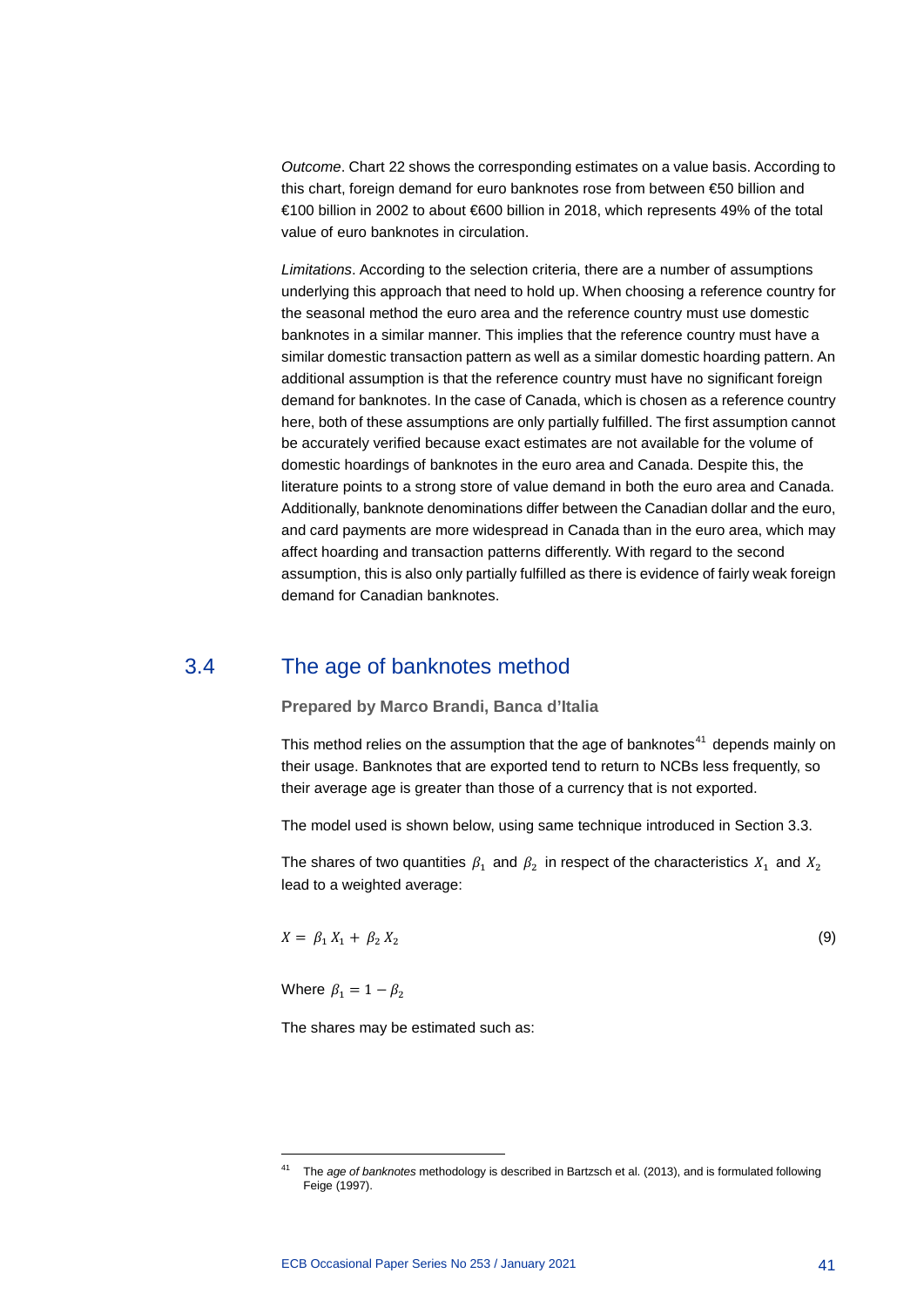*Outcome*. Chart 22 shows the corresponding estimates on a value basis. According to this chart, foreign demand for euro banknotes rose from between €50 billion and €100 billion in 2002 to about €600 billion in 2018, which represents 49% of the total value of euro banknotes in circulation.

*Limitations*. According to the selection criteria, there are a number of assumptions underlying this approach that need to hold up. When choosing a reference country for the seasonal method the euro area and the reference country must use domestic banknotes in a similar manner. This implies that the reference country must have a similar domestic transaction pattern as well as a similar domestic hoarding pattern. An additional assumption is that the reference country must have no significant foreign demand for banknotes. In the case of Canada, which is chosen as a reference country here, both of these assumptions are only partially fulfilled. The first assumption cannot be accurately verified because exact estimates are not available for the volume of domestic hoardings of banknotes in the euro area and Canada. Despite this, the literature points to a strong store of value demand in both the euro area and Canada. Additionally, banknote denominations differ between the Canadian dollar and the euro, and card payments are more widespread in Canada than in the euro area, which may affect hoarding and transaction patterns differently. With regard to the second assumption, this is also only partially fulfilled as there is evidence of fairly weak foreign demand for Canadian banknotes.

## 3.4 The age of banknotes method

**Prepared by Marco Brandi, Banca d'Italia**

This method relies on the assumption that the age of banknotes[41] depends mainly on their usage. Banknotes that are exported tend to return to NCBs less frequently, so their average age is greater than those of a currency that is not exported.

The model used is shown below, using same technique introduced in Section 3.3.

The shares of two quantities $\beta_1$ and $\beta_2$ in respect of the characteristics $X_1$ and $X_2$ lead to a weighted average:

$$X = \beta_1 X_1 + \beta_2 X_2 \tag{9}$$

Where $\beta_1 = 1 - \beta_2$

The shares may be estimated such as:

---

[41] The *age of banknotes* methodology is described in Bartzsch et al. (2013), and is formulated following Feige (1997).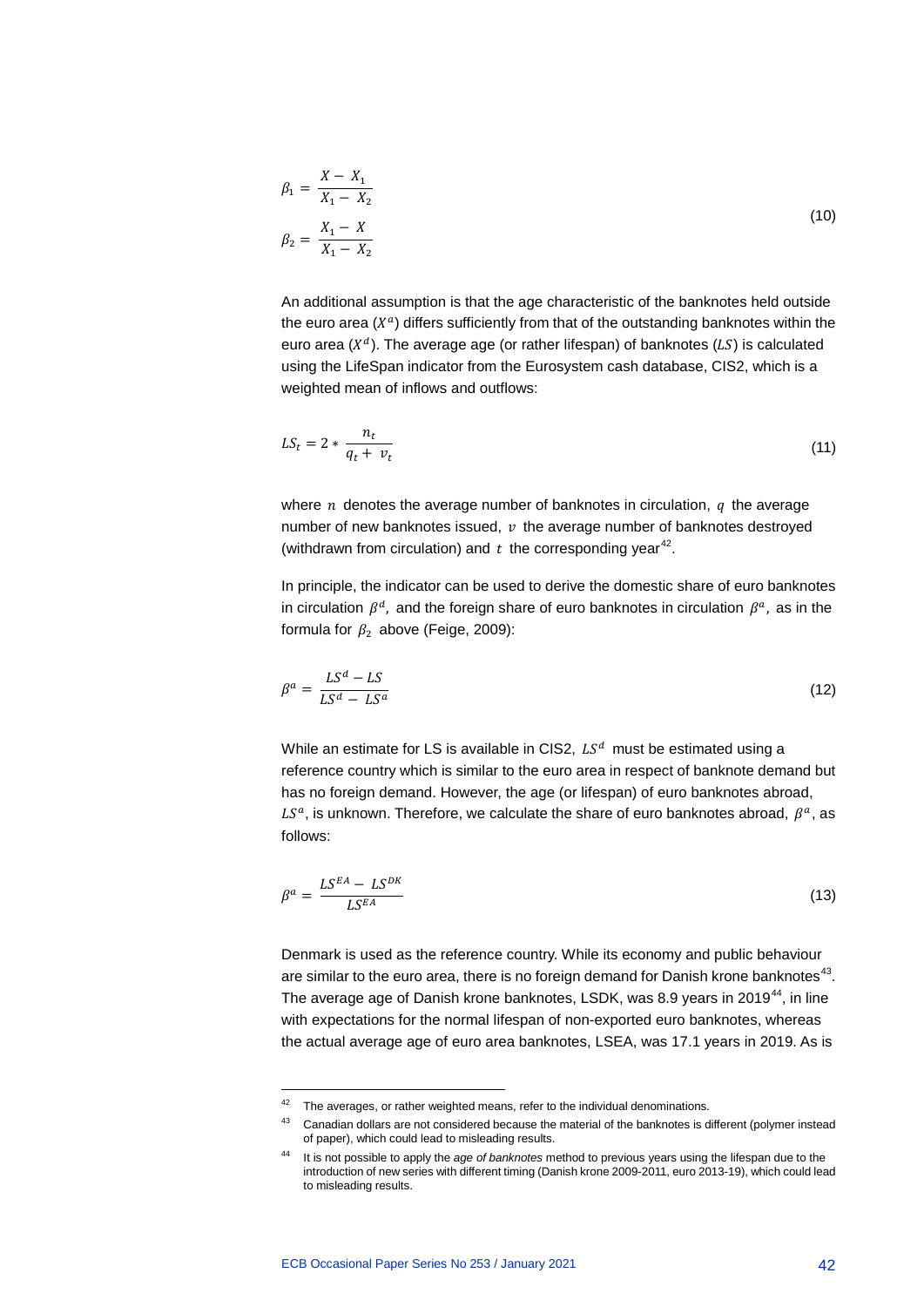$$\beta_1 = \frac{X - X_1}{X_1 - X_2}$$
$$\beta_2 = \frac{X_1 - X}{X_1 - X_2} \tag{10}$$

An additional assumption is that the age characteristic of the banknotes held outside the euro area ($X^a$) differs sufficiently from that of the outstanding banknotes within the euro area ($X^d$). The average age (or rather lifespan) of banknotes ($LS$) is calculated using the LifeSpan indicator from the Eurosystem cash database, CIS2, which is a weighted mean of inflows and outflows:

$$LS_t = 2 * \frac{n_t}{q_t + v_t} \tag{11}$$

where $n$ denotes the average number of banknotes in circulation, $q$ the average number of new banknotes issued, $v$ the average number of banknotes destroyed (withdrawn from circulation) and $t$ the corresponding year[42].

In principle, the indicator can be used to derive the domestic share of euro banknotes in circulation $\beta^d$, and the foreign share of euro banknotes in circulation $\beta^a$, as in the formula for $\beta_2$ above (Feige, 2009):

$$\beta^a = \frac{LS^d - LS}{LS^d - LS^a} \tag{12}$$

While an estimate for LS is available in CIS2, $LS^d$ must be estimated using a reference country which is similar to the euro area in respect of banknote demand but has no foreign demand. However, the age (or lifespan) of euro banknotes abroad, $LS^a$, is unknown. Therefore, we calculate the share of euro banknotes abroad, $\beta^a$, as follows:

$$\beta^a = \frac{LS^{EA} - LS^{DK}}{LS^{EA}} \tag{13}$$

Denmark is used as the reference country. While its economy and public behaviour are similar to the euro area, there is no foreign demand for Danish krone banknotes[43]. The average age of Danish krone banknotes, LSDK, was 8.9 years in 2019[44], in line with expectations for the normal lifespan of non-exported euro banknotes, whereas the actual average age of euro area banknotes, LSEA, was 17.1 years in 2019. As is

[42] The averages, or rather weighted means, refer to the individual denominations.

[43] Canadian dollars are not considered because the material of the banknotes is different (polymer instead of paper), which could lead to misleading results.

[44] It is not possible to apply the *age of banknotes* method to previous years using the lifespan due to the introduction of new series with different timing (Danish krone 2009-2011, euro 2013-19), which could lead to misleading results.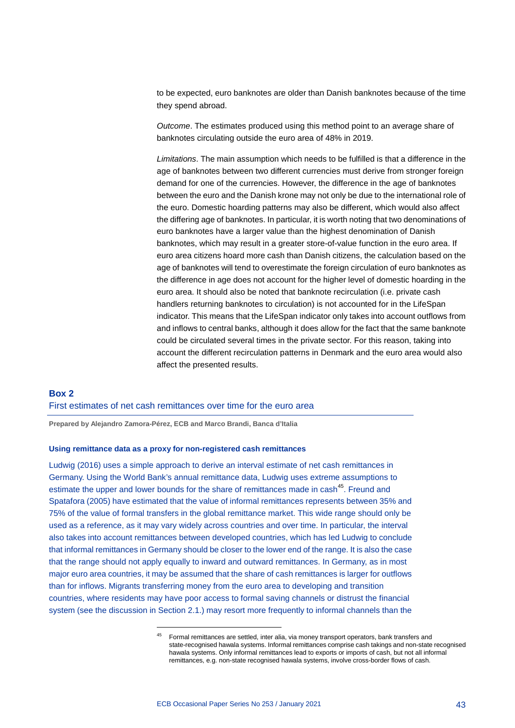to be expected, euro banknotes are older than Danish banknotes because of the time they spend abroad.

*Outcome*. The estimates produced using this method point to an average share of banknotes circulating outside the euro area of 48% in 2019.

*Limitations*. The main assumption which needs to be fulfilled is that a difference in the age of banknotes between two different currencies must derive from stronger foreign demand for one of the currencies. However, the difference in the age of banknotes between the euro and the Danish krone may not only be due to the international role of the euro. Domestic hoarding patterns may also be different, which would also affect the differing age of banknotes. In particular, it is worth noting that two denominations of euro banknotes have a larger value than the highest denomination of Danish banknotes, which may result in a greater store-of-value function in the euro area. If euro area citizens hoard more cash than Danish citizens, the calculation based on the age of banknotes will tend to overestimate the foreign circulation of euro banknotes as the difference in age does not account for the higher level of domestic hoarding in the euro area. It should also be noted that banknote recirculation (i.e. private cash handlers returning banknotes to circulation) is not accounted for in the LifeSpan indicator. This means that the LifeSpan indicator only takes into account outflows from and inflows to central banks, although it does allow for the fact that the same banknote could be circulated several times in the private sector. For this reason, taking into account the different recirculation patterns in Denmark and the euro area would also affect the presented results.

## Box 2
### First estimates of net cash remittances over time for the euro area

**Prepared by Alejandro Zamora-Pérez, ECB and Marco Brandi, Banca d'Italia**

#### Using remittance data as a proxy for non-registered cash remittances

Ludwig (2016) uses a simple approach to derive an interval estimate of net cash remittances in Germany. Using the World Bank's annual remittance data, Ludwig uses extreme assumptions to estimate the upper and lower bounds for the share of remittances made in cash[45]. Freund and Spatafora (2005) have estimated that the value of informal remittances represents between 35% and 75% of the value of formal transfers in the global remittance market. This wide range should only be used as a reference, as it may vary widely across countries and over time. In particular, the interval also takes into account remittances between developed countries, which has led Ludwig to conclude that informal remittances in Germany should be closer to the lower end of the range. It is also the case that the range should not apply equally to inward and outward remittances. In Germany, as in most major euro area countries, it may be assumed that the share of cash remittances is larger for outflows than for inflows. Migrants transferring money from the euro area to developing and transition countries, where residents may have poor access to formal saving channels or distrust the financial system (see the discussion in Section 2.1.) may resort more frequently to informal channels than the

[45] Formal remittances are settled, inter alia, via money transport operators, bank transfers and state-recognised hawala systems. Informal remittances comprise cash takings and non-state recognised hawala systems. Only informal remittances lead to exports or imports of cash, but not all informal remittances, e.g. non-state recognised hawala systems, involve cross-border flows of cash.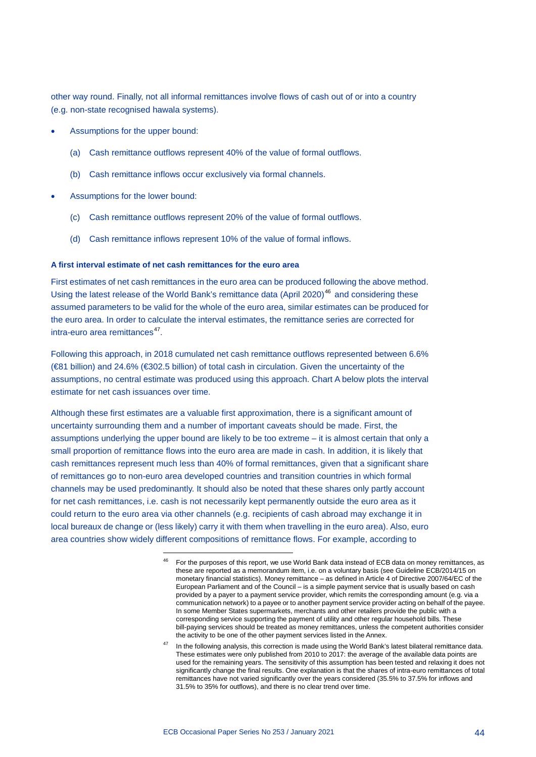other way round. Finally, not all informal remittances involve flows of cash out of or into a country (e.g. non-state recognised hawala systems).

- Assumptions for the upper bound:
  - (a) Cash remittance outflows represent 40% of the value of formal outflows.
  - (b) Cash remittance inflows occur exclusively via formal channels.
- Assumptions for the lower bound:
  - (c) Cash remittance outflows represent 20% of the value of formal outflows.
  - (d) Cash remittance inflows represent 10% of the value of formal inflows.

#### A first interval estimate of net cash remittances for the euro area

First estimates of net cash remittances in the euro area can be produced following the above method. Using the latest release of the World Bank's remittance data (April 2020)[46] and considering these assumed parameters to be valid for the whole of the euro area, similar estimates can be produced for the euro area. In order to calculate the interval estimates, the remittance series are corrected for intra-euro area remittances[47].

Following this approach, in 2018 cumulated net cash remittance outflows represented between 6.6% (€81 billion) and 24.6% (€302.5 billion) of total cash in circulation. Given the uncertainty of the assumptions, no central estimate was produced using this approach. Chart A below plots the interval estimate for net cash issuances over time.

Although these first estimates are a valuable first approximation, there is a significant amount of uncertainty surrounding them and a number of important caveats should be made. First, the assumptions underlying the upper bound are likely to be too extreme – it is almost certain that only a small proportion of remittance flows into the euro area are made in cash. In addition, it is likely that cash remittances represent much less than 40% of formal remittances, given that a significant share of remittances go to non-euro area developed countries and transition countries in which formal channels may be used predominantly. It should also be noted that these shares only partly account for net cash remittances, i.e. cash is not necessarily kept permanently outside the euro area as it could return to the euro area via other channels (e.g. recipients of cash abroad may exchange it in local bureaux de change or (less likely) carry it with them when travelling in the euro area). Also, euro area countries show widely different compositions of remittance flows. For example, according to

---

[46] For the purposes of this report, we use World Bank data instead of ECB data on money remittances, as these are reported as a memorandum item, i.e. on a voluntary basis (see Guideline ECB/2014/15 on monetary financial statistics). Money remittance – as defined in Article 4 of Directive 2007/64/EC of the European Parliament and of the Council – is a simple payment service that is usually based on cash provided by a payer to a payment service provider, which remits the corresponding amount (e.g. via a communication network) to a payee or to another payment service provider acting on behalf of the payee. In some Member States supermarkets, merchants and other retailers provide the public with a corresponding service supporting the payment of utility and other regular household bills. These bill-paying services should be treated as money remittances, unless the competent authorities consider the activity to be one of the other payment services listed in the Annex.

[47] In the following analysis, this correction is made using the World Bank's latest bilateral remittance data. These estimates were only published from 2010 to 2017: the average of the available data points are used for the remaining years. The sensitivity of this assumption has been tested and relaxing it does not significantly change the final results. One explanation is that the shares of intra-euro remittances of total remittances have not varied significantly over the years considered (35.5% to 37.5% for inflows and 31.5% to 35% for outflows), and there is no clear trend over time.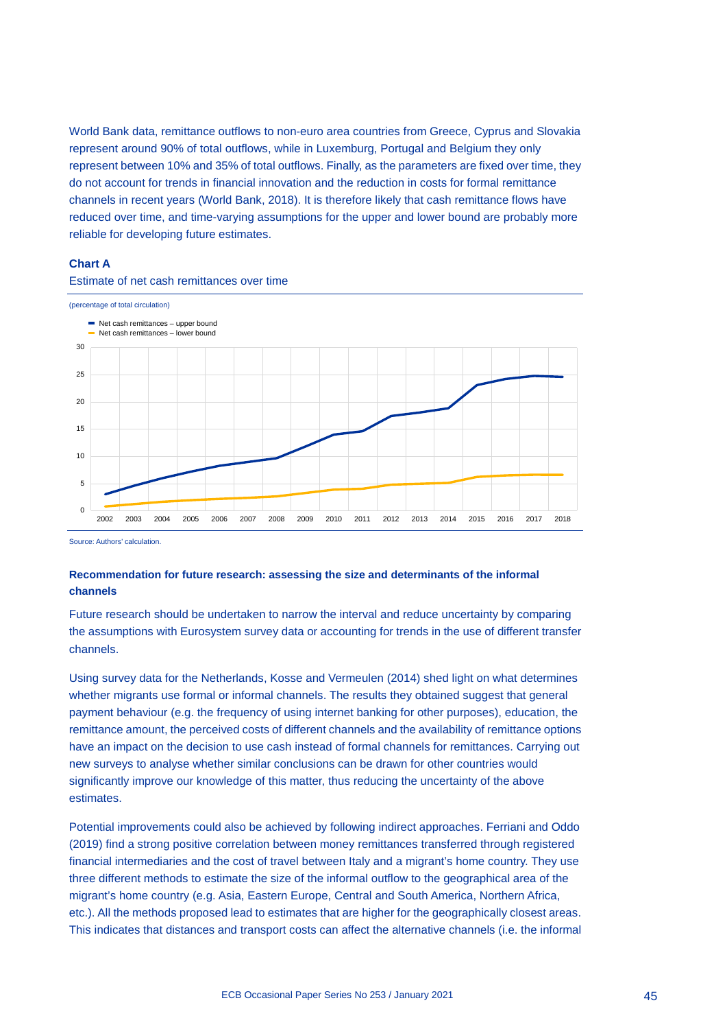World Bank data, remittance outflows to non-euro area countries from Greece, Cyprus and Slovakia represent around 90% of total outflows, while in Luxemburg, Portugal and Belgium they only represent between 10% and 35% of total outflows. Finally, as the parameters are fixed over time, they do not account for trends in financial innovation and the reduction in costs for formal remittance channels in recent years (World Bank, 2018). It is therefore likely that cash remittance flows have reduced over time, and time-varying assumptions for the upper and lower bound are probably more reliable for developing future estimates.

**Chart A**

Estimate of net cash remittances over time

(percentage of total circulation)

Source: Authors' calculation.

**Recommendation for future research: assessing the size and determinants of the informal channels**

Future research should be undertaken to narrow the interval and reduce uncertainty by comparing the assumptions with Eurosystem survey data or accounting for trends in the use of different transfer channels.

Using survey data for the Netherlands, Kosse and Vermeulen (2014) shed light on what determines whether migrants use formal or informal channels. The results they obtained suggest that general payment behaviour (e.g. the frequency of using internet banking for other purposes), education, the remittance amount, the perceived costs of different channels and the availability of remittance options have an impact on the decision to use cash instead of formal channels for remittances. Carrying out new surveys to analyse whether similar conclusions can be drawn for other countries would significantly improve our knowledge of this matter, thus reducing the uncertainty of the above estimates.

Potential improvements could also be achieved by following indirect approaches. Ferriani and Oddo (2019) find a strong positive correlation between money remittances transferred through registered financial intermediaries and the cost of travel between Italy and a migrant's home country. They use three different methods to estimate the size of the informal outflow to the geographical area of the migrant's home country (e.g. Asia, Eastern Europe, Central and South America, Northern Africa, etc.). All the methods proposed lead to estimates that are higher for the geographically closest areas. This indicates that distances and transport costs can affect the alternative channels (i.e. the informal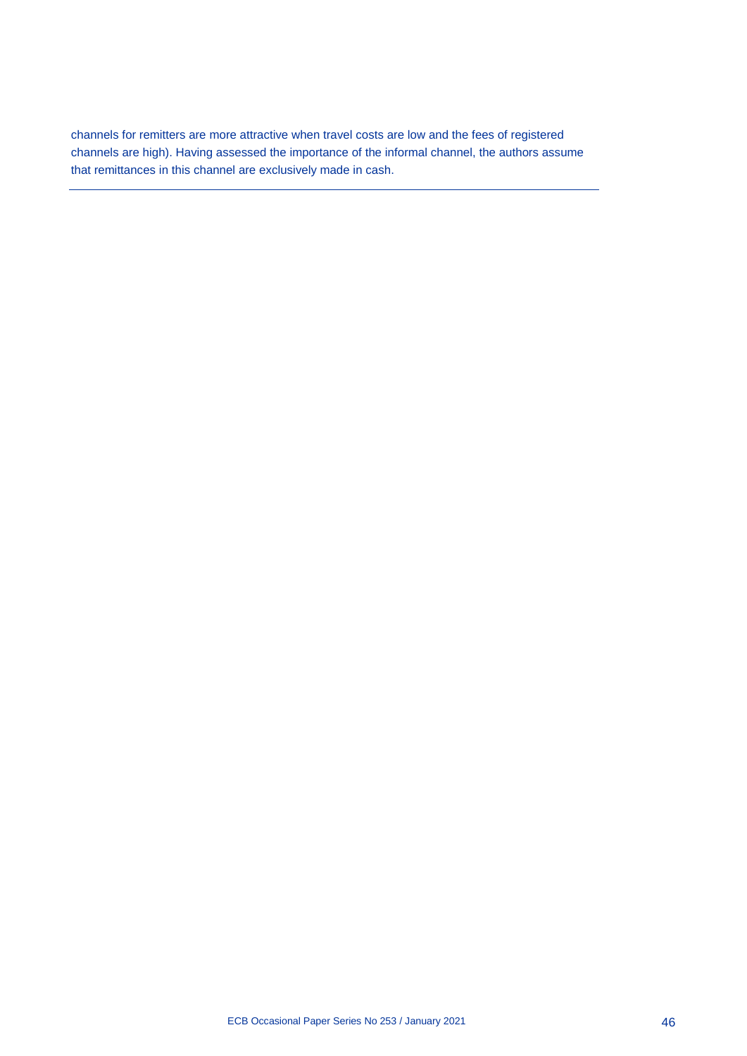channels for remitters are more attractive when travel costs are low and the fees of registered channels are high). Having assessed the importance of the informal channel, the authors assume that remittances in this channel are exclusively made in cash.

---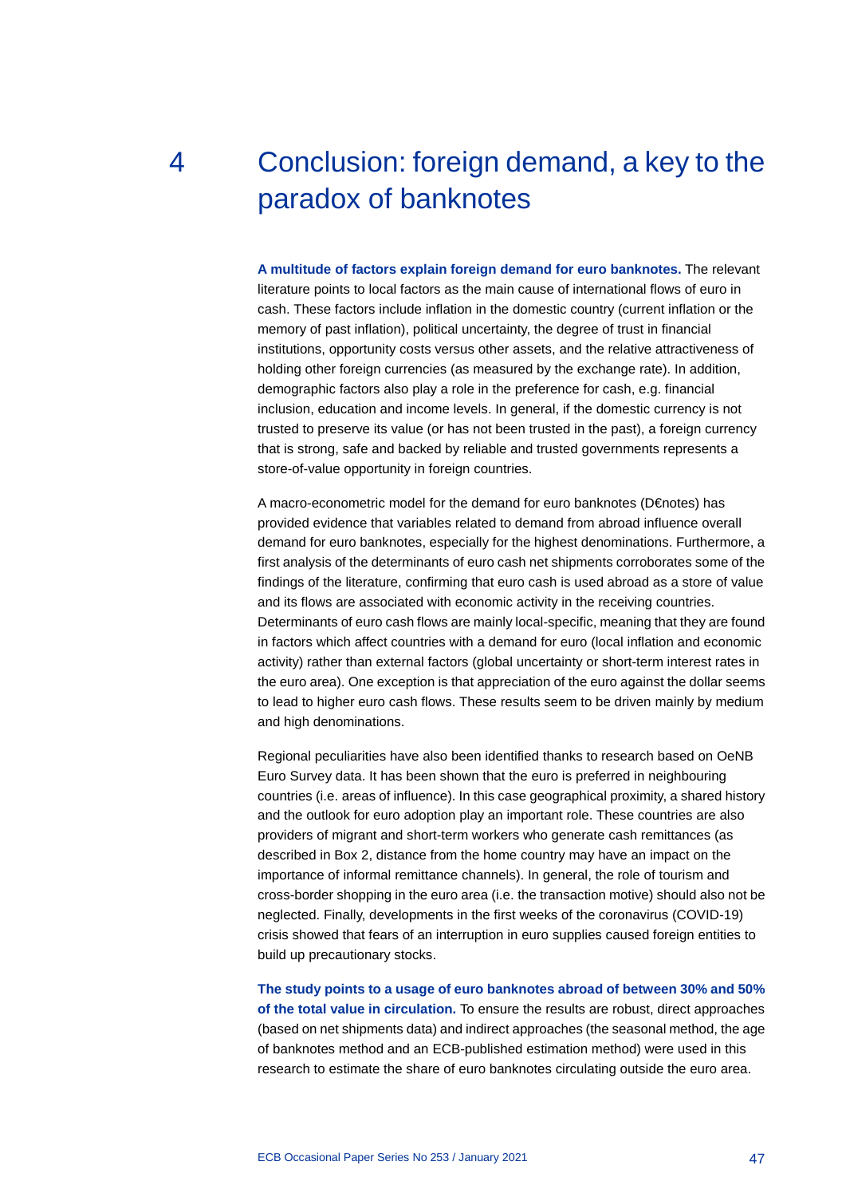# 4 Conclusion: foreign demand, a key to the paradox of banknotes

**A multitude of factors explain foreign demand for euro banknotes.** The relevant literature points to local factors as the main cause of international flows of euro in cash. These factors include inflation in the domestic country (current inflation or the memory of past inflation), political uncertainty, the degree of trust in financial institutions, opportunity costs versus other assets, and the relative attractiveness of holding other foreign currencies (as measured by the exchange rate). In addition, demographic factors also play a role in the preference for cash, e.g. financial inclusion, education and income levels. In general, if the domestic currency is not trusted to preserve its value (or has not been trusted in the past), a foreign currency that is strong, safe and backed by reliable and trusted governments represents a store-of-value opportunity in foreign countries.

A macro-econometric model for the demand for euro banknotes (D€notes) has provided evidence that variables related to demand from abroad influence overall demand for euro banknotes, especially for the highest denominations. Furthermore, a first analysis of the determinants of euro cash net shipments corroborates some of the findings of the literature, confirming that euro cash is used abroad as a store of value and its flows are associated with economic activity in the receiving countries. Determinants of euro cash flows are mainly local-specific, meaning that they are found in factors which affect countries with a demand for euro (local inflation and economic activity) rather than external factors (global uncertainty or short-term interest rates in the euro area). One exception is that appreciation of the euro against the dollar seems to lead to higher euro cash flows. These results seem to be driven mainly by medium and high denominations.

Regional peculiarities have also been identified thanks to research based on OeNB Euro Survey data. It has been shown that the euro is preferred in neighbouring countries (i.e. areas of influence). In this case geographical proximity, a shared history and the outlook for euro adoption play an important role. These countries are also providers of migrant and short-term workers who generate cash remittances (as described in Box 2, distance from the home country may have an impact on the importance of informal remittance channels). In general, the role of tourism and cross-border shopping in the euro area (i.e. the transaction motive) should also not be neglected. Finally, developments in the first weeks of the coronavirus (COVID-19) crisis showed that fears of an interruption in euro supplies caused foreign entities to build up precautionary stocks.

**The study points to a usage of euro banknotes abroad of between 30% and 50% of the total value in circulation.** To ensure the results are robust, direct approaches (based on net shipments data) and indirect approaches (the seasonal method, the age of banknotes method and an ECB-published estimation method) were used in this research to estimate the share of euro banknotes circulating outside the euro area.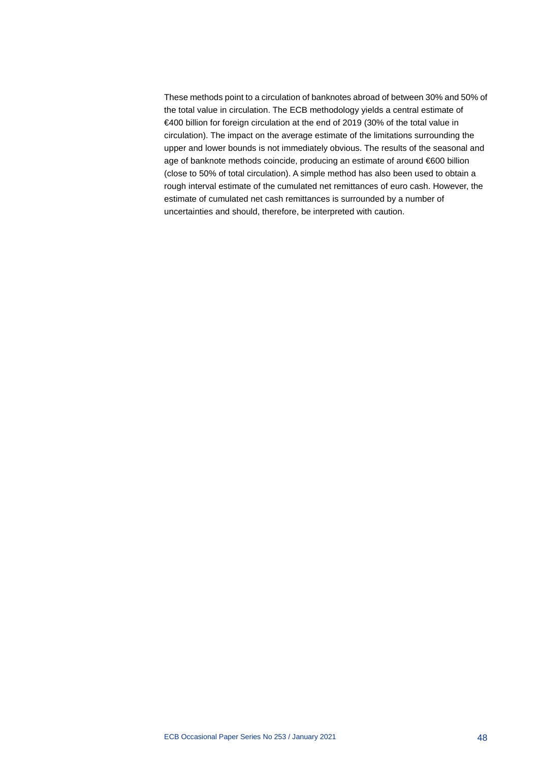These methods point to a circulation of banknotes abroad of between 30% and 50% of the total value in circulation. The ECB methodology yields a central estimate of €400 billion for foreign circulation at the end of 2019 (30% of the total value in circulation). The impact on the average estimate of the limitations surrounding the upper and lower bounds is not immediately obvious. The results of the seasonal and age of banknote methods coincide, producing an estimate of around €600 billion (close to 50% of total circulation). A simple method has also been used to obtain a rough interval estimate of the cumulated net remittances of euro cash. However, the estimate of cumulated net cash remittances is surrounded by a number of uncertainties and should, therefore, be interpreted with caution.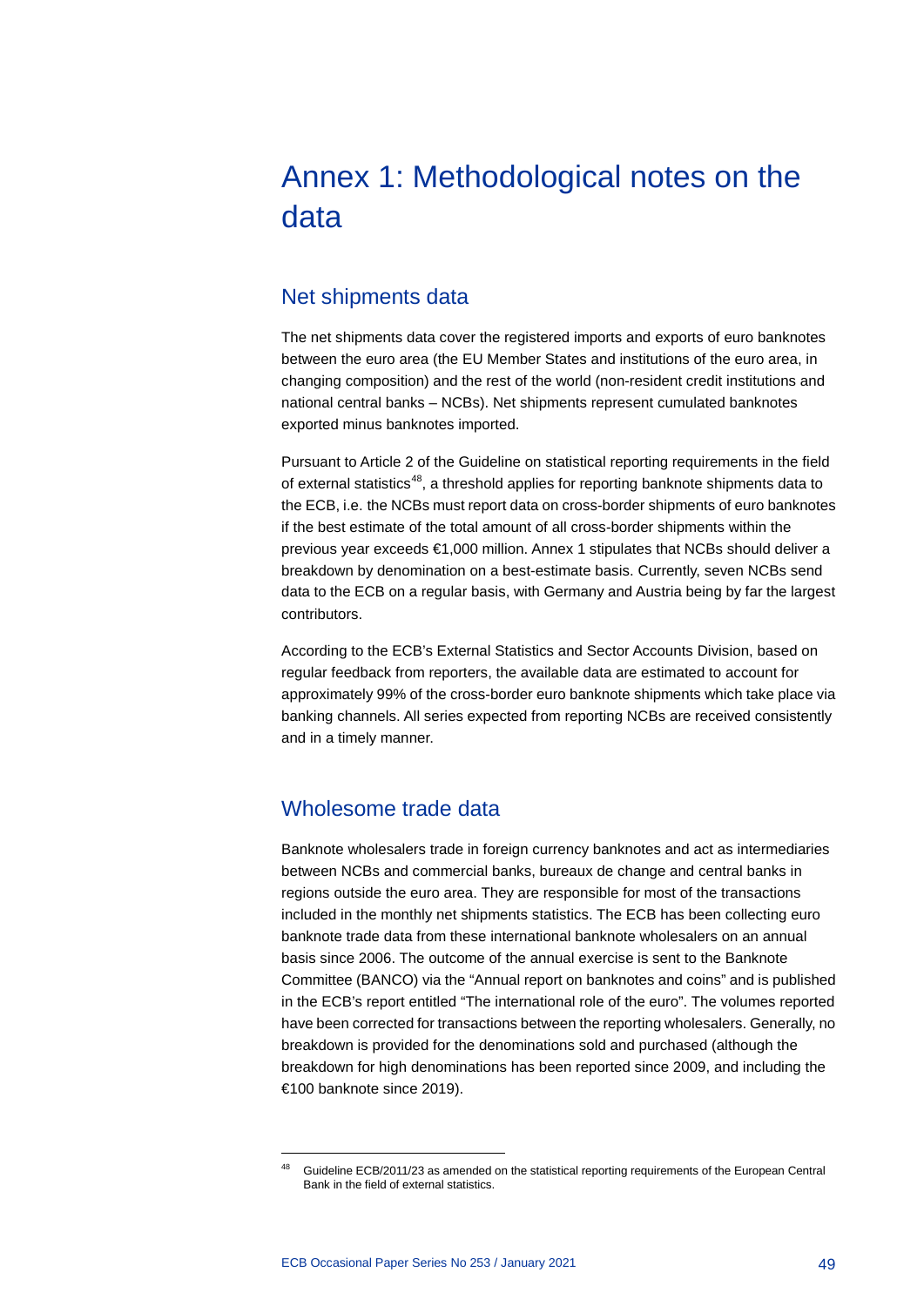# Annex 1: Methodological notes on the data

## Net shipments data

The net shipments data cover the registered imports and exports of euro banknotes between the euro area (the EU Member States and institutions of the euro area, in changing composition) and the rest of the world (non-resident credit institutions and national central banks – NCBs). Net shipments represent cumulated banknotes exported minus banknotes imported.

Pursuant to Article 2 of the Guideline on statistical reporting requirements in the field of external statistics[48], a threshold applies for reporting banknote shipments data to the ECB, i.e. the NCBs must report data on cross-border shipments of euro banknotes if the best estimate of the total amount of all cross-border shipments within the previous year exceeds €1,000 million. Annex 1 stipulates that NCBs should deliver a breakdown by denomination on a best-estimate basis. Currently, seven NCBs send data to the ECB on a regular basis, with Germany and Austria being by far the largest contributors.

According to the ECB's External Statistics and Sector Accounts Division, based on regular feedback from reporters, the available data are estimated to account for approximately 99% of the cross-border euro banknote shipments which take place via banking channels. All series expected from reporting NCBs are received consistently and in a timely manner.

## Wholesome trade data

Banknote wholesalers trade in foreign currency banknotes and act as intermediaries between NCBs and commercial banks, bureaux de change and central banks in regions outside the euro area. They are responsible for most of the transactions included in the monthly net shipments statistics. The ECB has been collecting euro banknote trade data from these international banknote wholesalers on an annual basis since 2006. The outcome of the annual exercise is sent to the Banknote Committee (BANCO) via the "Annual report on banknotes and coins" and is published in the ECB's report entitled "The international role of the euro". The volumes reported have been corrected for transactions between the reporting wholesalers. Generally, no breakdown is provided for the denominations sold and purchased (although the breakdown for high denominations has been reported since 2009, and including the €100 banknote since 2019).

---

[48] Guideline ECB/2011/23 as amended on the statistical reporting requirements of the European Central Bank in the field of external statistics.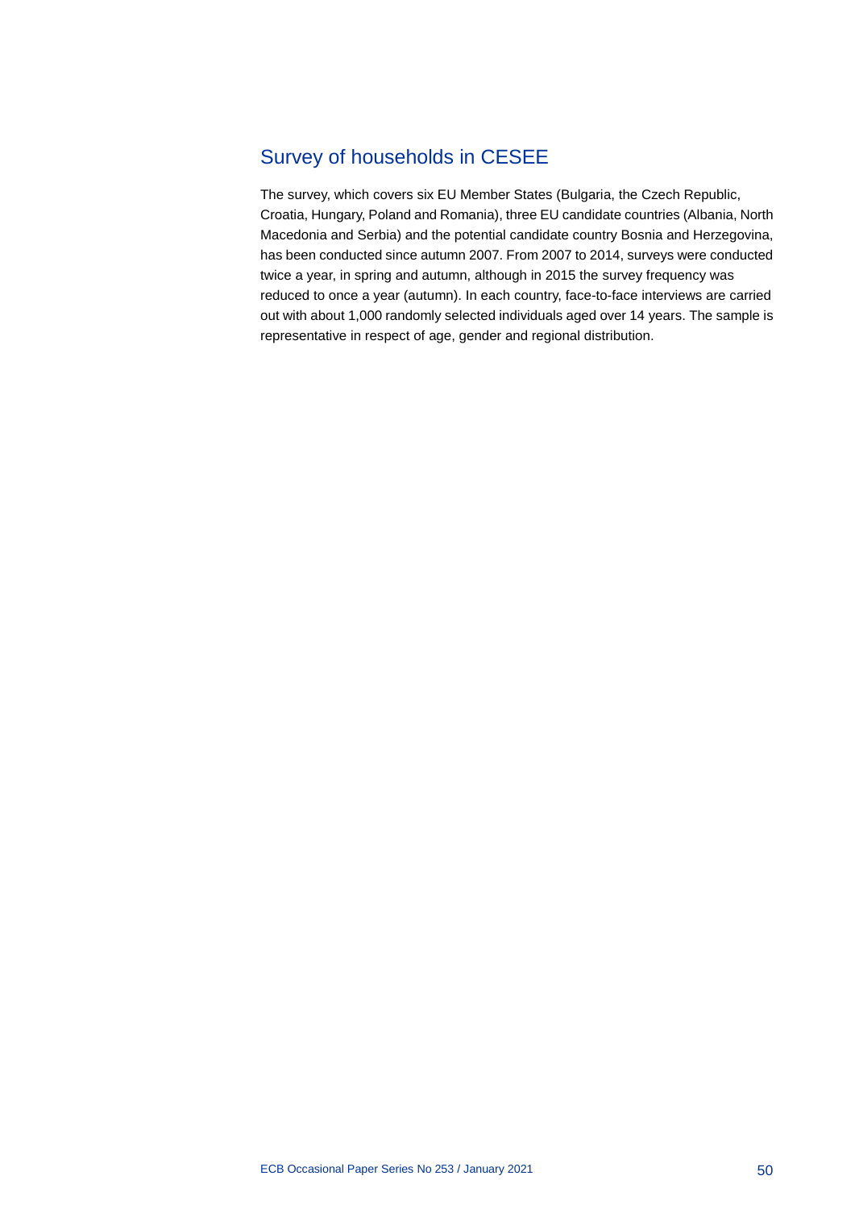## Survey of households in CESEE

The survey, which covers six EU Member States (Bulgaria, the Czech Republic, Croatia, Hungary, Poland and Romania), three EU candidate countries (Albania, North Macedonia and Serbia) and the potential candidate country Bosnia and Herzegovina, has been conducted since autumn 2007. From 2007 to 2014, surveys were conducted twice a year, in spring and autumn, although in 2015 the survey frequency was reduced to once a year (autumn). In each country, face-to-face interviews are carried out with about 1,000 randomly selected individuals aged over 14 years. The sample is representative in respect of age, gender and regional distribution.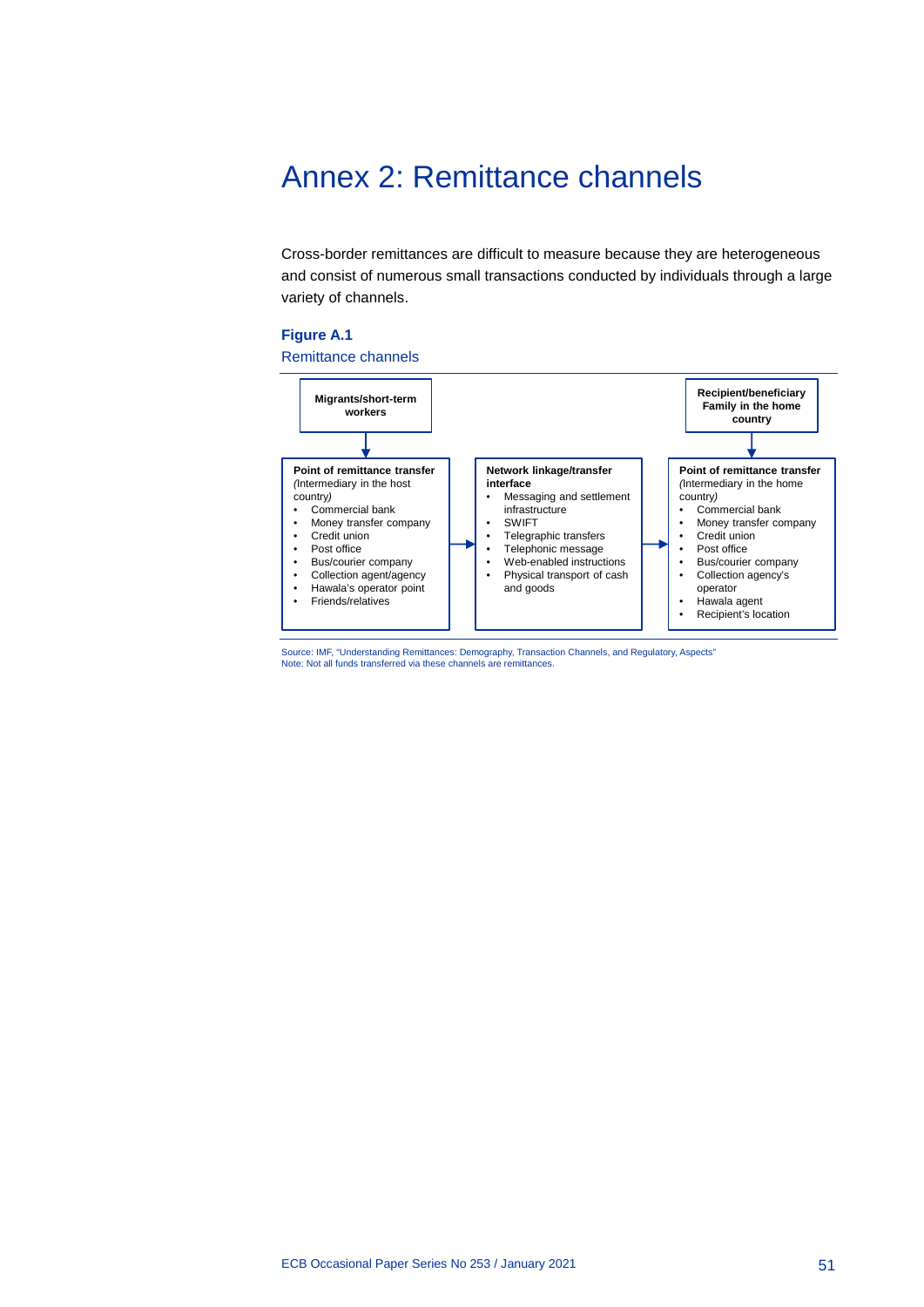# Annex 2: Remittance channels

Cross-border remittances are difficult to measure because they are heterogeneous and consist of numerous small transactions conducted by individuals through a large variety of channels.

**Figure A.1**

Remittance channels

**Migrants/short-term workers**

↓

**Point of remittance transfer**
*(Intermediary in the host country)*

- Commercial bank
- Money transfer company
- Credit union
- Post office
- Bus/courier company
- Collection agent/agency
- Hawala's operator point
- Friends/relatives

→

**Network linkage/transfer interface**

- Messaging and settlement infrastructure
- SWIFT
- Telegraphic transfers
- Telephonic message
- Web-enabled instructions
- Physical transport of cash and goods

→

**Point of remittance transfer**
*(Intermediary in the home country)*

- Commercial bank
- Money transfer company
- Credit union
- Post office
- Bus/courier company
- Collection agency's operator
- Hawala agent
- Recipient's location

**Recipient/beneficiary Family in the home country** (linked by arrow to the home-country point of remittance transfer)

Source: IMF, "Understanding Remittances: Demography, Transaction Channels, and Regulatory, Aspects"
Note: Not all funds transferred via these channels are remittances.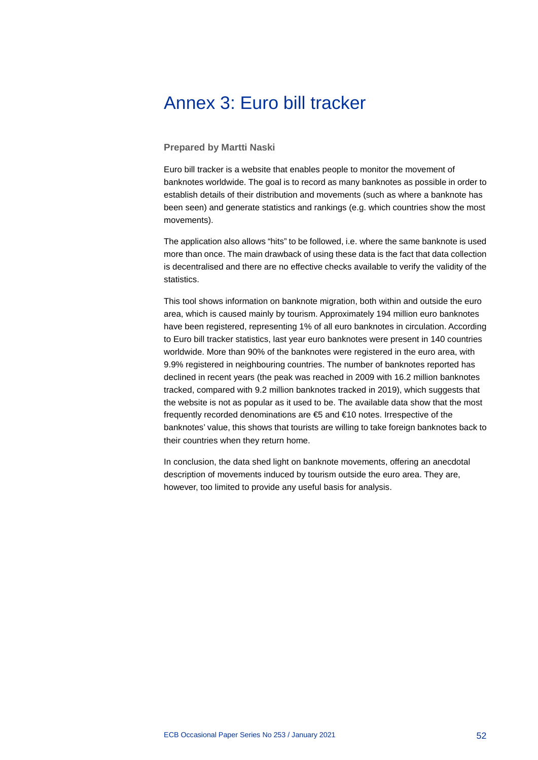# Annex 3: Euro bill tracker

**Prepared by Martti Naski**

Euro bill tracker is a website that enables people to monitor the movement of banknotes worldwide. The goal is to record as many banknotes as possible in order to establish details of their distribution and movements (such as where a banknote has been seen) and generate statistics and rankings (e.g. which countries show the most movements).

The application also allows "hits" to be followed, i.e. where the same banknote is used more than once. The main drawback of using these data is the fact that data collection is decentralised and there are no effective checks available to verify the validity of the statistics.

This tool shows information on banknote migration, both within and outside the euro area, which is caused mainly by tourism. Approximately 194 million euro banknotes have been registered, representing 1% of all euro banknotes in circulation. According to Euro bill tracker statistics, last year euro banknotes were present in 140 countries worldwide. More than 90% of the banknotes were registered in the euro area, with 9.9% registered in neighbouring countries. The number of banknotes reported has declined in recent years (the peak was reached in 2009 with 16.2 million banknotes tracked, compared with 9.2 million banknotes tracked in 2019), which suggests that the website is not as popular as it used to be. The available data show that the most frequently recorded denominations are €5 and €10 notes. Irrespective of the banknotes' value, this shows that tourists are willing to take foreign banknotes back to their countries when they return home.

In conclusion, the data shed light on banknote movements, offering an anecdotal description of movements induced by tourism outside the euro area. They are, however, too limited to provide any useful basis for analysis.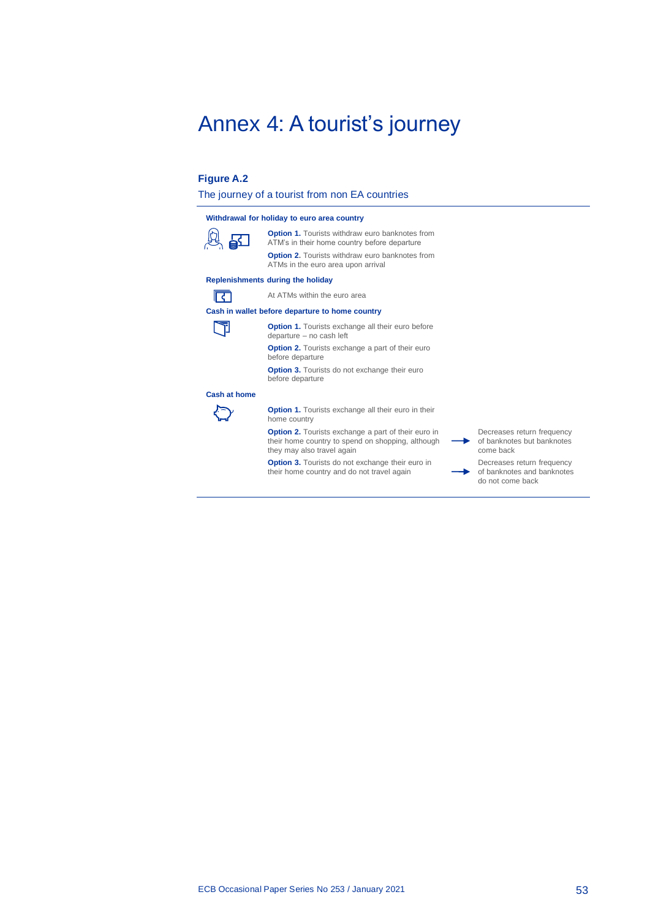# Annex 4: A tourist's journey

**Figure A.2**

The journey of a tourist from non EA countries

**Withdrawal for holiday to euro area country**

**Option 1.** Tourists withdraw euro banknotes from ATM's in their home country before departure

**Option 2.** Tourists withdraw euro banknotes from ATMs in the euro area upon arrival

**Replenishments during the holiday**

At ATMs within the euro area

**Cash in wallet before departure to home country**

**Option 1.** Tourists exchange all their euro before departure – no cash left

**Option 2.** Tourists exchange a part of their euro before departure

**Option 3.** Tourists do not exchange their euro before departure

**Cash at home**

**Option 1.** Tourists exchange all their euro in their home country

**Option 2.** Tourists exchange a part of their euro in their home country to spend on shopping, although they may also travel again → Decreases return frequency of banknotes but banknotes come back

**Option 3.** Tourists do not exchange their euro in their home country and do not travel again → Decreases return frequency of banknotes and banknotes do not come back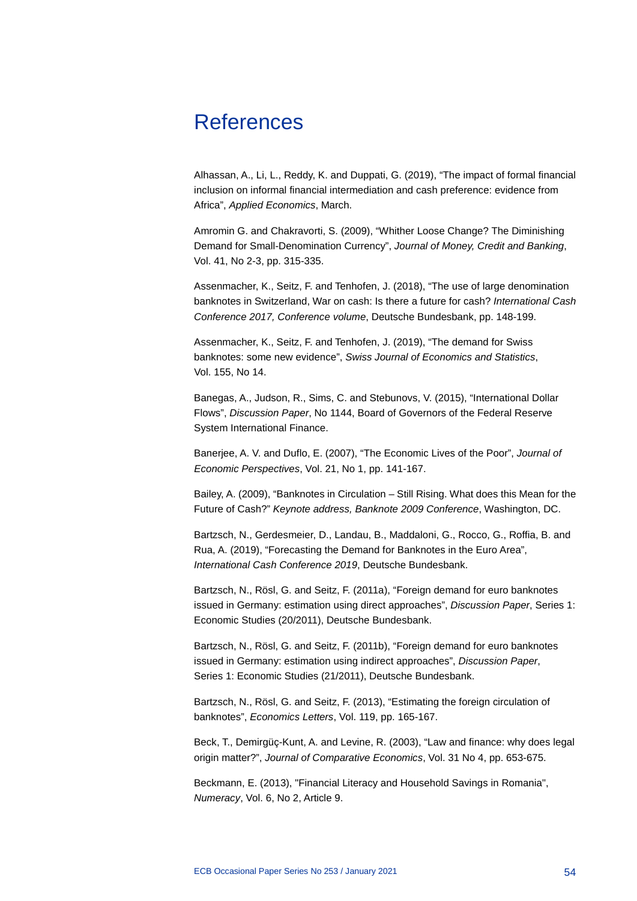# References

Alhassan, A., Li, L., Reddy, K. and Duppati, G. (2019), “The impact of formal financial inclusion on informal financial intermediation and cash preference: evidence from Africa”, *Applied Economics*, March.

Amromin G. and Chakravorti, S. (2009), “Whither Loose Change? The Diminishing Demand for Small-Denomination Currency”, *Journal of Money, Credit and Banking*, Vol. 41, No 2-3, pp. 315-335.

Assenmacher, K., Seitz, F. and Tenhofen, J. (2018), “The use of large denomination banknotes in Switzerland, War on cash: Is there a future for cash? *International Cash Conference 2017, Conference volume*, Deutsche Bundesbank, pp. 148-199.

Assenmacher, K., Seitz, F. and Tenhofen, J. (2019), “The demand for Swiss banknotes: some new evidence”, *Swiss Journal of Economics and Statistics*, Vol. 155, No 14.

Banegas, A., Judson, R., Sims, C. and Stebunovs, V. (2015), “International Dollar Flows”, *Discussion Paper*, No 1144, Board of Governors of the Federal Reserve System International Finance.

Banerjee, A. V. and Duflo, E. (2007), “The Economic Lives of the Poor”, *Journal of Economic Perspectives*, Vol. 21, No 1, pp. 141-167.

Bailey, A. (2009), “Banknotes in Circulation – Still Rising. What does this Mean for the Future of Cash?” *Keynote address, Banknote 2009 Conference*, Washington, DC.

Bartzsch, N., Gerdesmeier, D., Landau, B., Maddaloni, G., Rocco, G., Roffia, B. and Rua, A. (2019), “Forecasting the Demand for Banknotes in the Euro Area”, *International Cash Conference 2019*, Deutsche Bundesbank.

Bartzsch, N., Rösl, G. and Seitz, F. (2011a), “Foreign demand for euro banknotes issued in Germany: estimation using direct approaches”, *Discussion Paper*, Series 1: Economic Studies (20/2011), Deutsche Bundesbank.

Bartzsch, N., Rösl, G. and Seitz, F. (2011b), “Foreign demand for euro banknotes issued in Germany: estimation using indirect approaches”, *Discussion Paper*, Series 1: Economic Studies (21/2011), Deutsche Bundesbank.

Bartzsch, N., Rösl, G. and Seitz, F. (2013), “Estimating the foreign circulation of banknotes”, *Economics Letters*, Vol. 119, pp. 165-167.

Beck, T., Demirgüç-Kunt, A. and Levine, R. (2003), “Law and finance: why does legal origin matter?”, *Journal of Comparative Economics*, Vol. 31 No 4, pp. 653-675.

Beckmann, E. (2013), "Financial Literacy and Household Savings in Romania", *Numeracy*, Vol. 6, No 2, Article 9.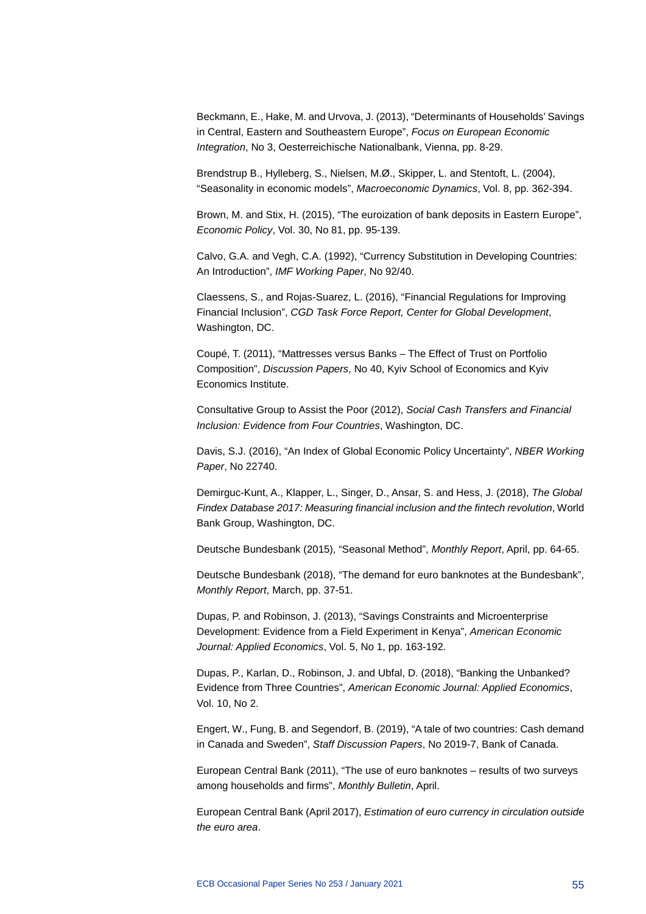Beckmann, E., Hake, M. and Urvova, J. (2013), "Determinants of Households' Savings in Central, Eastern and Southeastern Europe", *Focus on European Economic Integration*, No 3, Oesterreichische Nationalbank, Vienna, pp. 8-29.

Brendstrup B., Hylleberg, S., Nielsen, M.Ø., Skipper, L. and Stentoft, L. (2004), "Seasonality in economic models", *Macroeconomic Dynamics*, Vol. 8, pp. 362-394.

Brown, M. and Stix, H. (2015), "The euroization of bank deposits in Eastern Europe", *Economic Policy*, Vol. 30, No 81, pp. 95-139.

Calvo, G.A. and Vegh, C.A. (1992), "Currency Substitution in Developing Countries: An Introduction", *IMF Working Paper*, No 92/40.

Claessens, S., and Rojas-Suarez, L. (2016), "Financial Regulations for Improving Financial Inclusion", *CGD Task Force Report, Center for Global Development*, Washington, DC.

Coupé, T. (2011), "Mattresses versus Banks – The Effect of Trust on Portfolio Composition", *Discussion Papers*, No 40, Kyiv School of Economics and Kyiv Economics Institute.

Consultative Group to Assist the Poor (2012), *Social Cash Transfers and Financial Inclusion: Evidence from Four Countries*, Washington, DC.

Davis, S.J. (2016), "An Index of Global Economic Policy Uncertainty", *NBER Working Paper*, No 22740.

Demirguc-Kunt, A., Klapper, L., Singer, D., Ansar, S. and Hess, J. (2018), *The Global Findex Database 2017: Measuring financial inclusion and the fintech revolution*, World Bank Group, Washington, DC.

Deutsche Bundesbank (2015), "Seasonal Method", *Monthly Report*, April, pp. 64-65.

Deutsche Bundesbank (2018), "The demand for euro banknotes at the Bundesbank", *Monthly Report*, March, pp. 37-51.

Dupas, P. and Robinson, J. (2013), "Savings Constraints and Microenterprise Development: Evidence from a Field Experiment in Kenya", *American Economic Journal: Applied Economics*, Vol. 5, No 1, pp. 163-192.

Dupas, P., Karlan, D., Robinson, J. and Ubfal, D. (2018), "Banking the Unbanked? Evidence from Three Countries", *American Economic Journal: Applied Economics*, Vol. 10, No 2.

Engert, W., Fung, B. and Segendorf, B. (2019), "A tale of two countries: Cash demand in Canada and Sweden", *Staff Discussion Papers*, No 2019-7, Bank of Canada.

European Central Bank (2011), "The use of euro banknotes – results of two surveys among households and firms", *Monthly Bulletin*, April.

European Central Bank (April 2017), *Estimation of euro currency in circulation outside the euro area*.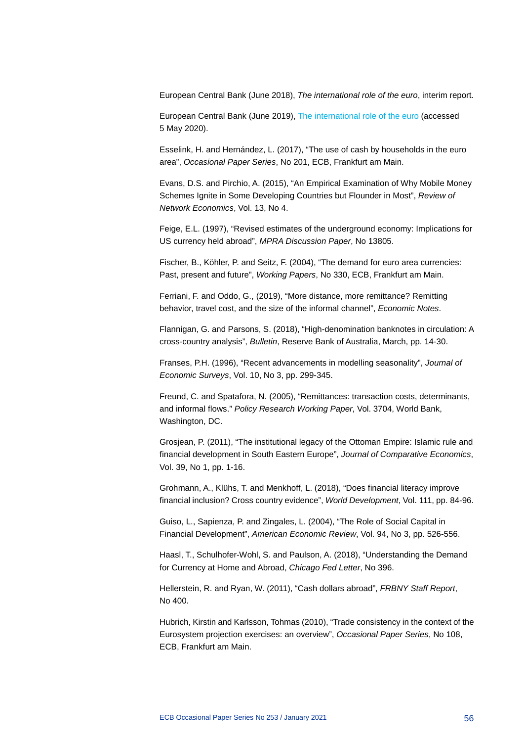European Central Bank (June 2018), *The international role of the euro*, interim report.

European Central Bank (June 2019), The international role of the euro (accessed 5 May 2020).

Esselink, H. and Hernández, L. (2017), "The use of cash by households in the euro area", *Occasional Paper Series*, No 201, ECB, Frankfurt am Main.

Evans, D.S. and Pirchio, A. (2015), "An Empirical Examination of Why Mobile Money Schemes Ignite in Some Developing Countries but Flounder in Most", *Review of Network Economics*, Vol. 13, No 4.

Feige, E.L. (1997), "Revised estimates of the underground economy: Implications for US currency held abroad", *MPRA Discussion Paper*, No 13805.

Fischer, B., Köhler, P. and Seitz, F. (2004), "The demand for euro area currencies: Past, present and future", *Working Papers*, No 330, ECB, Frankfurt am Main.

Ferriani, F. and Oddo, G., (2019), "More distance, more remittance? Remitting behavior, travel cost, and the size of the informal channel", *Economic Notes*.

Flannigan, G. and Parsons, S. (2018), "High-denomination banknotes in circulation: A cross-country analysis", *Bulletin*, Reserve Bank of Australia, March, pp. 14-30.

Franses, P.H. (1996), "Recent advancements in modelling seasonality", *Journal of Economic Surveys*, Vol. 10, No 3, pp. 299-345.

Freund, C. and Spatafora, N. (2005), "Remittances: transaction costs, determinants, and informal flows." *Policy Research Working Paper*, Vol. 3704, World Bank, Washington, DC.

Grosjean, P. (2011), "The institutional legacy of the Ottoman Empire: Islamic rule and financial development in South Eastern Europe", *Journal of Comparative Economics*, Vol. 39, No 1, pp. 1-16.

Grohmann, A., Klühs, T. and Menkhoff, L. (2018), "Does financial literacy improve financial inclusion? Cross country evidence", *World Development*, Vol. 111, pp. 84-96.

Guiso, L., Sapienza, P. and Zingales, L. (2004), "The Role of Social Capital in Financial Development", *American Economic Review*, Vol. 94, No 3, pp. 526-556.

Haasl, T., Schulhofer-Wohl, S. and Paulson, A. (2018), "Understanding the Demand for Currency at Home and Abroad, *Chicago Fed Letter*, No 396.

Hellerstein, R. and Ryan, W. (2011), "Cash dollars abroad", *FRBNY Staff Report*, No 400.

Hubrich, Kirstin and Karlsson, Tohmas (2010), "Trade consistency in the context of the Eurosystem projection exercises: an overview", *Occasional Paper Series*, No 108, ECB, Frankfurt am Main.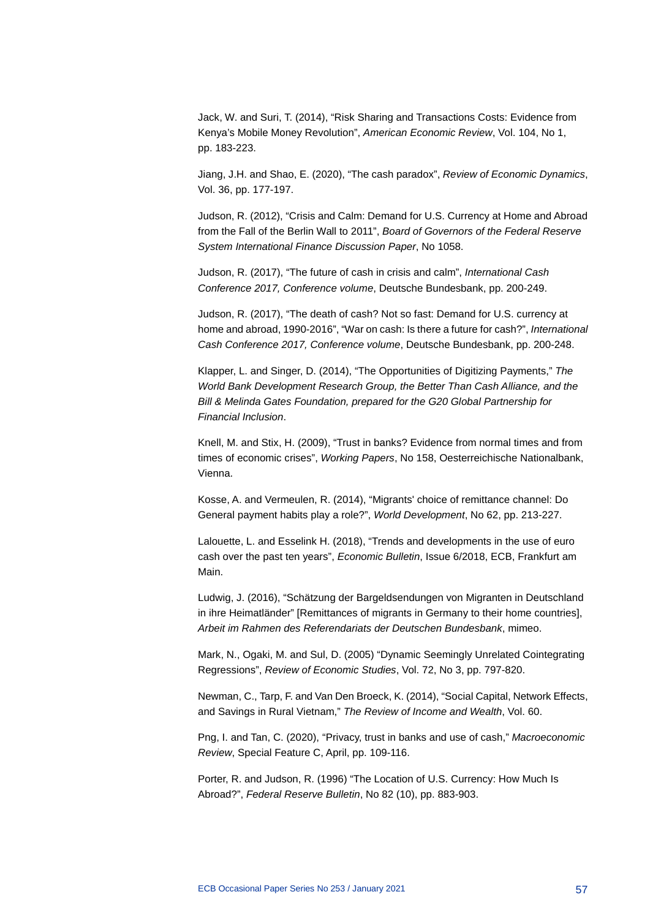Jack, W. and Suri, T. (2014), “Risk Sharing and Transactions Costs: Evidence from Kenya’s Mobile Money Revolution”, *American Economic Review*, Vol. 104, No 1, pp. 183-223.

Jiang, J.H. and Shao, E. (2020), “The cash paradox”, *Review of Economic Dynamics*, Vol. 36, pp. 177-197.

Judson, R. (2012), “Crisis and Calm: Demand for U.S. Currency at Home and Abroad from the Fall of the Berlin Wall to 2011”, *Board of Governors of the Federal Reserve System International Finance Discussion Paper*, No 1058.

Judson, R. (2017), “The future of cash in crisis and calm”, *International Cash Conference 2017, Conference volume*, Deutsche Bundesbank, pp. 200-249.

Judson, R. (2017), “The death of cash? Not so fast: Demand for U.S. currency at home and abroad, 1990-2016”, “War on cash: Is there a future for cash?”, *International Cash Conference 2017, Conference volume*, Deutsche Bundesbank, pp. 200-248.

Klapper, L. and Singer, D. (2014), “The Opportunities of Digitizing Payments,” *The World Bank Development Research Group, the Better Than Cash Alliance, and the Bill & Melinda Gates Foundation, prepared for the G20 Global Partnership for Financial Inclusion*.

Knell, M. and Stix, H. (2009), “Trust in banks? Evidence from normal times and from times of economic crises”, *Working Papers*, No 158, Oesterreichische Nationalbank, Vienna.

Kosse, A. and Vermeulen, R. (2014), “Migrants' choice of remittance channel: Do General payment habits play a role?”, *World Development*, No 62, pp. 213-227.

Lalouette, L. and Esselink H. (2018), “Trends and developments in the use of euro cash over the past ten years”, *Economic Bulletin*, Issue 6/2018, ECB, Frankfurt am Main.

Ludwig, J. (2016), “Schätzung der Bargeldsendungen von Migranten in Deutschland in ihre Heimatländer” [Remittances of migrants in Germany to their home countries], *Arbeit im Rahmen des Referendariats der Deutschen Bundesbank*, mimeo.

Mark, N., Ogaki, M. and Sul, D. (2005) “Dynamic Seemingly Unrelated Cointegrating Regressions”, *Review of Economic Studies*, Vol. 72, No 3, pp. 797-820.

Newman, C., Tarp, F. and Van Den Broeck, K. (2014), “Social Capital, Network Effects, and Savings in Rural Vietnam,” *The Review of Income and Wealth*, Vol. 60.

Png, I. and Tan, C. (2020), “Privacy, trust in banks and use of cash,” *Macroeconomic Review*, Special Feature C, April, pp. 109-116.

Porter, R. and Judson, R. (1996) “The Location of U.S. Currency: How Much Is Abroad?”, *Federal Reserve Bulletin*, No 82 (10), pp. 883-903.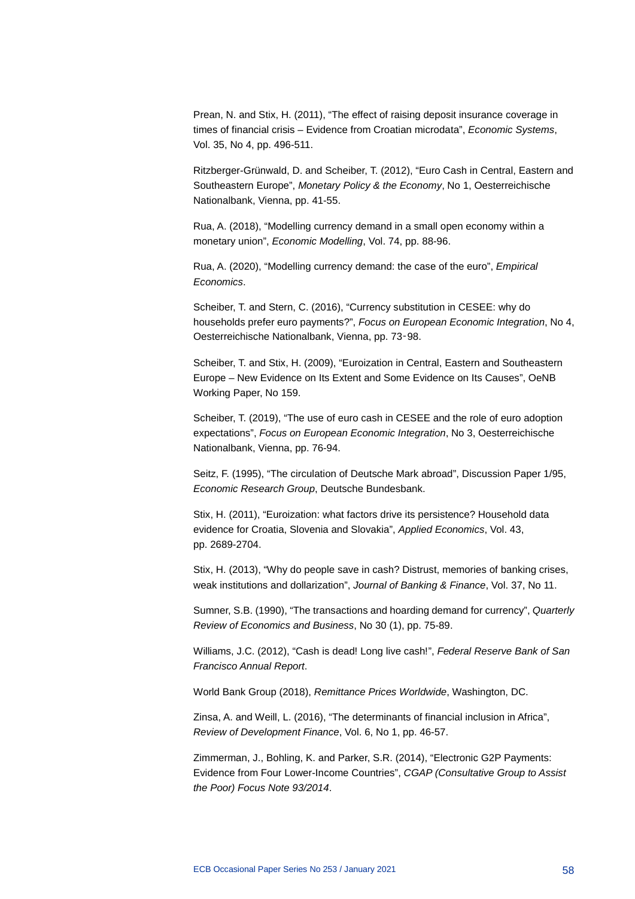Prean, N. and Stix, H. (2011), “The effect of raising deposit insurance coverage in times of financial crisis – Evidence from Croatian microdata”, *Economic Systems*, Vol. 35, No 4, pp. 496-511.

Ritzberger-Grünwald, D. and Scheiber, T. (2012), “Euro Cash in Central, Eastern and Southeastern Europe”, *Monetary Policy & the Economy*, No 1, Oesterreichische Nationalbank, Vienna, pp. 41-55.

Rua, A. (2018), “Modelling currency demand in a small open economy within a monetary union”, *Economic Modelling*, Vol. 74, pp. 88-96.

Rua, A. (2020), “Modelling currency demand: the case of the euro”, *Empirical Economics*.

Scheiber, T. and Stern, C. (2016), “Currency substitution in CESEE: why do households prefer euro payments?”, *Focus on European Economic Integration*, No 4, Oesterreichische Nationalbank, Vienna, pp. 73‑98.

Scheiber, T. and Stix, H. (2009), “Euroization in Central, Eastern and Southeastern Europe – New Evidence on Its Extent and Some Evidence on Its Causes”, OeNB Working Paper, No 159.

Scheiber, T. (2019), “The use of euro cash in CESEE and the role of euro adoption expectations”, *Focus on European Economic Integration*, No 3, Oesterreichische Nationalbank, Vienna, pp. 76-94.

Seitz, F. (1995), “The circulation of Deutsche Mark abroad”, Discussion Paper 1/95, *Economic Research Group*, Deutsche Bundesbank.

Stix, H. (2011), “Euroization: what factors drive its persistence? Household data evidence for Croatia, Slovenia and Slovakia”, *Applied Economics*, Vol. 43, pp. 2689-2704.

Stix, H. (2013), “Why do people save in cash? Distrust, memories of banking crises, weak institutions and dollarization”, *Journal of Banking & Finance*, Vol. 37, No 11.

Sumner, S.B. (1990), “The transactions and hoarding demand for currency”, *Quarterly Review of Economics and Business*, No 30 (1), pp. 75-89.

Williams, J.C. (2012), “Cash is dead! Long live cash!”, *Federal Reserve Bank of San Francisco Annual Report*.

World Bank Group (2018), *Remittance Prices Worldwide*, Washington, DC.

Zinsa, A. and Weill, L. (2016), “The determinants of financial inclusion in Africa”, *Review of Development Finance*, Vol. 6, No 1, pp. 46-57.

Zimmerman, J., Bohling, K. and Parker, S.R. (2014), “Electronic G2P Payments: Evidence from Four Lower-Income Countries”, *CGAP (Consultative Group to Assist the Poor) Focus Note 93/2014*.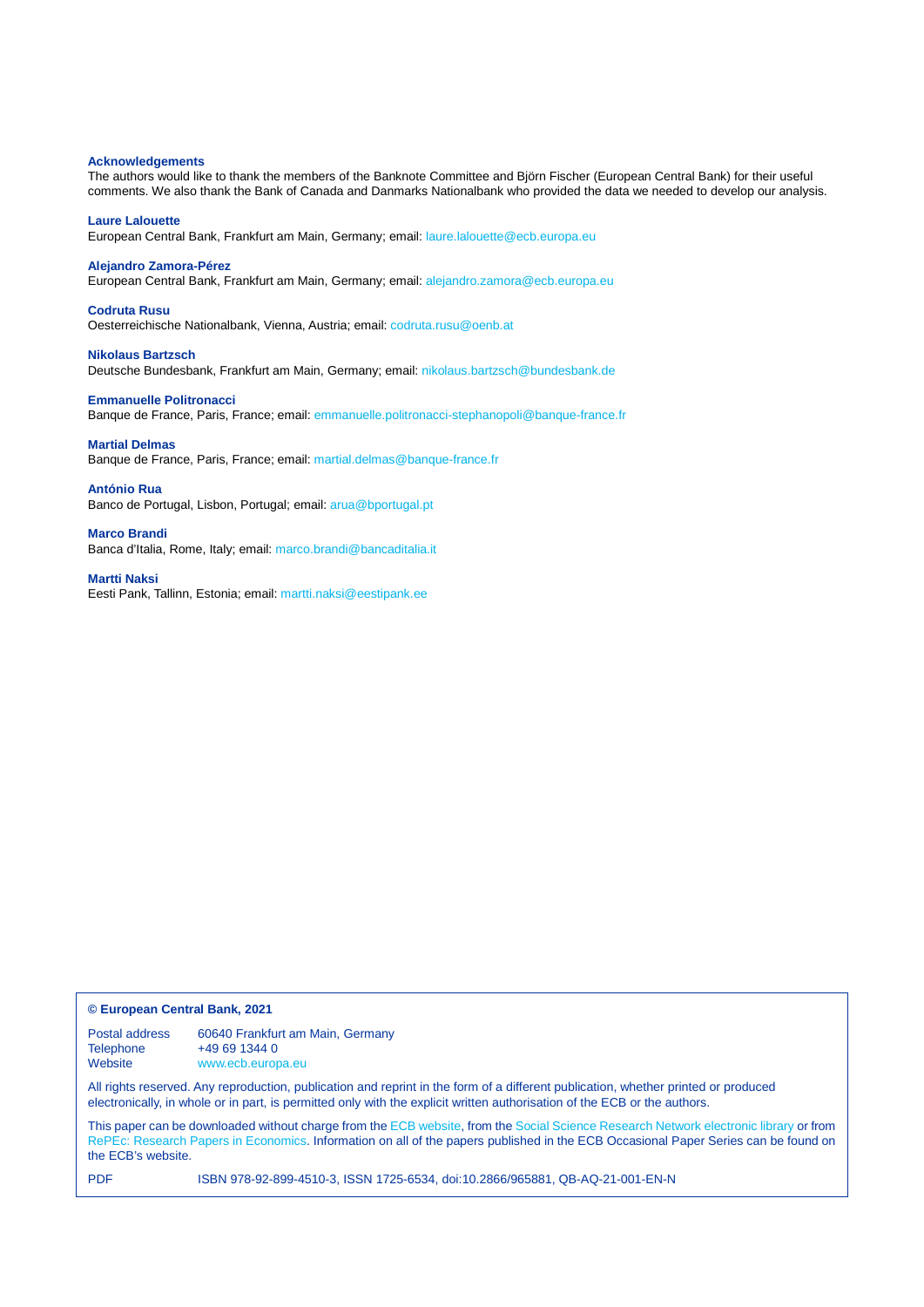**Acknowledgements**

The authors would like to thank the members of the Banknote Committee and Björn Fischer (European Central Bank) for their useful comments. We also thank the Bank of Canada and Danmarks Nationalbank who provided the data we needed to develop our analysis.

**Laure Lalouette**

European Central Bank, Frankfurt am Main, Germany; email: laure.lalouette@ecb.europa.eu

**Alejandro Zamora-Pérez**

European Central Bank, Frankfurt am Main, Germany; email: alejandro.zamora@ecb.europa.eu

**Codruta Rusu**

Oesterreichische Nationalbank, Vienna, Austria; email: codruta.rusu@oenb.at

**Nikolaus Bartzsch**

Deutsche Bundesbank, Frankfurt am Main, Germany; email: nikolaus.bartzsch@bundesbank.de

**Emmanuelle Politronacci**

Banque de France, Paris, France; email: emmanuelle.politronacci-stephanopoli@banque-france.fr

**Martial Delmas**

Banque de France, Paris, France; email: martial.delmas@banque-france.fr

**António Rua**

Banco de Portugal, Lisbon, Portugal; email: arua@bportugal.pt

**Marco Brandi**

Banca d'Italia, Rome, Italy; email: marco.brandi@bancaditalia.it

**Martti Naksi**

Eesti Pank, Tallinn, Estonia; email: martti.naksi@eestipank.ee

**© European Central Bank, 2021**

| | |
|---|---|
| Postal address | 60640 Frankfurt am Main, Germany |
| Telephone | +49 69 1344 0 |
| Website | www.ecb.europa.eu |

All rights reserved. Any reproduction, publication and reprint in the form of a different publication, whether printed or produced electronically, in whole or in part, is permitted only with the explicit written authorisation of the ECB or the authors.

This paper can be downloaded without charge from the ECB website, from the Social Science Research Network electronic library or from RePEc: Research Papers in Economics. Information on all of the papers published in the ECB Occasional Paper Series can be found on the ECB's website.

| | |
|---|---|
| PDF | ISBN 978-92-899-4510-3, ISSN 1725-6534, doi:10.2866/965881, QB-AQ-21-001-EN-N |